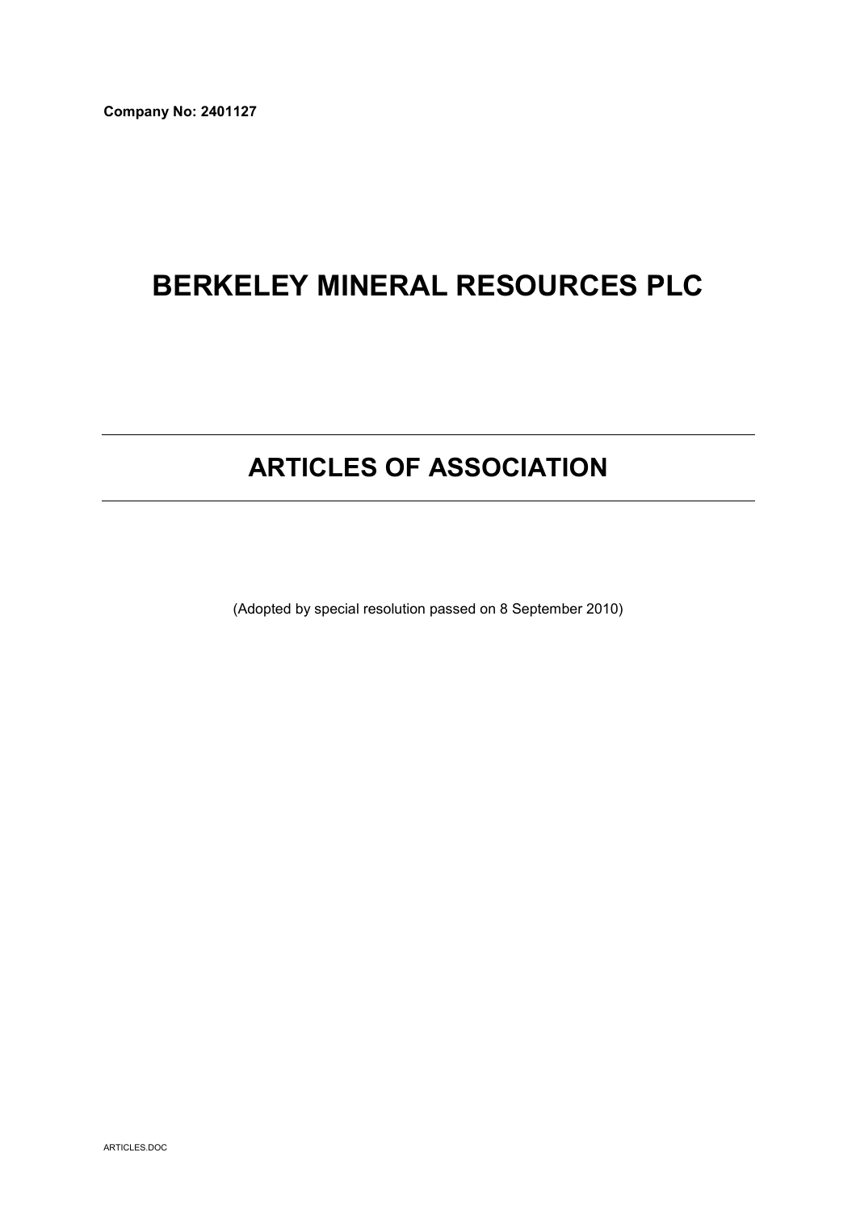**Company No: 2401127**

# BERKELEY MINERAL RESOURCES PLC

## ARTICLES OF ASSOCIATION

(Adopted by special resolution passed on 8 September 2010)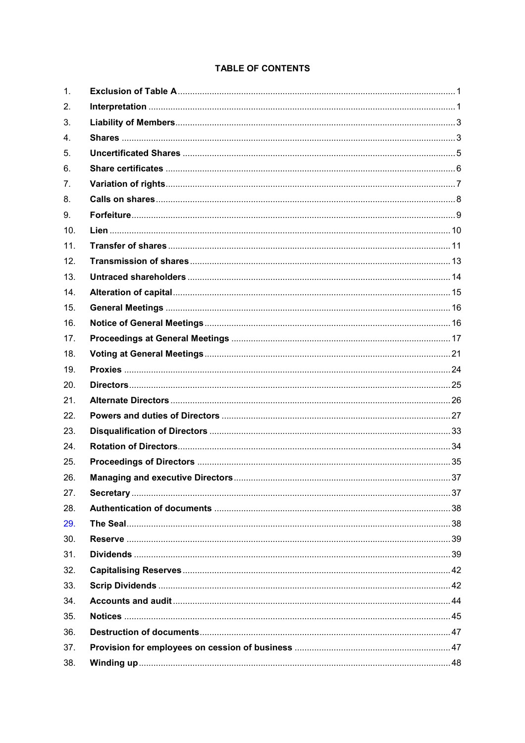# TABLE OF CONTENTS

| | | |
|---|---|---|
| 1. | **Exclusion of Table A** | 1 |
| 2. | **Interpretation** | 1 |
| 3. | **Liability of Members** | 3 |
| 4. | **Shares** | 3 |
| 5. | **Uncertificated Shares** | 5 |
| 6. | **Share certificates** | 6 |
| 7. | **Variation of rights** | 7 |
| 8. | **Calls on shares** | 8 |
| 9. | **Forfeiture** | 9 |
| 10. | **Lien** | 10 |
| 11. | **Transfer of shares** | 11 |
| 12. | **Transmission of shares** | 13 |
| 13. | **Untraced shareholders** | 14 |
| 14. | **Alteration of capital** | 15 |
| 15. | **General Meetings** | 16 |
| 16. | **Notice of General Meetings** | 16 |
| 17. | **Proceedings at General Meetings** | 17 |
| 18. | **Voting at General Meetings** | 21 |
| 19. | **Proxies** | 24 |
| 20. | **Directors** | 25 |
| 21. | **Alternate Directors** | 26 |
| 22. | **Powers and duties of Directors** | 27 |
| 23. | **Disqualification of Directors** | 33 |
| 24. | **Rotation of Directors** | 34 |
| 25. | **Proceedings of Directors** | 35 |
| 26. | **Managing and executive Directors** | 37 |
| 27. | **Secretary** | 37 |
| 28. | **Authentication of documents** | 38 |
| 29. | **The Seal** | 38 |
| 30. | **Reserve** | 39 |
| 31. | **Dividends** | 39 |
| 32. | **Capitalising Reserves** | 42 |
| 33. | **Scrip Dividends** | 42 |
| 34. | **Accounts and audit** | 44 |
| 35. | **Notices** | 45 |
| 36. | **Destruction of documents** | 47 |
| 37. | **Provision for employees on cession of business** | 47 |
| 38. | **Winding up** | 48 |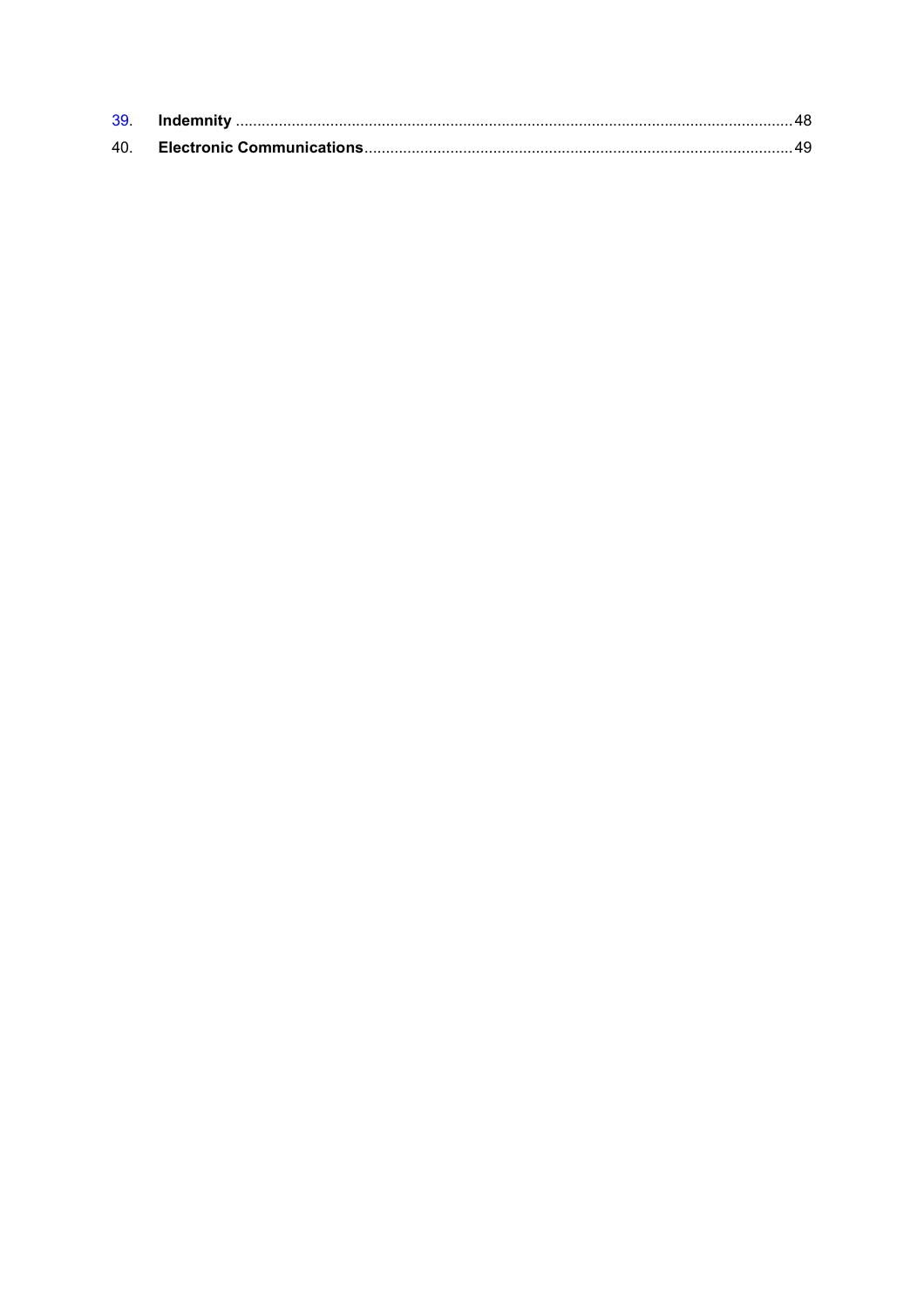39. **Indemnity** ........................................................................................................ 48
40. **Electronic Communications** ........................................................................... 49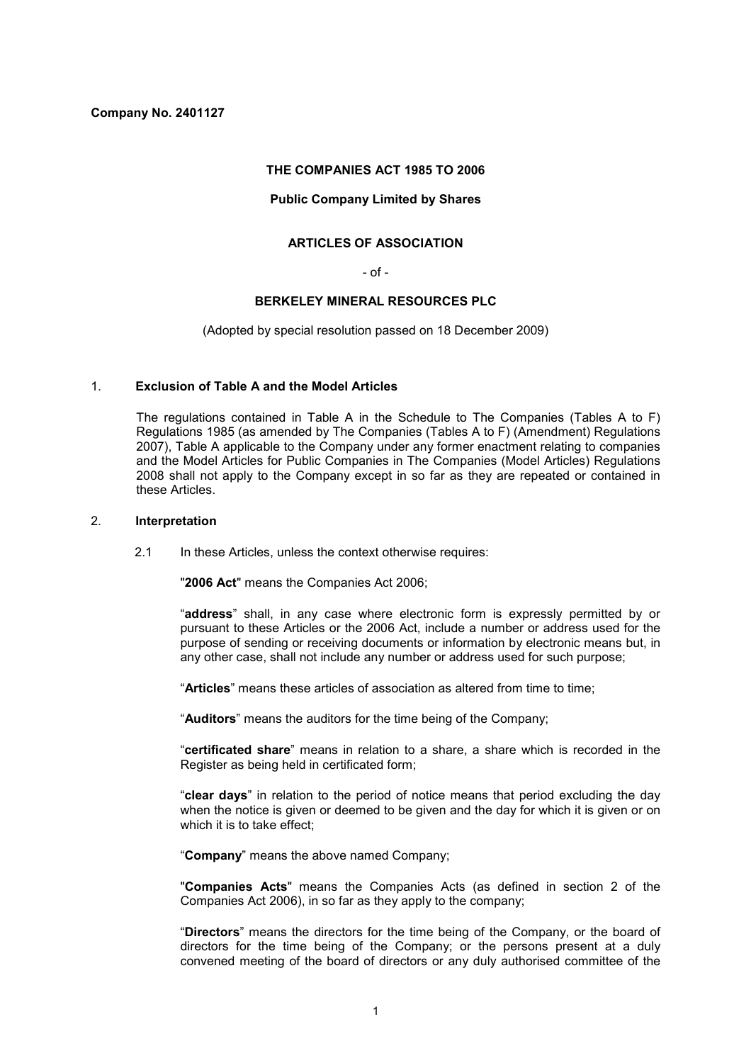**Company No. 2401127**

**THE COMPANIES ACT 1985 TO 2006**

**Public Company Limited by Shares**

**ARTICLES OF ASSOCIATION**

- of -

**BERKELEY MINERAL RESOURCES PLC**

(Adopted by special resolution passed on 18 December 2009)

## 1. Exclusion of Table A and the Model Articles

The regulations contained in Table A in the Schedule to The Companies (Tables A to F) Regulations 1985 (as amended by The Companies (Tables A to F) (Amendment) Regulations 2007), Table A applicable to the Company under any former enactment relating to companies and the Model Articles for Public Companies in The Companies (Model Articles) Regulations 2008 shall not apply to the Company except in so far as they are repeated or contained in these Articles.

## 2. Interpretation

2.1 In these Articles, unless the context otherwise requires:

"**2006 Act**" means the Companies Act 2006;

"**address**" shall, in any case where electronic form is expressly permitted by or pursuant to these Articles or the 2006 Act, include a number or address used for the purpose of sending or receiving documents or information by electronic means but, in any other case, shall not include any number or address used for such purpose;

"**Articles**" means these articles of association as altered from time to time;

"**Auditors**" means the auditors for the time being of the Company;

"**certificated share**" means in relation to a share, a share which is recorded in the Register as being held in certificated form;

"**clear days**" in relation to the period of notice means that period excluding the day when the notice is given or deemed to be given and the day for which it is given or on which it is to take effect;

"**Company**" means the above named Company;

"**Companies Acts**" means the Companies Acts (as defined in section 2 of the Companies Act 2006), in so far as they apply to the company;

"**Directors**" means the directors for the time being of the Company, or the board of directors for the time being of the Company; or the persons present at a duly convened meeting of the board of directors or any duly authorised committee of the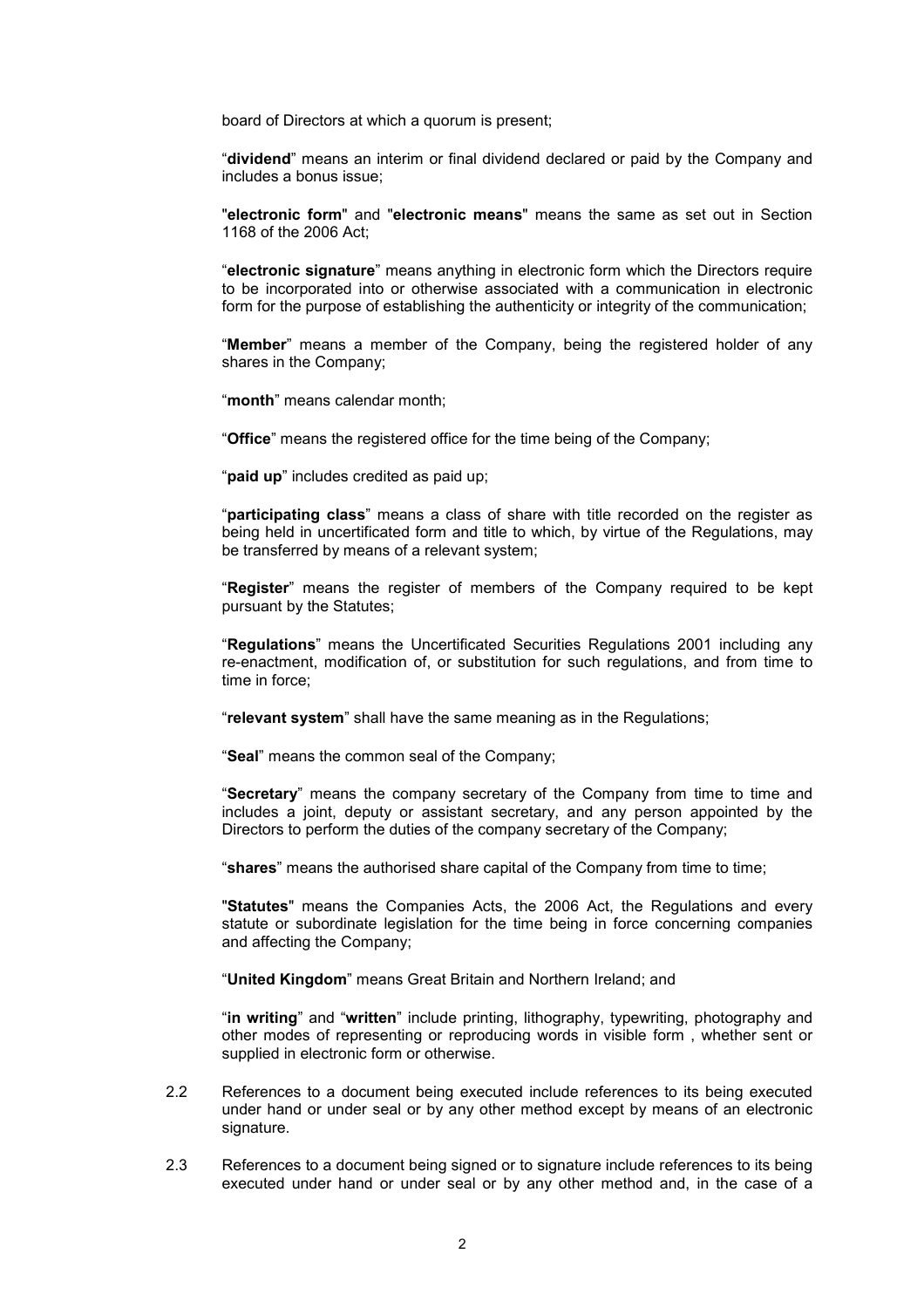board of Directors at which a quorum is present;

"**dividend**" means an interim or final dividend declared or paid by the Company and includes a bonus issue;

"**electronic form**" and "**electronic means**" means the same as set out in Section 1168 of the 2006 Act;

"**electronic signature**" means anything in electronic form which the Directors require to be incorporated into or otherwise associated with a communication in electronic form for the purpose of establishing the authenticity or integrity of the communication;

"**Member**" means a member of the Company, being the registered holder of any shares in the Company;

"**month**" means calendar month;

"**Office**" means the registered office for the time being of the Company;

"**paid up**" includes credited as paid up;

"**participating class**" means a class of share with title recorded on the register as being held in uncertificated form and title to which, by virtue of the Regulations, may be transferred by means of a relevant system;

"**Register**" means the register of members of the Company required to be kept pursuant by the Statutes;

"**Regulations**" means the Uncertificated Securities Regulations 2001 including any re-enactment, modification of, or substitution for such regulations, and from time to time in force;

"**relevant system**" shall have the same meaning as in the Regulations;

"**Seal**" means the common seal of the Company;

"**Secretary**" means the company secretary of the Company from time to time and includes a joint, deputy or assistant secretary, and any person appointed by the Directors to perform the duties of the company secretary of the Company;

"**shares**" means the authorised share capital of the Company from time to time;

"**Statutes**" means the Companies Acts, the 2006 Act, the Regulations and every statute or subordinate legislation for the time being in force concerning companies and affecting the Company;

"**United Kingdom**" means Great Britain and Northern Ireland; and

"**in writing**" and "**written**" include printing, lithography, typewriting, photography and other modes of representing or reproducing words in visible form , whether sent or supplied in electronic form or otherwise.

2.2 References to a document being executed include references to its being executed under hand or under seal or by any other method except by means of an electronic signature.

2.3 References to a document being signed or to signature include references to its being executed under hand or under seal or by any other method and, in the case of a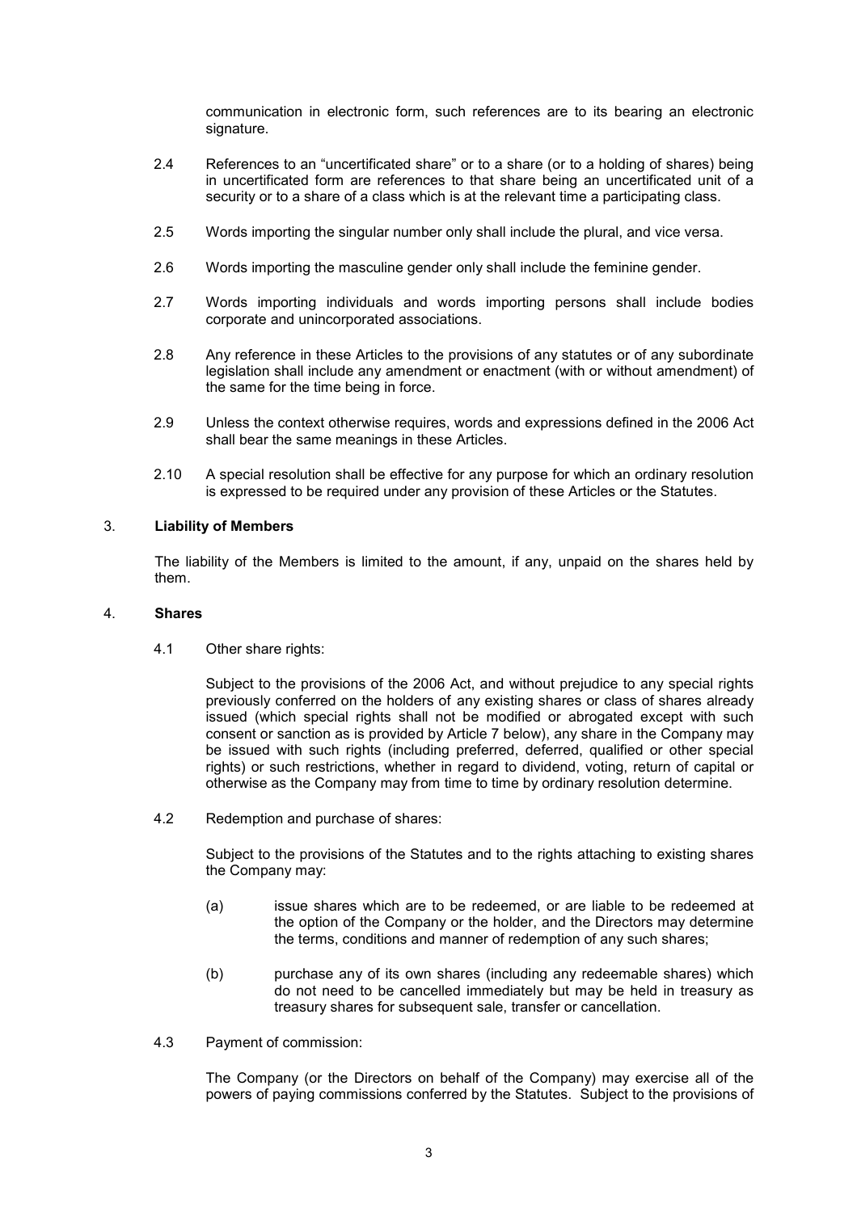communication in electronic form, such references are to its bearing an electronic signature.

2.4 References to an "uncertificated share" or to a share (or to a holding of shares) being in uncertificated form are references to that share being an uncertificated unit of a security or to a share of a class which is at the relevant time a participating class.

2.5 Words importing the singular number only shall include the plural, and vice versa.

2.6 Words importing the masculine gender only shall include the feminine gender.

2.7 Words importing individuals and words importing persons shall include bodies corporate and unincorporated associations.

2.8 Any reference in these Articles to the provisions of any statutes or of any subordinate legislation shall include any amendment or enactment (with or without amendment) of the same for the time being in force.

2.9 Unless the context otherwise requires, words and expressions defined in the 2006 Act shall bear the same meanings in these Articles.

2.10 A special resolution shall be effective for any purpose for which an ordinary resolution is expressed to be required under any provision of these Articles or the Statutes.

## 3. Liability of Members

The liability of the Members is limited to the amount, if any, unpaid on the shares held by them.

## 4. Shares

4.1 Other share rights:

Subject to the provisions of the 2006 Act, and without prejudice to any special rights previously conferred on the holders of any existing shares or class of shares already issued (which special rights shall not be modified or abrogated except with such consent or sanction as is provided by Article 7 below), any share in the Company may be issued with such rights (including preferred, deferred, qualified or other special rights) or such restrictions, whether in regard to dividend, voting, return of capital or otherwise as the Company may from time to time by ordinary resolution determine.

4.2 Redemption and purchase of shares:

Subject to the provisions of the Statutes and to the rights attaching to existing shares the Company may:

(a) issue shares which are to be redeemed, or are liable to be redeemed at the option of the Company or the holder, and the Directors may determine the terms, conditions and manner of redemption of any such shares;

(b) purchase any of its own shares (including any redeemable shares) which do not need to be cancelled immediately but may be held in treasury as treasury shares for subsequent sale, transfer or cancellation.

4.3 Payment of commission:

The Company (or the Directors on behalf of the Company) may exercise all of the powers of paying commissions conferred by the Statutes. Subject to the provisions of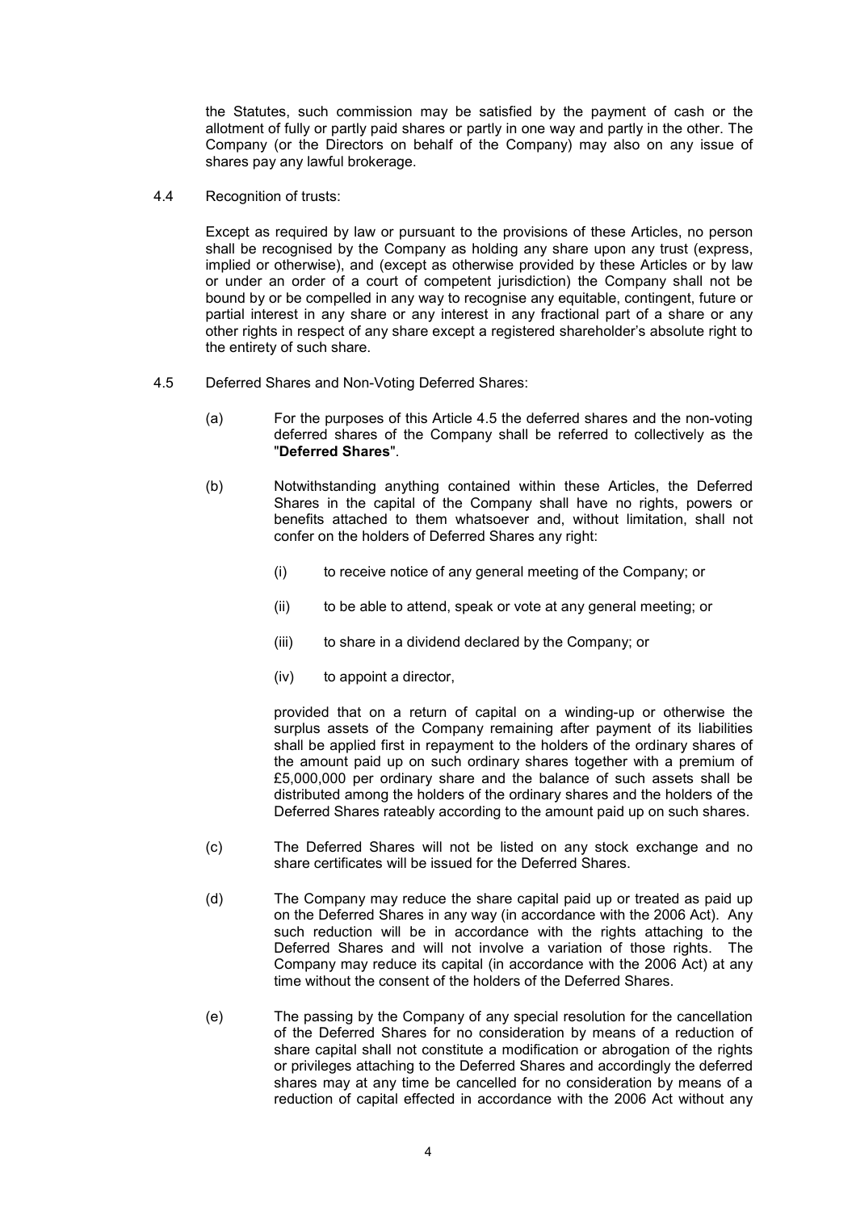the Statutes, such commission may be satisfied by the payment of cash or the allotment of fully or partly paid shares or partly in one way and partly in the other. The Company (or the Directors on behalf of the Company) may also on any issue of shares pay any lawful brokerage.

4.4 Recognition of trusts:

Except as required by law or pursuant to the provisions of these Articles, no person shall be recognised by the Company as holding any share upon any trust (express, implied or otherwise), and (except as otherwise provided by these Articles or by law or under an order of a court of competent jurisdiction) the Company shall not be bound by or be compelled in any way to recognise any equitable, contingent, future or partial interest in any share or any interest in any fractional part of a share or any other rights in respect of any share except a registered shareholder's absolute right to the entirety of such share.

4.5 Deferred Shares and Non-Voting Deferred Shares:

(a) For the purposes of this Article 4.5 the deferred shares and the non-voting deferred shares of the Company shall be referred to collectively as the "**Deferred Shares**".

(b) Notwithstanding anything contained within these Articles, the Deferred Shares in the capital of the Company shall have no rights, powers or benefits attached to them whatsoever and, without limitation, shall not confer on the holders of Deferred Shares any right:

(i) to receive notice of any general meeting of the Company; or

(ii) to be able to attend, speak or vote at any general meeting; or

(iii) to share in a dividend declared by the Company; or

(iv) to appoint a director,

provided that on a return of capital on a winding-up or otherwise the surplus assets of the Company remaining after payment of its liabilities shall be applied first in repayment to the holders of the ordinary shares of the amount paid up on such ordinary shares together with a premium of £5,000,000 per ordinary share and the balance of such assets shall be distributed among the holders of the ordinary shares and the holders of the Deferred Shares rateably according to the amount paid up on such shares.

(c) The Deferred Shares will not be listed on any stock exchange and no share certificates will be issued for the Deferred Shares.

(d) The Company may reduce the share capital paid up or treated as paid up on the Deferred Shares in any way (in accordance with the 2006 Act). Any such reduction will be in accordance with the rights attaching to the Deferred Shares and will not involve a variation of those rights. The Company may reduce its capital (in accordance with the 2006 Act) at any time without the consent of the holders of the Deferred Shares.

(e) The passing by the Company of any special resolution for the cancellation of the Deferred Shares for no consideration by means of a reduction of share capital shall not constitute a modification or abrogation of the rights or privileges attaching to the Deferred Shares and accordingly the deferred shares may at any time be cancelled for no consideration by means of a reduction of capital effected in accordance with the 2006 Act without any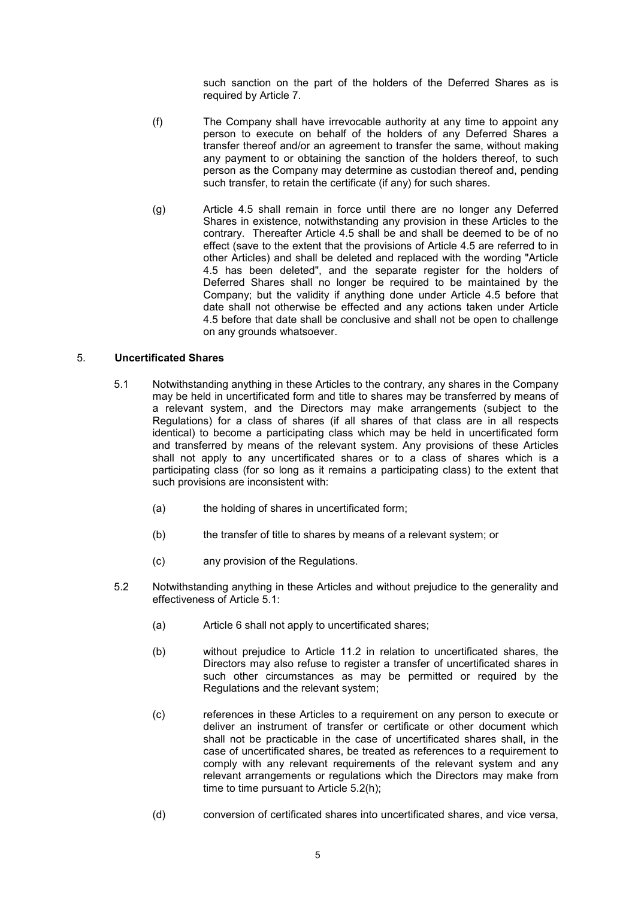such sanction on the part of the holders of the Deferred Shares as is required by Article 7.

(f) The Company shall have irrevocable authority at any time to appoint any person to execute on behalf of the holders of any Deferred Shares a transfer thereof and/or an agreement to transfer the same, without making any payment to or obtaining the sanction of the holders thereof, to such person as the Company may determine as custodian thereof and, pending such transfer, to retain the certificate (if any) for such shares.

(g) Article 4.5 shall remain in force until there are no longer any Deferred Shares in existence, notwithstanding any provision in these Articles to the contrary. Thereafter Article 4.5 shall be and shall be deemed to be of no effect (save to the extent that the provisions of Article 4.5 are referred to in other Articles) and shall be deleted and replaced with the wording "Article 4.5 has been deleted", and the separate register for the holders of Deferred Shares shall no longer be required to be maintained by the Company; but the validity if anything done under Article 4.5 before that date shall not otherwise be effected and any actions taken under Article 4.5 before that date shall be conclusive and shall not be open to challenge on any grounds whatsoever.

## 5. Uncertificated Shares

5.1 Notwithstanding anything in these Articles to the contrary, any shares in the Company may be held in uncertificated form and title to shares may be transferred by means of a relevant system, and the Directors may make arrangements (subject to the Regulations) for a class of shares (if all shares of that class are in all respects identical) to become a participating class which may be held in uncertificated form and transferred by means of the relevant system. Any provisions of these Articles shall not apply to any uncertificated shares or to a class of shares which is a participating class (for so long as it remains a participating class) to the extent that such provisions are inconsistent with:

(a) the holding of shares in uncertificated form;

(b) the transfer of title to shares by means of a relevant system; or

(c) any provision of the Regulations.

5.2 Notwithstanding anything in these Articles and without prejudice to the generality and effectiveness of Article 5.1:

(a) Article 6 shall not apply to uncertificated shares;

(b) without prejudice to Article 11.2 in relation to uncertificated shares, the Directors may also refuse to register a transfer of uncertificated shares in such other circumstances as may be permitted or required by the Regulations and the relevant system;

(c) references in these Articles to a requirement on any person to execute or deliver an instrument of transfer or certificate or other document which shall not be practicable in the case of uncertificated shares shall, in the case of uncertificated shares, be treated as references to a requirement to comply with any relevant requirements of the relevant system and any relevant arrangements or regulations which the Directors may make from time to time pursuant to Article 5.2(h);

(d) conversion of certificated shares into uncertificated shares, and vice versa,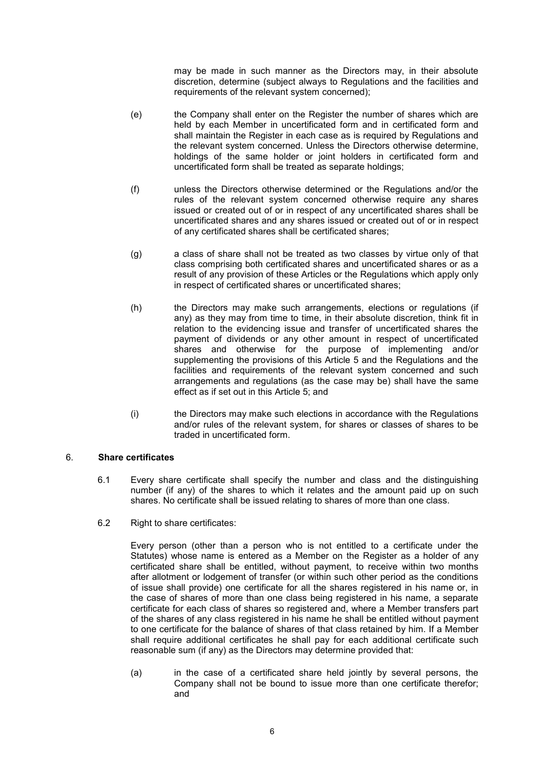may be made in such manner as the Directors may, in their absolute discretion, determine (subject always to Regulations and the facilities and requirements of the relevant system concerned);

(e) the Company shall enter on the Register the number of shares which are held by each Member in uncertificated form and in certificated form and shall maintain the Register in each case as is required by Regulations and the relevant system concerned. Unless the Directors otherwise determine, holdings of the same holder or joint holders in certificated form and uncertificated form shall be treated as separate holdings;

(f) unless the Directors otherwise determined or the Regulations and/or the rules of the relevant system concerned otherwise require any shares issued or created out of or in respect of any uncertificated shares shall be uncertificated shares and any shares issued or created out of or in respect of any certificated shares shall be certificated shares;

(g) a class of share shall not be treated as two classes by virtue only of that class comprising both certificated shares and uncertificated shares or as a result of any provision of these Articles or the Regulations which apply only in respect of certificated shares or uncertificated shares;

(h) the Directors may make such arrangements, elections or regulations (if any) as they may from time to time, in their absolute discretion, think fit in relation to the evidencing issue and transfer of uncertificated shares the payment of dividends or any other amount in respect of uncertificated shares and otherwise for the purpose of implementing and/or supplementing the provisions of this Article 5 and the Regulations and the facilities and requirements of the relevant system concerned and such arrangements and regulations (as the case may be) shall have the same effect as if set out in this Article 5; and

(i) the Directors may make such elections in accordance with the Regulations and/or rules of the relevant system, for shares or classes of shares to be traded in uncertificated form.

## 6. **Share certificates**

6.1 Every share certificate shall specify the number and class and the distinguishing number (if any) of the shares to which it relates and the amount paid up on such shares. No certificate shall be issued relating to shares of more than one class.

6.2 Right to share certificates:

Every person (other than a person who is not entitled to a certificate under the Statutes) whose name is entered as a Member on the Register as a holder of any certificated share shall be entitled, without payment, to receive within two months after allotment or lodgement of transfer (or within such other period as the conditions of issue shall provide) one certificate for all the shares registered in his name or, in the case of shares of more than one class being registered in his name, a separate certificate for each class of shares so registered and, where a Member transfers part of the shares of any class registered in his name he shall be entitled without payment to one certificate for the balance of shares of that class retained by him. If a Member shall require additional certificates he shall pay for each additional certificate such reasonable sum (if any) as the Directors may determine provided that:

(a) in the case of a certificated share held jointly by several persons, the Company shall not be bound to issue more than one certificate therefor; and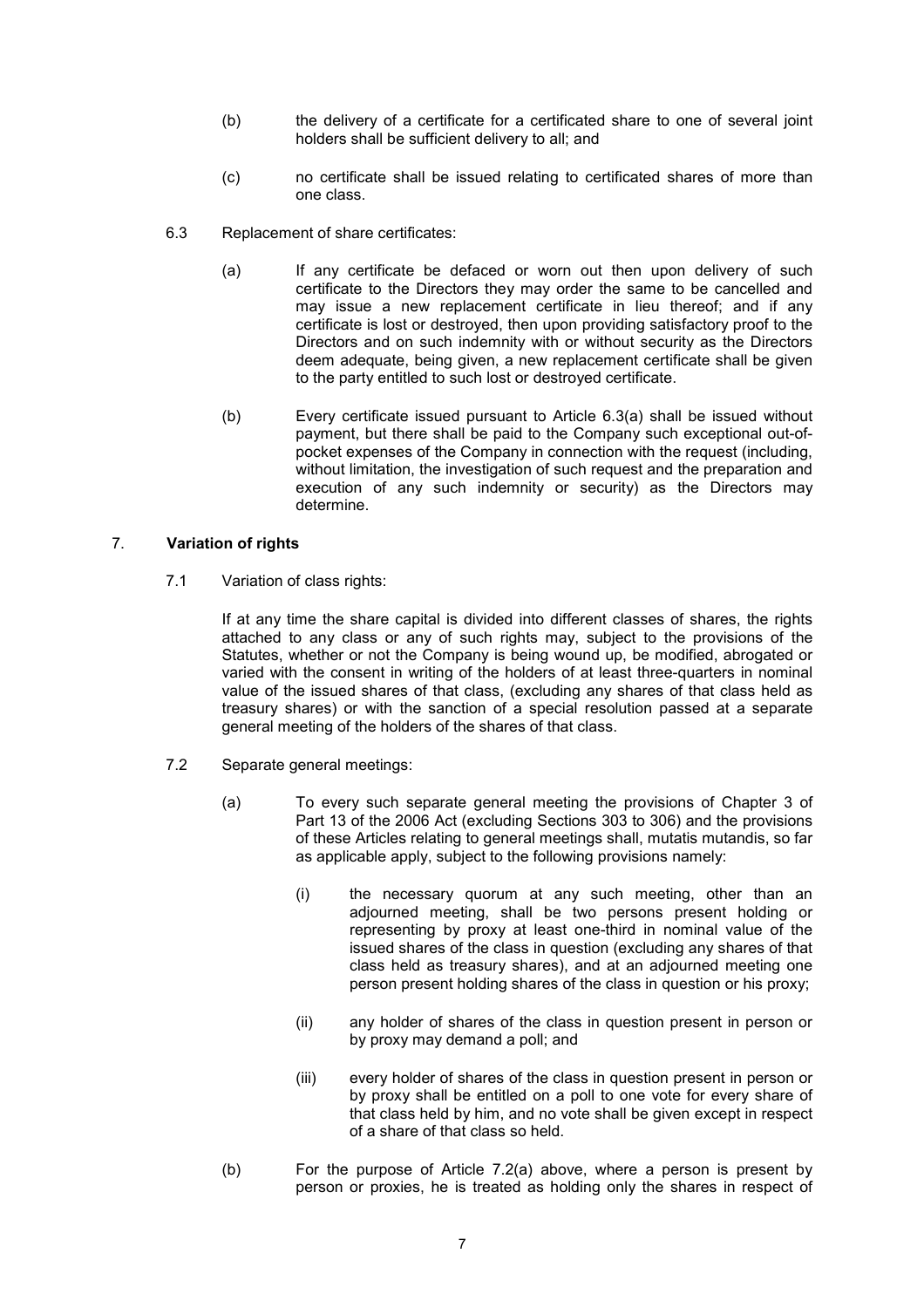(b) the delivery of a certificate for a certificated share to one of several joint holders shall be sufficient delivery to all; and

(c) no certificate shall be issued relating to certificated shares of more than one class.

6.3 Replacement of share certificates:

(a) If any certificate be defaced or worn out then upon delivery of such certificate to the Directors they may order the same to be cancelled and may issue a new replacement certificate in lieu thereof; and if any certificate is lost or destroyed, then upon providing satisfactory proof to the Directors and on such indemnity with or without security as the Directors deem adequate, being given, a new replacement certificate shall be given to the party entitled to such lost or destroyed certificate.

(b) Every certificate issued pursuant to Article 6.3(a) shall be issued without payment, but there shall be paid to the Company such exceptional out-of-pocket expenses of the Company in connection with the request (including, without limitation, the investigation of such request and the preparation and execution of any such indemnity or security) as the Directors may determine.

## 7. **Variation of rights**

7.1 Variation of class rights:

If at any time the share capital is divided into different classes of shares, the rights attached to any class or any of such rights may, subject to the provisions of the Statutes, whether or not the Company is being wound up, be modified, abrogated or varied with the consent in writing of the holders of at least three-quarters in nominal value of the issued shares of that class, (excluding any shares of that class held as treasury shares) or with the sanction of a special resolution passed at a separate general meeting of the holders of the shares of that class.

7.2 Separate general meetings:

(a) To every such separate general meeting the provisions of Chapter 3 of Part 13 of the 2006 Act (excluding Sections 303 to 306) and the provisions of these Articles relating to general meetings shall, mutatis mutandis, so far as applicable apply, subject to the following provisions namely:

(i) the necessary quorum at any such meeting, other than an adjourned meeting, shall be two persons present holding or representing by proxy at least one-third in nominal value of the issued shares of the class in question (excluding any shares of that class held as treasury shares), and at an adjourned meeting one person present holding shares of the class in question or his proxy;

(ii) any holder of shares of the class in question present in person or by proxy may demand a poll; and

(iii) every holder of shares of the class in question present in person or by proxy shall be entitled on a poll to one vote for every share of that class held by him, and no vote shall be given except in respect of a share of that class so held.

(b) For the purpose of Article 7.2(a) above, where a person is present by person or proxies, he is treated as holding only the shares in respect of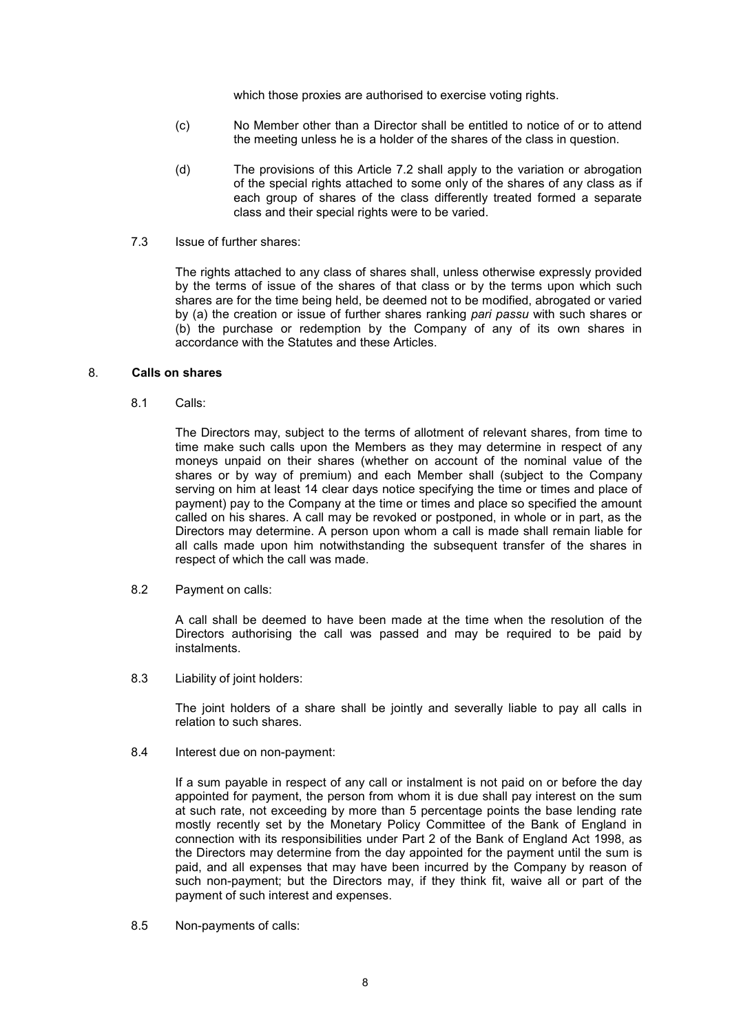which those proxies are authorised to exercise voting rights.

(c) No Member other than a Director shall be entitled to notice of or to attend the meeting unless he is a holder of the shares of the class in question.

(d) The provisions of this Article 7.2 shall apply to the variation or abrogation of the special rights attached to some only of the shares of any class as if each group of shares of the class differently treated formed a separate class and their special rights were to be varied.

7.3 Issue of further shares:

The rights attached to any class of shares shall, unless otherwise expressly provided by the terms of issue of the shares of that class or by the terms upon which such shares are for the time being held, be deemed not to be modified, abrogated or varied by (a) the creation or issue of further shares ranking *pari passu* with such shares or (b) the purchase or redemption by the Company of any of its own shares in accordance with the Statutes and these Articles.

## 8. Calls on shares

8.1 Calls:

The Directors may, subject to the terms of allotment of relevant shares, from time to time make such calls upon the Members as they may determine in respect of any moneys unpaid on their shares (whether on account of the nominal value of the shares or by way of premium) and each Member shall (subject to the Company serving on him at least 14 clear days notice specifying the time or times and place of payment) pay to the Company at the time or times and place so specified the amount called on his shares. A call may be revoked or postponed, in whole or in part, as the Directors may determine. A person upon whom a call is made shall remain liable for all calls made upon him notwithstanding the subsequent transfer of the shares in respect of which the call was made.

8.2 Payment on calls:

A call shall be deemed to have been made at the time when the resolution of the Directors authorising the call was passed and may be required to be paid by instalments.

8.3 Liability of joint holders:

The joint holders of a share shall be jointly and severally liable to pay all calls in relation to such shares.

8.4 Interest due on non-payment:

If a sum payable in respect of any call or instalment is not paid on or before the day appointed for payment, the person from whom it is due shall pay interest on the sum at such rate, not exceeding by more than 5 percentage points the base lending rate mostly recently set by the Monetary Policy Committee of the Bank of England in connection with its responsibilities under Part 2 of the Bank of England Act 1998, as the Directors may determine from the day appointed for the payment until the sum is paid, and all expenses that may have been incurred by the Company by reason of such non-payment; but the Directors may, if they think fit, waive all or part of the payment of such interest and expenses.

8.5 Non-payments of calls: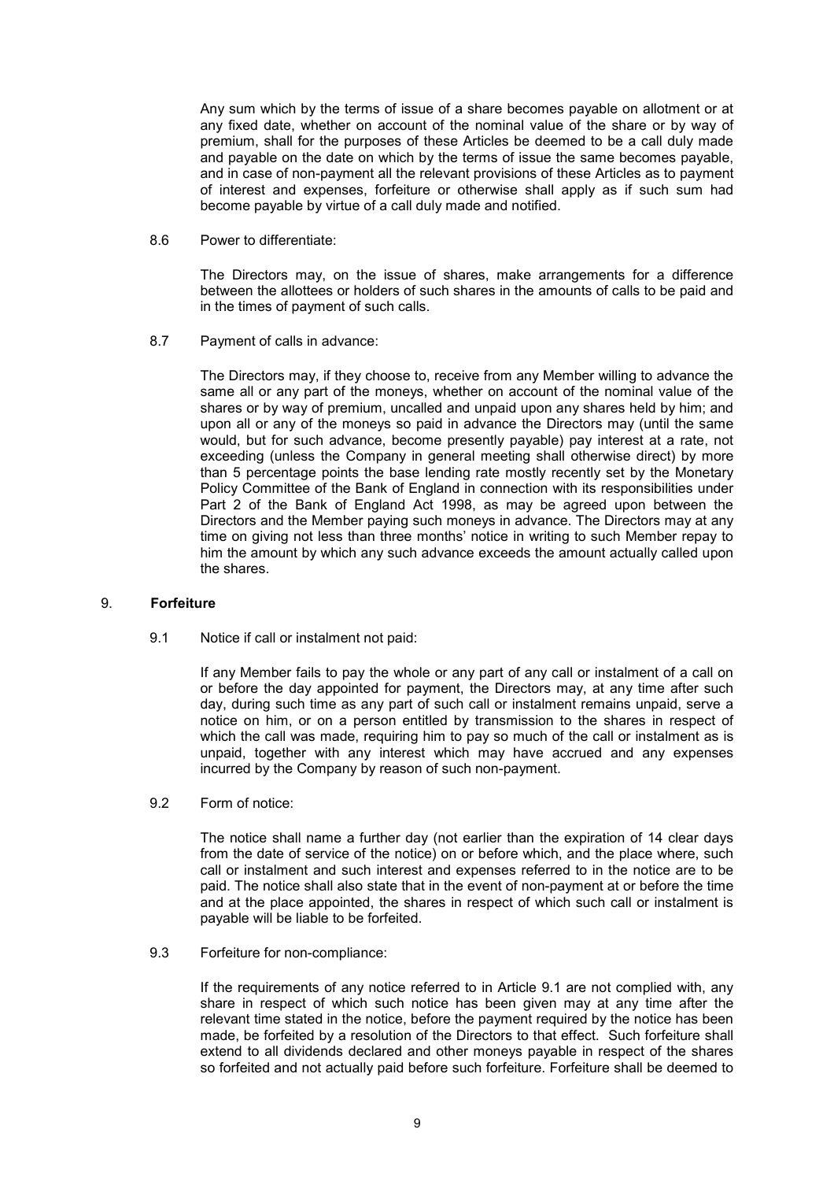Any sum which by the terms of issue of a share becomes payable on allotment or at any fixed date, whether on account of the nominal value of the share or by way of premium, shall for the purposes of these Articles be deemed to be a call duly made and payable on the date on which by the terms of issue the same becomes payable, and in case of non-payment all the relevant provisions of these Articles as to payment of interest and expenses, forfeiture or otherwise shall apply as if such sum had become payable by virtue of a call duly made and notified.

8.6 Power to differentiate:

The Directors may, on the issue of shares, make arrangements for a difference between the allottees or holders of such shares in the amounts of calls to be paid and in the times of payment of such calls.

8.7 Payment of calls in advance:

The Directors may, if they choose to, receive from any Member willing to advance the same all or any part of the moneys, whether on account of the nominal value of the shares or by way of premium, uncalled and unpaid upon any shares held by him; and upon all or any of the moneys so paid in advance the Directors may (until the same would, but for such advance, become presently payable) pay interest at a rate, not exceeding (unless the Company in general meeting shall otherwise direct) by more than 5 percentage points the base lending rate mostly recently set by the Monetary Policy Committee of the Bank of England in connection with its responsibilities under Part 2 of the Bank of England Act 1998, as may be agreed upon between the Directors and the Member paying such moneys in advance. The Directors may at any time on giving not less than three months' notice in writing to such Member repay to him the amount by which any such advance exceeds the amount actually called upon the shares.

## 9. **Forfeiture**

9.1 Notice if call or instalment not paid:

If any Member fails to pay the whole or any part of any call or instalment of a call on or before the day appointed for payment, the Directors may, at any time after such day, during such time as any part of such call or instalment remains unpaid, serve a notice on him, or on a person entitled by transmission to the shares in respect of which the call was made, requiring him to pay so much of the call or instalment as is unpaid, together with any interest which may have accrued and any expenses incurred by the Company by reason of such non-payment.

9.2 Form of notice:

The notice shall name a further day (not earlier than the expiration of 14 clear days from the date of service of the notice) on or before which, and the place where, such call or instalment and such interest and expenses referred to in the notice are to be paid. The notice shall also state that in the event of non-payment at or before the time and at the place appointed, the shares in respect of which such call or instalment is payable will be liable to be forfeited.

9.3 Forfeiture for non-compliance:

If the requirements of any notice referred to in Article 9.1 are not complied with, any share in respect of which such notice has been given may at any time after the relevant time stated in the notice, before the payment required by the notice has been made, be forfeited by a resolution of the Directors to that effect. Such forfeiture shall extend to all dividends declared and other moneys payable in respect of the shares so forfeited and not actually paid before such forfeiture. Forfeiture shall be deemed to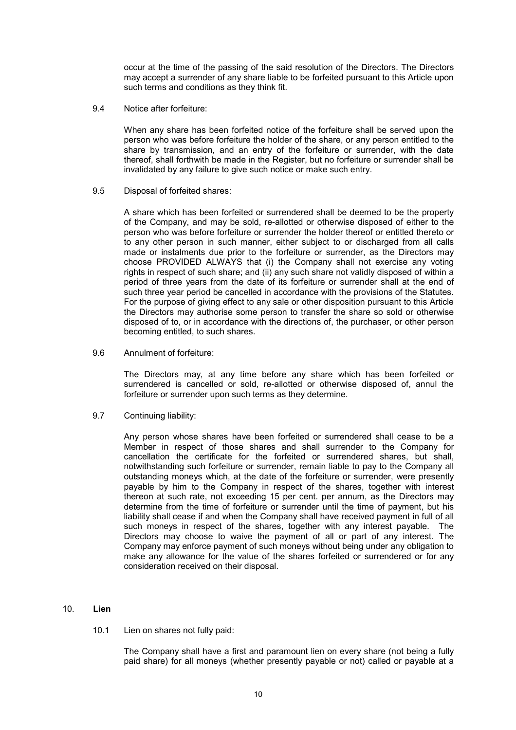occur at the time of the passing of the said resolution of the Directors. The Directors may accept a surrender of any share liable to be forfeited pursuant to this Article upon such terms and conditions as they think fit.

9.4 Notice after forfeiture:

When any share has been forfeited notice of the forfeiture shall be served upon the person who was before forfeiture the holder of the share, or any person entitled to the share by transmission, and an entry of the forfeiture or surrender, with the date thereof, shall forthwith be made in the Register, but no forfeiture or surrender shall be invalidated by any failure to give such notice or make such entry.

9.5 Disposal of forfeited shares:

A share which has been forfeited or surrendered shall be deemed to be the property of the Company, and may be sold, re-allotted or otherwise disposed of either to the person who was before forfeiture or surrender the holder thereof or entitled thereto or to any other person in such manner, either subject to or discharged from all calls made or instalments due prior to the forfeiture or surrender, as the Directors may choose PROVIDED ALWAYS that (i) the Company shall not exercise any voting rights in respect of such share; and (ii) any such share not validly disposed of within a period of three years from the date of its forfeiture or surrender shall at the end of such three year period be cancelled in accordance with the provisions of the Statutes. For the purpose of giving effect to any sale or other disposition pursuant to this Article the Directors may authorise some person to transfer the share so sold or otherwise disposed of to, or in accordance with the directions of, the purchaser, or other person becoming entitled, to such shares.

9.6 Annulment of forfeiture:

The Directors may, at any time before any share which has been forfeited or surrendered is cancelled or sold, re-allotted or otherwise disposed of, annul the forfeiture or surrender upon such terms as they determine.

9.7 Continuing liability:

Any person whose shares have been forfeited or surrendered shall cease to be a Member in respect of those shares and shall surrender to the Company for cancellation the certificate for the forfeited or surrendered shares, but shall, notwithstanding such forfeiture or surrender, remain liable to pay to the Company all outstanding moneys which, at the date of the forfeiture or surrender, were presently payable by him to the Company in respect of the shares, together with interest thereon at such rate, not exceeding 15 per cent. per annum, as the Directors may determine from the time of forfeiture or surrender until the time of payment, but his liability shall cease if and when the Company shall have received payment in full of all such moneys in respect of the shares, together with any interest payable. The Directors may choose to waive the payment of all or part of any interest. The Company may enforce payment of such moneys without being under any obligation to make any allowance for the value of the shares forfeited or surrendered or for any consideration received on their disposal.

## 10. **Lien**

10.1 Lien on shares not fully paid:

The Company shall have a first and paramount lien on every share (not being a fully paid share) for all moneys (whether presently payable or not) called or payable at a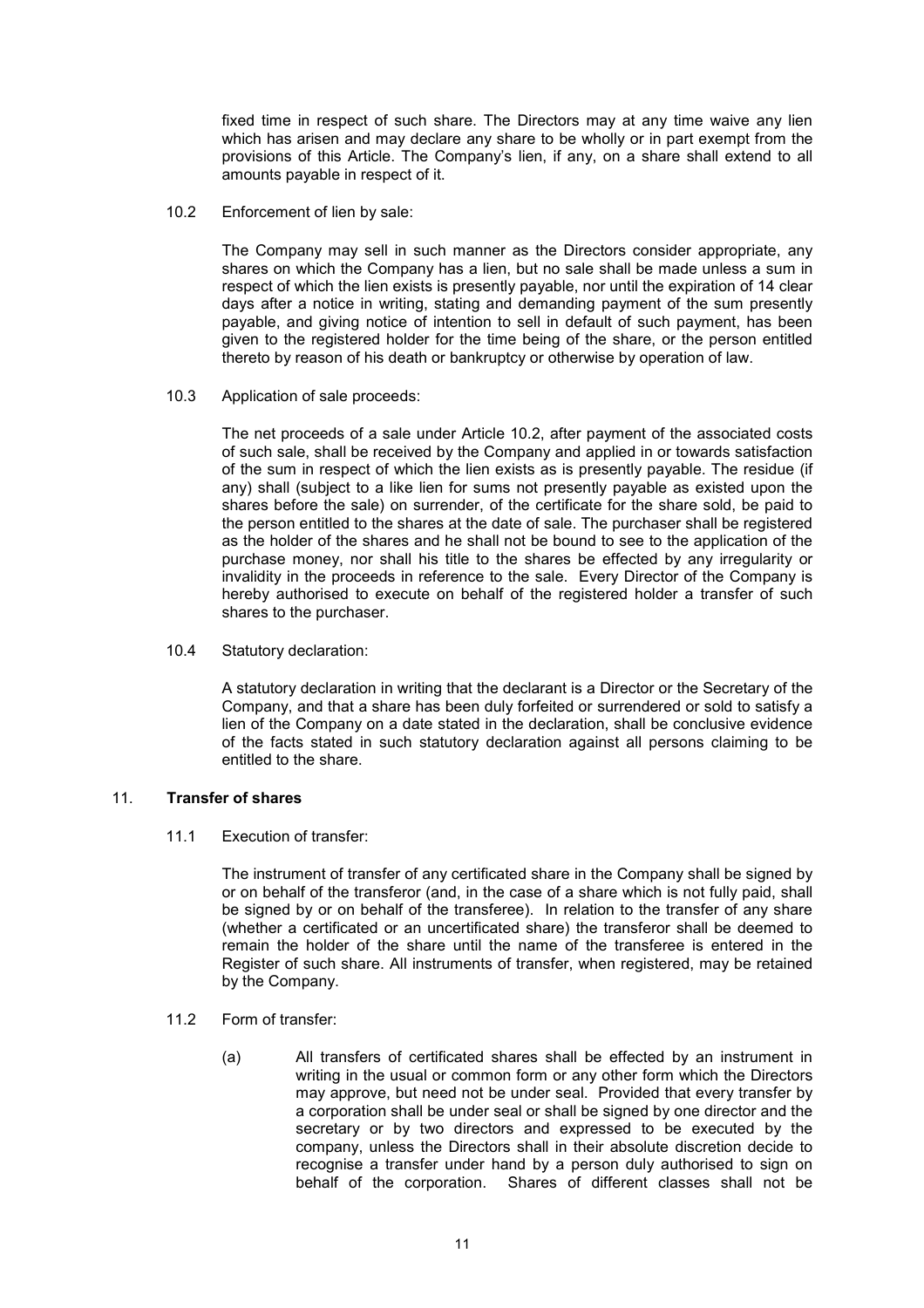fixed time in respect of such share. The Directors may at any time waive any lien which has arisen and may declare any share to be wholly or in part exempt from the provisions of this Article. The Company's lien, if any, on a share shall extend to all amounts payable in respect of it.

10.2 Enforcement of lien by sale:

The Company may sell in such manner as the Directors consider appropriate, any shares on which the Company has a lien, but no sale shall be made unless a sum in respect of which the lien exists is presently payable, nor until the expiration of 14 clear days after a notice in writing, stating and demanding payment of the sum presently payable, and giving notice of intention to sell in default of such payment, has been given to the registered holder for the time being of the share, or the person entitled thereto by reason of his death or bankruptcy or otherwise by operation of law.

10.3 Application of sale proceeds:

The net proceeds of a sale under Article 10.2, after payment of the associated costs of such sale, shall be received by the Company and applied in or towards satisfaction of the sum in respect of which the lien exists as is presently payable. The residue (if any) shall (subject to a like lien for sums not presently payable as existed upon the shares before the sale) on surrender, of the certificate for the share sold, be paid to the person entitled to the shares at the date of sale. The purchaser shall be registered as the holder of the shares and he shall not be bound to see to the application of the purchase money, nor shall his title to the shares be effected by any irregularity or invalidity in the proceeds in reference to the sale. Every Director of the Company is hereby authorised to execute on behalf of the registered holder a transfer of such shares to the purchaser.

10.4 Statutory declaration:

A statutory declaration in writing that the declarant is a Director or the Secretary of the Company, and that a share has been duly forfeited or surrendered or sold to satisfy a lien of the Company on a date stated in the declaration, shall be conclusive evidence of the facts stated in such statutory declaration against all persons claiming to be entitled to the share.

## 11. **Transfer of shares**

11.1 Execution of transfer:

The instrument of transfer of any certificated share in the Company shall be signed by or on behalf of the transferor (and, in the case of a share which is not fully paid, shall be signed by or on behalf of the transferee). In relation to the transfer of any share (whether a certificated or an uncertificated share) the transferor shall be deemed to remain the holder of the share until the name of the transferee is entered in the Register of such share. All instruments of transfer, when registered, may be retained by the Company.

11.2 Form of transfer:

(a) All transfers of certificated shares shall be effected by an instrument in writing in the usual or common form or any other form which the Directors may approve, but need not be under seal. Provided that every transfer by a corporation shall be under seal or shall be signed by one director and the secretary or by two directors and expressed to be executed by the company, unless the Directors shall in their absolute discretion decide to recognise a transfer under hand by a person duly authorised to sign on behalf of the corporation. Shares of different classes shall not be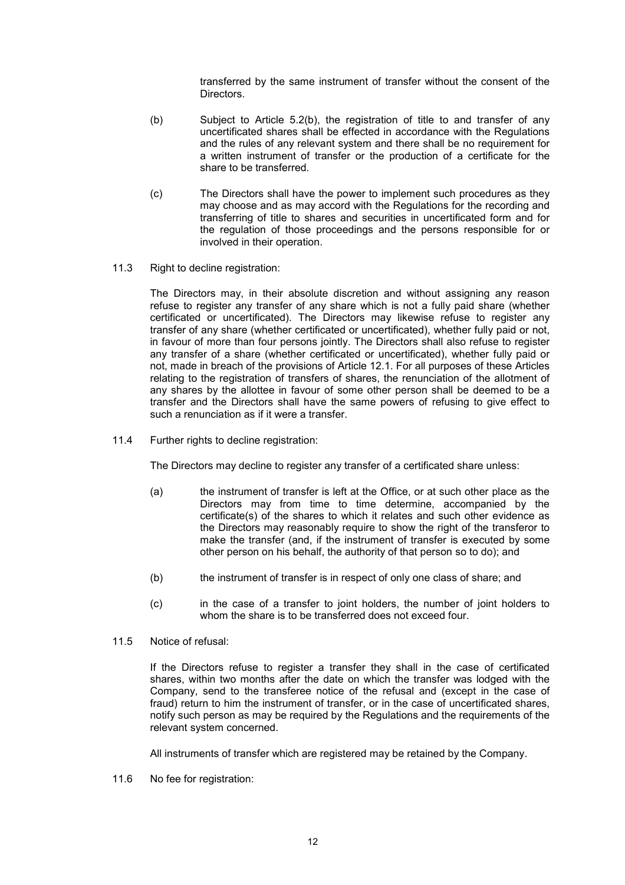transferred by the same instrument of transfer without the consent of the Directors.

(b) Subject to Article 5.2(b), the registration of title to and transfer of any uncertificated shares shall be effected in accordance with the Regulations and the rules of any relevant system and there shall be no requirement for a written instrument of transfer or the production of a certificate for the share to be transferred.

(c) The Directors shall have the power to implement such procedures as they may choose and as may accord with the Regulations for the recording and transferring of title to shares and securities in uncertificated form and for the regulation of those proceedings and the persons responsible for or involved in their operation.

11.3 Right to decline registration:

The Directors may, in their absolute discretion and without assigning any reason refuse to register any transfer of any share which is not a fully paid share (whether certificated or uncertificated). The Directors may likewise refuse to register any transfer of any share (whether certificated or uncertificated), whether fully paid or not, in favour of more than four persons jointly. The Directors shall also refuse to register any transfer of a share (whether certificated or uncertificated), whether fully paid or not, made in breach of the provisions of Article 12.1. For all purposes of these Articles relating to the registration of transfers of shares, the renunciation of the allotment of any shares by the allottee in favour of some other person shall be deemed to be a transfer and the Directors shall have the same powers of refusing to give effect to such a renunciation as if it were a transfer.

11.4 Further rights to decline registration:

The Directors may decline to register any transfer of a certificated share unless:

(a) the instrument of transfer is left at the Office, or at such other place as the Directors may from time to time determine, accompanied by the certificate(s) of the shares to which it relates and such other evidence as the Directors may reasonably require to show the right of the transferor to make the transfer (and, if the instrument of transfer is executed by some other person on his behalf, the authority of that person so to do); and

(b) the instrument of transfer is in respect of only one class of share; and

(c) in the case of a transfer to joint holders, the number of joint holders to whom the share is to be transferred does not exceed four.

11.5 Notice of refusal:

If the Directors refuse to register a transfer they shall in the case of certificated shares, within two months after the date on which the transfer was lodged with the Company, send to the transferee notice of the refusal and (except in the case of fraud) return to him the instrument of transfer, or in the case of uncertificated shares, notify such person as may be required by the Regulations and the requirements of the relevant system concerned.

All instruments of transfer which are registered may be retained by the Company.

11.6 No fee for registration: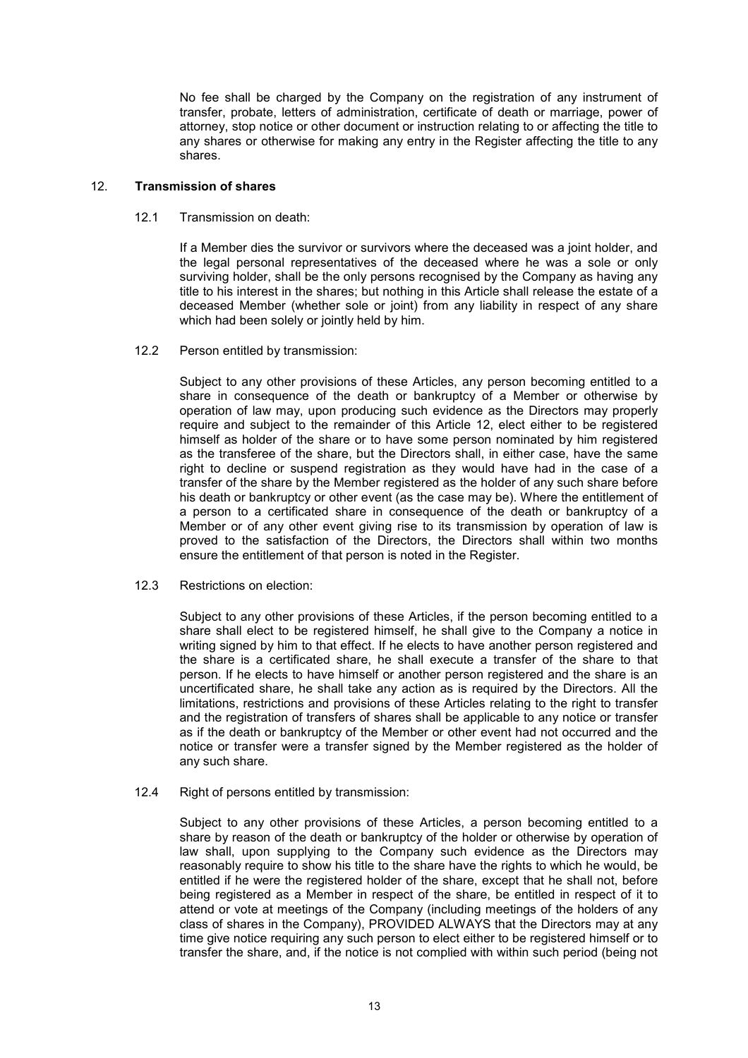No fee shall be charged by the Company on the registration of any instrument of transfer, probate, letters of administration, certificate of death or marriage, power of attorney, stop notice or other document or instruction relating to or affecting the title to any shares or otherwise for making any entry in the Register affecting the title to any shares.

## 12. Transmission of shares

12.1 Transmission on death:

If a Member dies the survivor or survivors where the deceased was a joint holder, and the legal personal representatives of the deceased where he was a sole or only surviving holder, shall be the only persons recognised by the Company as having any title to his interest in the shares; but nothing in this Article shall release the estate of a deceased Member (whether sole or joint) from any liability in respect of any share which had been solely or jointly held by him.

12.2 Person entitled by transmission:

Subject to any other provisions of these Articles, any person becoming entitled to a share in consequence of the death or bankruptcy of a Member or otherwise by operation of law may, upon producing such evidence as the Directors may properly require and subject to the remainder of this Article 12, elect either to be registered himself as holder of the share or to have some person nominated by him registered as the transferee of the share, but the Directors shall, in either case, have the same right to decline or suspend registration as they would have had in the case of a transfer of the share by the Member registered as the holder of any such share before his death or bankruptcy or other event (as the case may be). Where the entitlement of a person to a certificated share in consequence of the death or bankruptcy of a Member or of any other event giving rise to its transmission by operation of law is proved to the satisfaction of the Directors, the Directors shall within two months ensure the entitlement of that person is noted in the Register.

12.3 Restrictions on election:

Subject to any other provisions of these Articles, if the person becoming entitled to a share shall elect to be registered himself, he shall give to the Company a notice in writing signed by him to that effect. If he elects to have another person registered and the share is a certificated share, he shall execute a transfer of the share to that person. If he elects to have himself or another person registered and the share is an uncertificated share, he shall take any action as is required by the Directors. All the limitations, restrictions and provisions of these Articles relating to the right to transfer and the registration of transfers of shares shall be applicable to any notice or transfer as if the death or bankruptcy of the Member or other event had not occurred and the notice or transfer were a transfer signed by the Member registered as the holder of any such share.

12.4 Right of persons entitled by transmission:

Subject to any other provisions of these Articles, a person becoming entitled to a share by reason of the death or bankruptcy of the holder or otherwise by operation of law shall, upon supplying to the Company such evidence as the Directors may reasonably require to show his title to the share have the rights to which he would, be entitled if he were the registered holder of the share, except that he shall not, before being registered as a Member in respect of the share, be entitled in respect of it to attend or vote at meetings of the Company (including meetings of the holders of any class of shares in the Company), PROVIDED ALWAYS that the Directors may at any time give notice requiring any such person to elect either to be registered himself or to transfer the share, and, if the notice is not complied with within such period (being not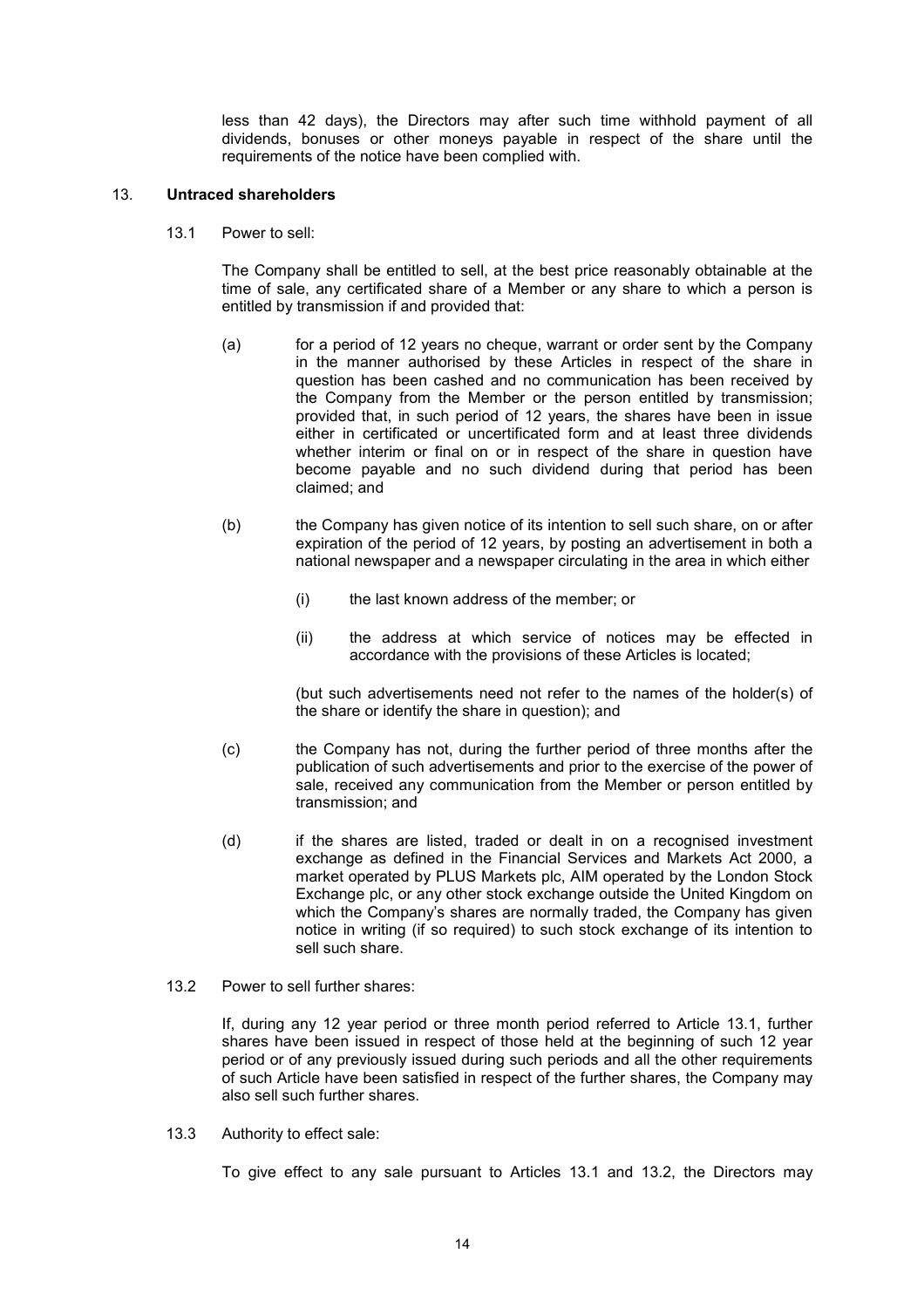less than 42 days), the Directors may after such time withhold payment of all dividends, bonuses or other moneys payable in respect of the share until the requirements of the notice have been complied with.

## 13. Untraced shareholders

13.1 Power to sell:

The Company shall be entitled to sell, at the best price reasonably obtainable at the time of sale, any certificated share of a Member or any share to which a person is entitled by transmission if and provided that:

(a) for a period of 12 years no cheque, warrant or order sent by the Company in the manner authorised by these Articles in respect of the share in question has been cashed and no communication has been received by the Company from the Member or the person entitled by transmission; provided that, in such period of 12 years, the shares have been in issue either in certificated or uncertificated form and at least three dividends whether interim or final on or in respect of the share in question have become payable and no such dividend during that period has been claimed; and

(b) the Company has given notice of its intention to sell such share, on or after expiration of the period of 12 years, by posting an advertisement in both a national newspaper and a newspaper circulating in the area in which either

(i) the last known address of the member; or

(ii) the address at which service of notices may be effected in accordance with the provisions of these Articles is located;

(but such advertisements need not refer to the names of the holder(s) of the share or identify the share in question); and

(c) the Company has not, during the further period of three months after the publication of such advertisements and prior to the exercise of the power of sale, received any communication from the Member or person entitled by transmission; and

(d) if the shares are listed, traded or dealt in on a recognised investment exchange as defined in the Financial Services and Markets Act 2000, a market operated by PLUS Markets plc, AIM operated by the London Stock Exchange plc, or any other stock exchange outside the United Kingdom on which the Company's shares are normally traded, the Company has given notice in writing (if so required) to such stock exchange of its intention to sell such share.

13.2 Power to sell further shares:

If, during any 12 year period or three month period referred to Article 13.1, further shares have been issued in respect of those held at the beginning of such 12 year period or of any previously issued during such periods and all the other requirements of such Article have been satisfied in respect of the further shares, the Company may also sell such further shares.

13.3 Authority to effect sale:

To give effect to any sale pursuant to Articles 13.1 and 13.2, the Directors may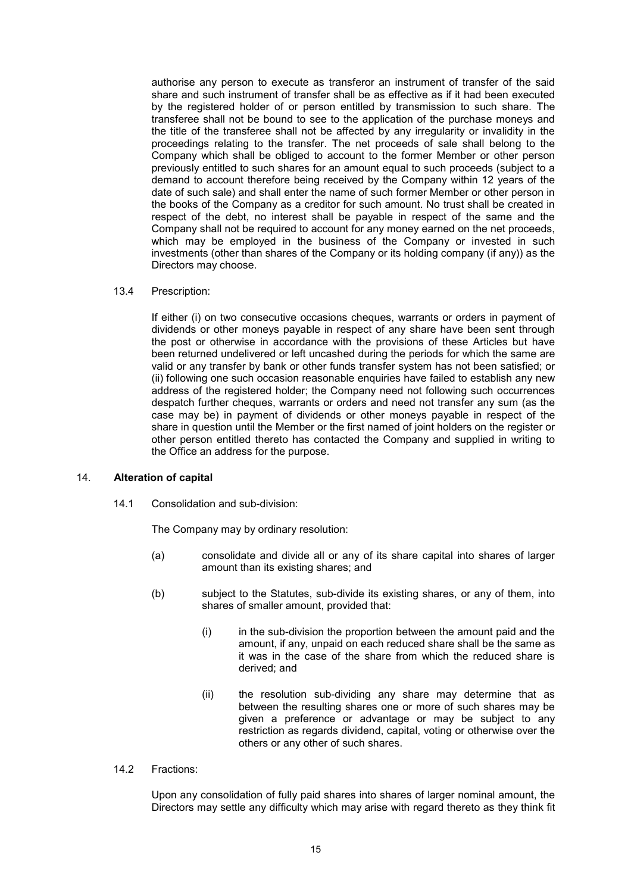authorise any person to execute as transferor an instrument of transfer of the said share and such instrument of transfer shall be as effective as if it had been executed by the registered holder of or person entitled by transmission to such share. The transferee shall not be bound to see to the application of the purchase moneys and the title of the transferee shall not be affected by any irregularity or invalidity in the proceedings relating to the transfer. The net proceeds of sale shall belong to the Company which shall be obliged to account to the former Member or other person previously entitled to such shares for an amount equal to such proceeds (subject to a demand to account therefore being received by the Company within 12 years of the date of such sale) and shall enter the name of such former Member or other person in the books of the Company as a creditor for such amount. No trust shall be created in respect of the debt, no interest shall be payable in respect of the same and the Company shall not be required to account for any money earned on the net proceeds, which may be employed in the business of the Company or invested in such investments (other than shares of the Company or its holding company (if any)) as the Directors may choose.

13.4 Prescription:

If either (i) on two consecutive occasions cheques, warrants or orders in payment of dividends or other moneys payable in respect of any share have been sent through the post or otherwise in accordance with the provisions of these Articles but have been returned undelivered or left uncashed during the periods for which the same are valid or any transfer by bank or other funds transfer system has not been satisfied; or (ii) following one such occasion reasonable enquiries have failed to establish any new address of the registered holder; the Company need not following such occurrences despatch further cheques, warrants or orders and need not transfer any sum (as the case may be) in payment of dividends or other moneys payable in respect of the share in question until the Member or the first named of joint holders on the register or other person entitled thereto has contacted the Company and supplied in writing to the Office an address for the purpose.

## 14. **Alteration of capital**

14.1 Consolidation and sub-division:

The Company may by ordinary resolution:

(a) consolidate and divide all or any of its share capital into shares of larger amount than its existing shares; and

(b) subject to the Statutes, sub-divide its existing shares, or any of them, into shares of smaller amount, provided that:

(i) in the sub-division the proportion between the amount paid and the amount, if any, unpaid on each reduced share shall be the same as it was in the case of the share from which the reduced share is derived; and

(ii) the resolution sub-dividing any share may determine that as between the resulting shares one or more of such shares may be given a preference or advantage or may be subject to any restriction as regards dividend, capital, voting or otherwise over the others or any other of such shares.

14.2 Fractions:

Upon any consolidation of fully paid shares into shares of larger nominal amount, the Directors may settle any difficulty which may arise with regard thereto as they think fit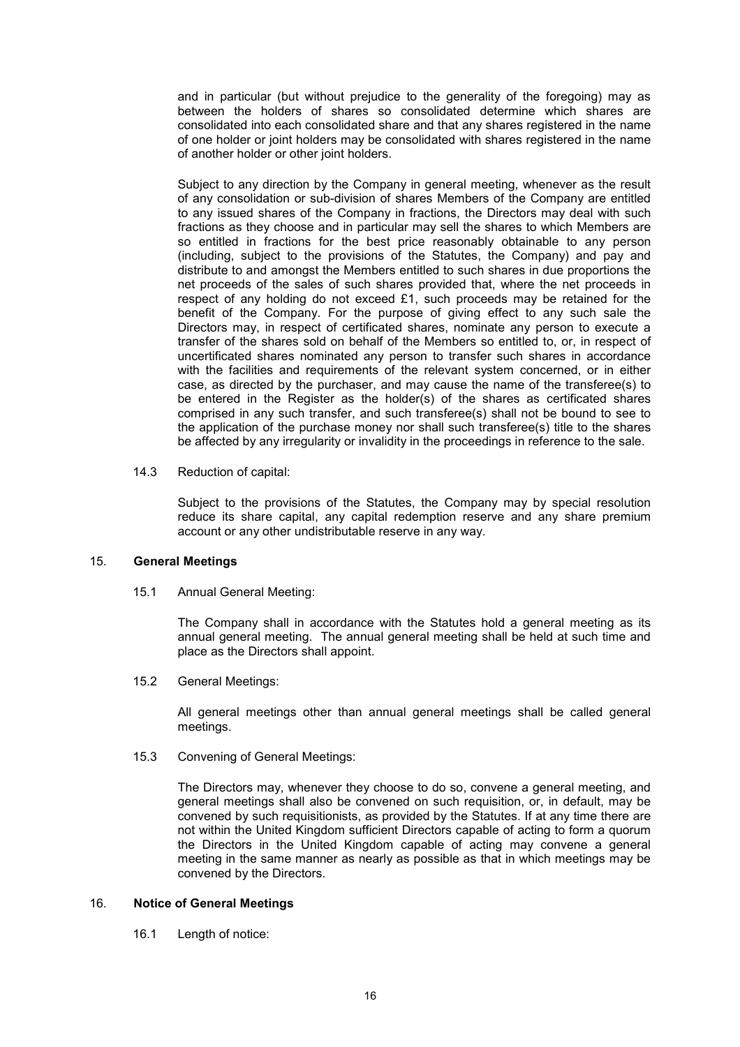and in particular (but without prejudice to the generality of the foregoing) may as between the holders of shares so consolidated determine which shares are consolidated into each consolidated share and that any shares registered in the name of one holder or joint holders may be consolidated with shares registered in the name of another holder or other joint holders.

Subject to any direction by the Company in general meeting, whenever as the result of any consolidation or sub-division of shares Members of the Company are entitled to any issued shares of the Company in fractions, the Directors may deal with such fractions as they choose and in particular may sell the shares to which Members are so entitled in fractions for the best price reasonably obtainable to any person (including, subject to the provisions of the Statutes, the Company) and pay and distribute to and amongst the Members entitled to such shares in due proportions the net proceeds of the sales of such shares provided that, where the net proceeds in respect of any holding do not exceed £1, such proceeds may be retained for the benefit of the Company. For the purpose of giving effect to any such sale the Directors may, in respect of certificated shares, nominate any person to execute a transfer of the shares sold on behalf of the Members so entitled to, or, in respect of uncertificated shares nominated any person to transfer such shares in accordance with the facilities and requirements of the relevant system concerned, or in either case, as directed by the purchaser, and may cause the name of the transferee(s) to be entered in the Register as the holder(s) of the shares as certificated shares comprised in any such transfer, and such transferee(s) shall not be bound to see to the application of the purchase money nor shall such transferee(s) title to the shares be affected by any irregularity or invalidity in the proceedings in reference to the sale.

14.3 Reduction of capital:

Subject to the provisions of the Statutes, the Company may by special resolution reduce its share capital, any capital redemption reserve and any share premium account or any other undistributable reserve in any way.

## 15. General Meetings

15.1 Annual General Meeting:

The Company shall in accordance with the Statutes hold a general meeting as its annual general meeting. The annual general meeting shall be held at such time and place as the Directors shall appoint.

15.2 General Meetings:

All general meetings other than annual general meetings shall be called general meetings.

15.3 Convening of General Meetings:

The Directors may, whenever they choose to do so, convene a general meeting, and general meetings shall also be convened on such requisition, or, in default, may be convened by such requisitionists, as provided by the Statutes. If at any time there are not within the United Kingdom sufficient Directors capable of acting to form a quorum the Directors in the United Kingdom capable of acting may convene a general meeting in the same manner as nearly as possible as that in which meetings may be convened by the Directors.

## 16. Notice of General Meetings

16.1 Length of notice: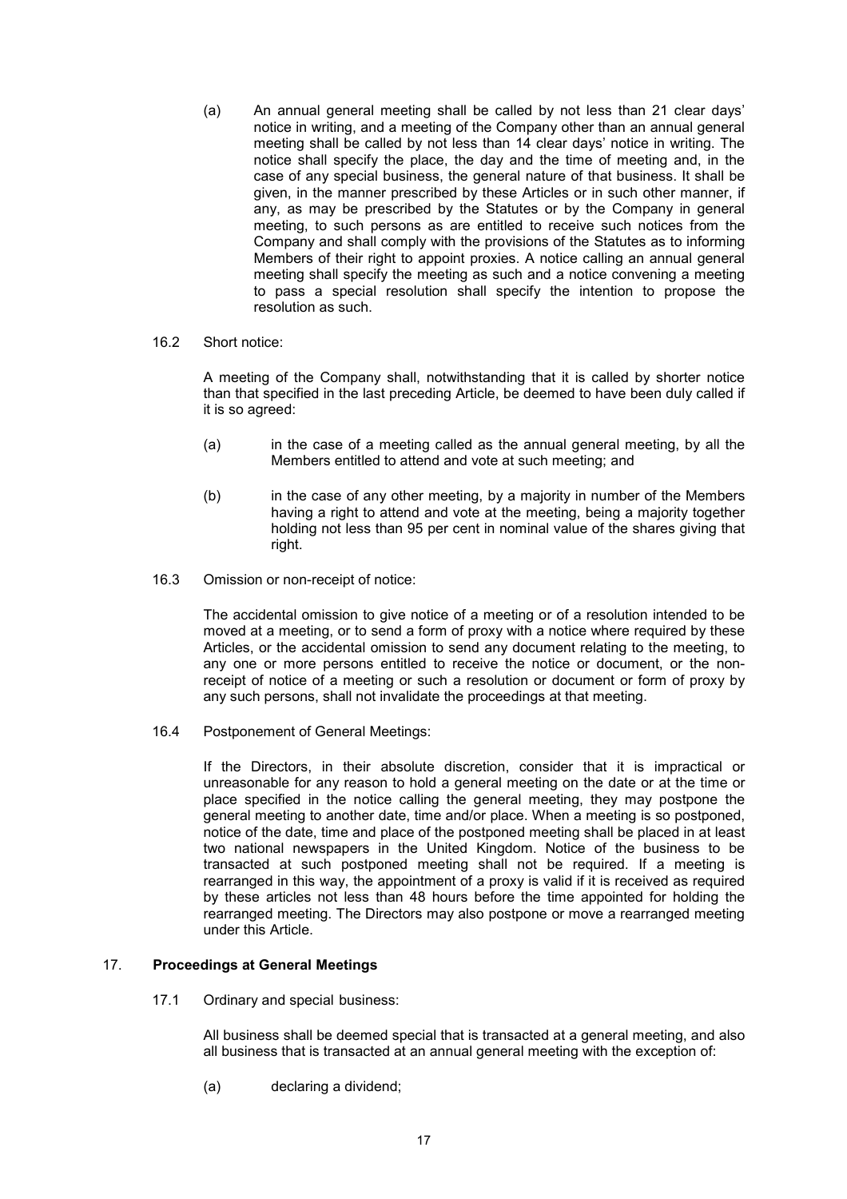(a) An annual general meeting shall be called by not less than 21 clear days' notice in writing, and a meeting of the Company other than an annual general meeting shall be called by not less than 14 clear days' notice in writing. The notice shall specify the place, the day and the time of meeting and, in the case of any special business, the general nature of that business. It shall be given, in the manner prescribed by these Articles or in such other manner, if any, as may be prescribed by the Statutes or by the Company in general meeting, to such persons as are entitled to receive such notices from the Company and shall comply with the provisions of the Statutes as to informing Members of their right to appoint proxies. A notice calling an annual general meeting shall specify the meeting as such and a notice convening a meeting to pass a special resolution shall specify the intention to propose the resolution as such.

16.2 Short notice:

A meeting of the Company shall, notwithstanding that it is called by shorter notice than that specified in the last preceding Article, be deemed to have been duly called if it is so agreed:

(a) in the case of a meeting called as the annual general meeting, by all the Members entitled to attend and vote at such meeting; and

(b) in the case of any other meeting, by a majority in number of the Members having a right to attend and vote at the meeting, being a majority together holding not less than 95 per cent in nominal value of the shares giving that right.

16.3 Omission or non-receipt of notice:

The accidental omission to give notice of a meeting or of a resolution intended to be moved at a meeting, or to send a form of proxy with a notice where required by these Articles, or the accidental omission to send any document relating to the meeting, to any one or more persons entitled to receive the notice or document, or the non-receipt of notice of a meeting or such a resolution or document or form of proxy by any such persons, shall not invalidate the proceedings at that meeting.

16.4 Postponement of General Meetings:

If the Directors, in their absolute discretion, consider that it is impractical or unreasonable for any reason to hold a general meeting on the date or at the time or place specified in the notice calling the general meeting, they may postpone the general meeting to another date, time and/or place. When a meeting is so postponed, notice of the date, time and place of the postponed meeting shall be placed in at least two national newspapers in the United Kingdom. Notice of the business to be transacted at such postponed meeting shall not be required. If a meeting is rearranged in this way, the appointment of a proxy is valid if it is received as required by these articles not less than 48 hours before the time appointed for holding the rearranged meeting. The Directors may also postpone or move a rearranged meeting under this Article.

## 17. Proceedings at General Meetings

17.1 Ordinary and special business:

All business shall be deemed special that is transacted at a general meeting, and also all business that is transacted at an annual general meeting with the exception of:

(a) declaring a dividend;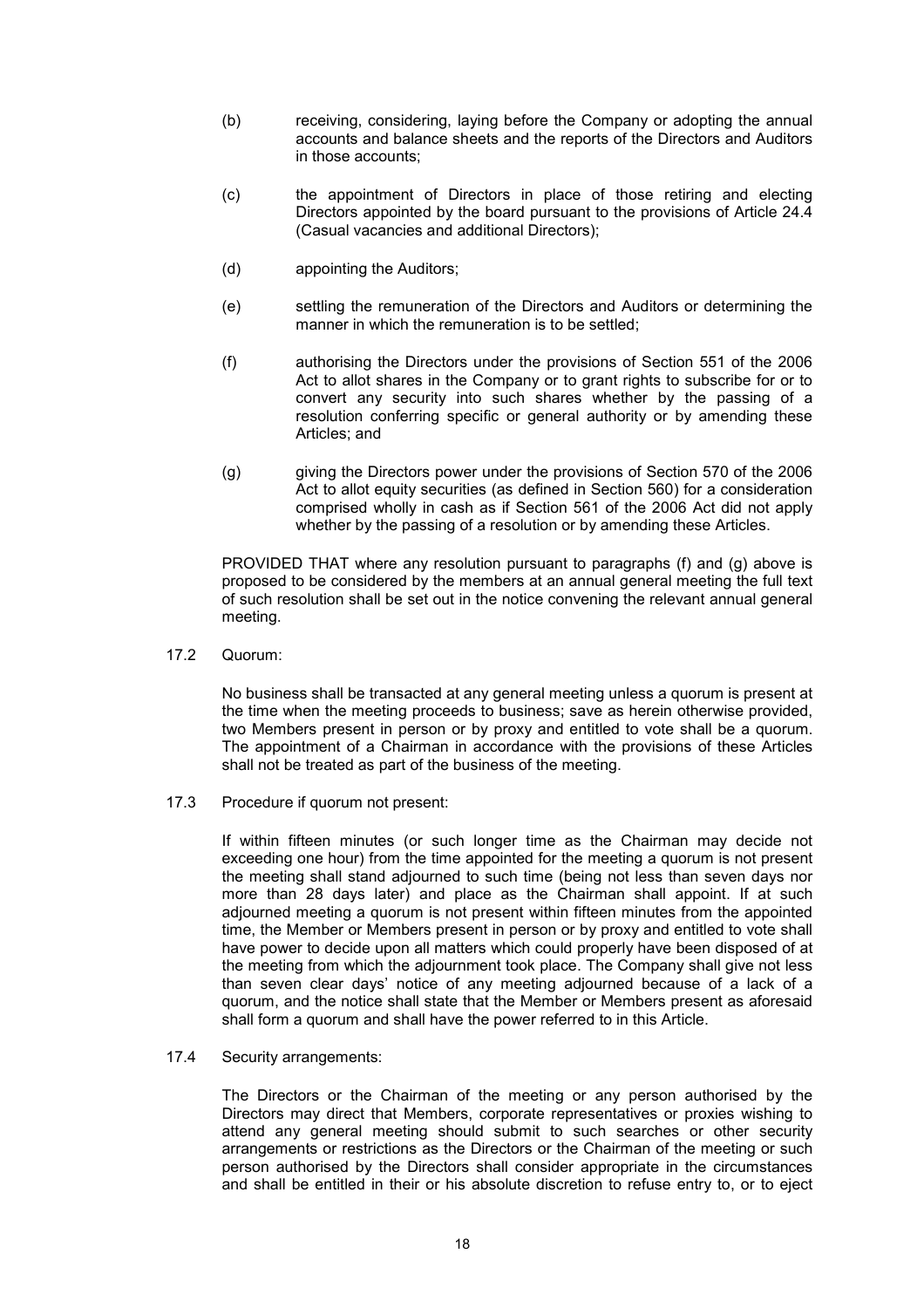(b) receiving, considering, laying before the Company or adopting the annual accounts and balance sheets and the reports of the Directors and Auditors in those accounts;

(c) the appointment of Directors in place of those retiring and electing Directors appointed by the board pursuant to the provisions of Article 24.4 (Casual vacancies and additional Directors);

(d) appointing the Auditors;

(e) settling the remuneration of the Directors and Auditors or determining the manner in which the remuneration is to be settled;

(f) authorising the Directors under the provisions of Section 551 of the 2006 Act to allot shares in the Company or to grant rights to subscribe for or to convert any security into such shares whether by the passing of a resolution conferring specific or general authority or by amending these Articles; and

(g) giving the Directors power under the provisions of Section 570 of the 2006 Act to allot equity securities (as defined in Section 560) for a consideration comprised wholly in cash as if Section 561 of the 2006 Act did not apply whether by the passing of a resolution or by amending these Articles.

PROVIDED THAT where any resolution pursuant to paragraphs (f) and (g) above is proposed to be considered by the members at an annual general meeting the full text of such resolution shall be set out in the notice convening the relevant annual general meeting.

17.2 Quorum:

No business shall be transacted at any general meeting unless a quorum is present at the time when the meeting proceeds to business; save as herein otherwise provided, two Members present in person or by proxy and entitled to vote shall be a quorum. The appointment of a Chairman in accordance with the provisions of these Articles shall not be treated as part of the business of the meeting.

17.3 Procedure if quorum not present:

If within fifteen minutes (or such longer time as the Chairman may decide not exceeding one hour) from the time appointed for the meeting a quorum is not present the meeting shall stand adjourned to such time (being not less than seven days nor more than 28 days later) and place as the Chairman shall appoint. If at such adjourned meeting a quorum is not present within fifteen minutes from the appointed time, the Member or Members present in person or by proxy and entitled to vote shall have power to decide upon all matters which could properly have been disposed of at the meeting from which the adjournment took place. The Company shall give not less than seven clear days' notice of any meeting adjourned because of a lack of a quorum, and the notice shall state that the Member or Members present as aforesaid shall form a quorum and shall have the power referred to in this Article.

17.4 Security arrangements:

The Directors or the Chairman of the meeting or any person authorised by the Directors may direct that Members, corporate representatives or proxies wishing to attend any general meeting should submit to such searches or other security arrangements or restrictions as the Directors or the Chairman of the meeting or such person authorised by the Directors shall consider appropriate in the circumstances and shall be entitled in their or his absolute discretion to refuse entry to, or to eject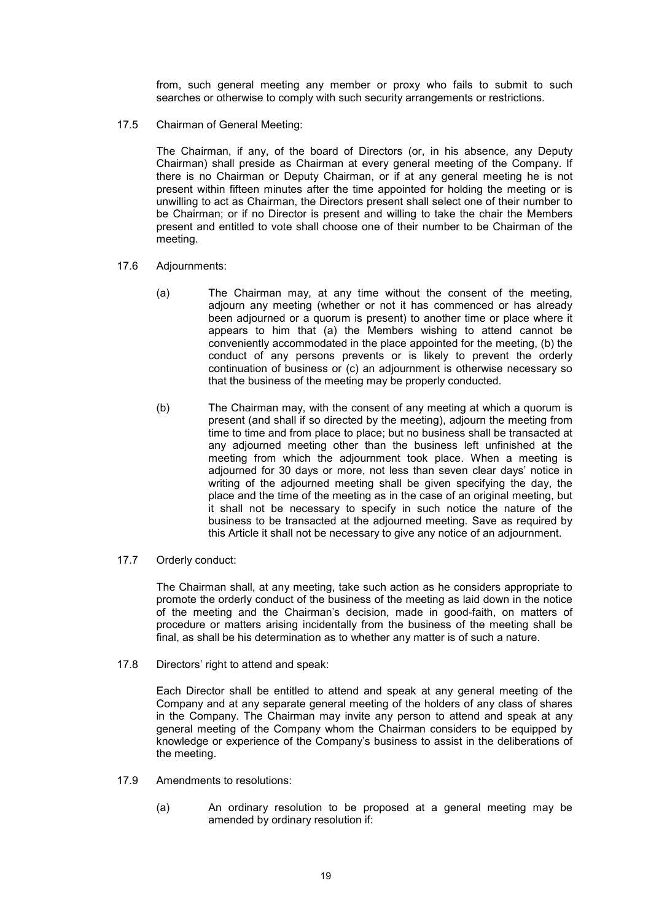from, such general meeting any member or proxy who fails to submit to such searches or otherwise to comply with such security arrangements or restrictions.

17.5 Chairman of General Meeting:

The Chairman, if any, of the board of Directors (or, in his absence, any Deputy Chairman) shall preside as Chairman at every general meeting of the Company. If there is no Chairman or Deputy Chairman, or if at any general meeting he is not present within fifteen minutes after the time appointed for holding the meeting or is unwilling to act as Chairman, the Directors present shall select one of their number to be Chairman; or if no Director is present and willing to take the chair the Members present and entitled to vote shall choose one of their number to be Chairman of the meeting.

17.6 Adjournments:

(a) The Chairman may, at any time without the consent of the meeting, adjourn any meeting (whether or not it has commenced or has already been adjourned or a quorum is present) to another time or place where it appears to him that (a) the Members wishing to attend cannot be conveniently accommodated in the place appointed for the meeting, (b) the conduct of any persons prevents or is likely to prevent the orderly continuation of business or (c) an adjournment is otherwise necessary so that the business of the meeting may be properly conducted.

(b) The Chairman may, with the consent of any meeting at which a quorum is present (and shall if so directed by the meeting), adjourn the meeting from time to time and from place to place; but no business shall be transacted at any adjourned meeting other than the business left unfinished at the meeting from which the adjournment took place. When a meeting is adjourned for 30 days or more, not less than seven clear days' notice in writing of the adjourned meeting shall be given specifying the day, the place and the time of the meeting as in the case of an original meeting, but it shall not be necessary to specify in such notice the nature of the business to be transacted at the adjourned meeting. Save as required by this Article it shall not be necessary to give any notice of an adjournment.

17.7 Orderly conduct:

The Chairman shall, at any meeting, take such action as he considers appropriate to promote the orderly conduct of the business of the meeting as laid down in the notice of the meeting and the Chairman's decision, made in good-faith, on matters of procedure or matters arising incidentally from the business of the meeting shall be final, as shall be his determination as to whether any matter is of such a nature.

17.8 Directors' right to attend and speak:

Each Director shall be entitled to attend and speak at any general meeting of the Company and at any separate general meeting of the holders of any class of shares in the Company. The Chairman may invite any person to attend and speak at any general meeting of the Company whom the Chairman considers to be equipped by knowledge or experience of the Company's business to assist in the deliberations of the meeting.

17.9 Amendments to resolutions:

(a) An ordinary resolution to be proposed at a general meeting may be amended by ordinary resolution if: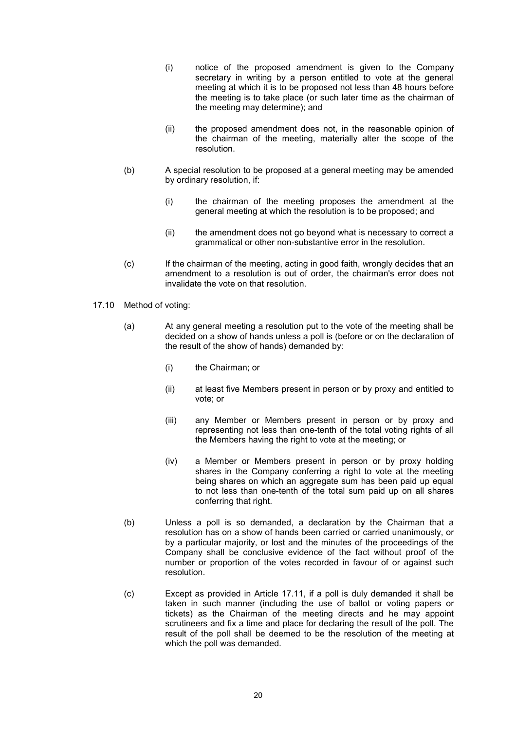(i) notice of the proposed amendment is given to the Company secretary in writing by a person entitled to vote at the general meeting at which it is to be proposed not less than 48 hours before the meeting is to take place (or such later time as the chairman of the meeting may determine); and

(ii) the proposed amendment does not, in the reasonable opinion of the chairman of the meeting, materially alter the scope of the resolution.

(b) A special resolution to be proposed at a general meeting may be amended by ordinary resolution, if:

(i) the chairman of the meeting proposes the amendment at the general meeting at which the resolution is to be proposed; and

(ii) the amendment does not go beyond what is necessary to correct a grammatical or other non-substantive error in the resolution.

(c) If the chairman of the meeting, acting in good faith, wrongly decides that an amendment to a resolution is out of order, the chairman's error does not invalidate the vote on that resolution.

17.10 Method of voting:

(a) At any general meeting a resolution put to the vote of the meeting shall be decided on a show of hands unless a poll is (before or on the declaration of the result of the show of hands) demanded by:

(i) the Chairman; or

(ii) at least five Members present in person or by proxy and entitled to vote; or

(iii) any Member or Members present in person or by proxy and representing not less than one-tenth of the total voting rights of all the Members having the right to vote at the meeting; or

(iv) a Member or Members present in person or by proxy holding shares in the Company conferring a right to vote at the meeting being shares on which an aggregate sum has been paid up equal to not less than one-tenth of the total sum paid up on all shares conferring that right.

(b) Unless a poll is so demanded, a declaration by the Chairman that a resolution has on a show of hands been carried or carried unanimously, or by a particular majority, or lost and the minutes of the proceedings of the Company shall be conclusive evidence of the fact without proof of the number or proportion of the votes recorded in favour of or against such resolution.

(c) Except as provided in Article 17.11, if a poll is duly demanded it shall be taken in such manner (including the use of ballot or voting papers or tickets) as the Chairman of the meeting directs and he may appoint scrutineers and fix a time and place for declaring the result of the poll. The result of the poll shall be deemed to be the resolution of the meeting at which the poll was demanded.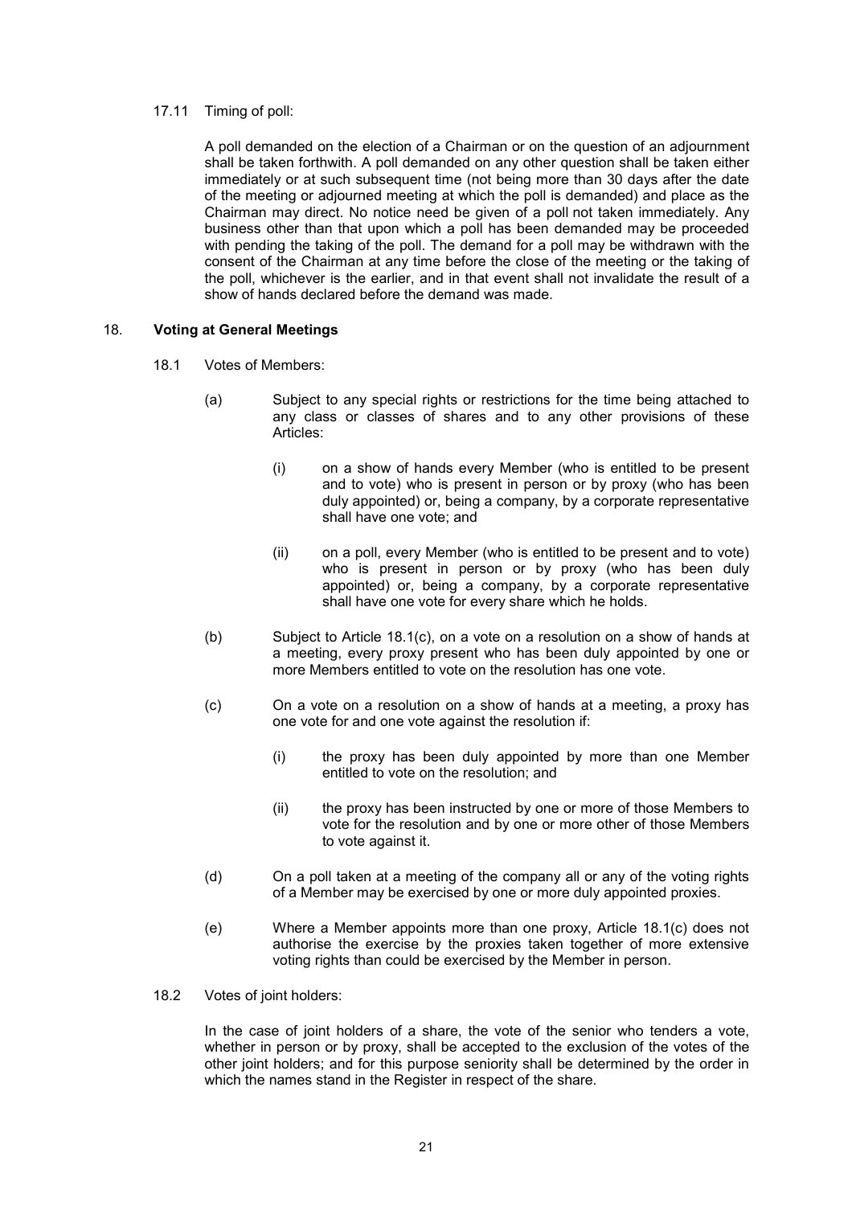17.11 Timing of poll:

A poll demanded on the election of a Chairman or on the question of an adjournment shall be taken forthwith. A poll demanded on any other question shall be taken either immediately or at such subsequent time (not being more than 30 days after the date of the meeting or adjourned meeting at which the poll is demanded) and place as the Chairman may direct. No notice need be given of a poll not taken immediately. Any business other than that upon which a poll has been demanded may be proceeded with pending the taking of the poll. The demand for a poll may be withdrawn with the consent of the Chairman at any time before the close of the meeting or the taking of the poll, whichever is the earlier, and in that event shall not invalidate the result of a show of hands declared before the demand was made.

## 18. **Voting at General Meetings**

18.1 Votes of Members:

(a) Subject to any special rights or restrictions for the time being attached to any class or classes of shares and to any other provisions of these Articles:

(i) on a show of hands every Member (who is entitled to be present and to vote) who is present in person or by proxy (who has been duly appointed) or, being a company, by a corporate representative shall have one vote; and

(ii) on a poll, every Member (who is entitled to be present and to vote) who is present in person or by proxy (who has been duly appointed) or, being a company, by a corporate representative shall have one vote for every share which he holds.

(b) Subject to Article 18.1(c), on a vote on a resolution on a show of hands at a meeting, every proxy present who has been duly appointed by one or more Members entitled to vote on the resolution has one vote.

(c) On a vote on a resolution on a show of hands at a meeting, a proxy has one vote for and one vote against the resolution if:

(i) the proxy has been duly appointed by more than one Member entitled to vote on the resolution; and

(ii) the proxy has been instructed by one or more of those Members to vote for the resolution and by one or more other of those Members to vote against it.

(d) On a poll taken at a meeting of the company all or any of the voting rights of a Member may be exercised by one or more duly appointed proxies.

(e) Where a Member appoints more than one proxy, Article 18.1(c) does not authorise the exercise by the proxies taken together of more extensive voting rights than could be exercised by the Member in person.

18.2 Votes of joint holders:

In the case of joint holders of a share, the vote of the senior who tenders a vote, whether in person or by proxy, shall be accepted to the exclusion of the votes of the other joint holders; and for this purpose seniority shall be determined by the order in which the names stand in the Register in respect of the share.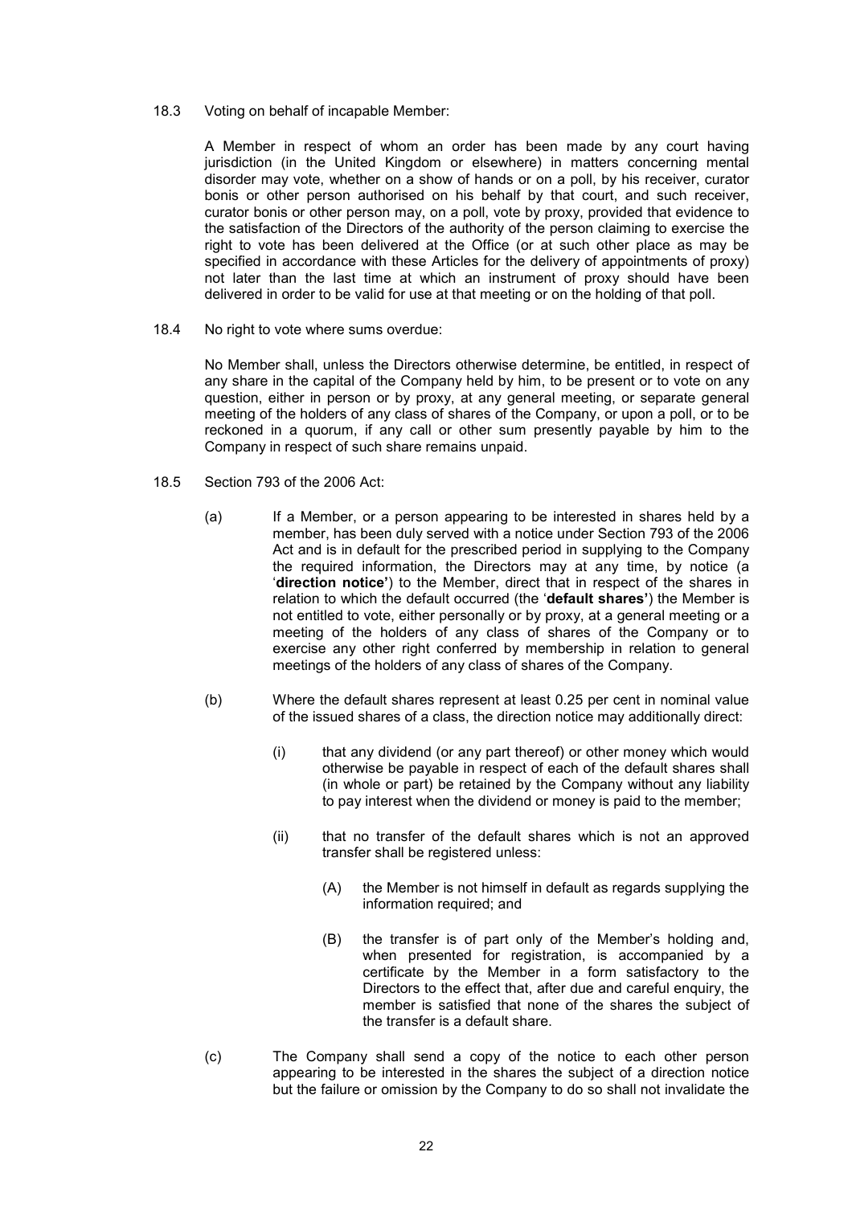18.3 Voting on behalf of incapable Member:

A Member in respect of whom an order has been made by any court having jurisdiction (in the United Kingdom or elsewhere) in matters concerning mental disorder may vote, whether on a show of hands or on a poll, by his receiver, curator bonis or other person authorised on his behalf by that court, and such receiver, curator bonis or other person may, on a poll, vote by proxy, provided that evidence to the satisfaction of the Directors of the authority of the person claiming to exercise the right to vote has been delivered at the Office (or at such other place as may be specified in accordance with these Articles for the delivery of appointments of proxy) not later than the last time at which an instrument of proxy should have been delivered in order to be valid for use at that meeting or on the holding of that poll.

18.4 No right to vote where sums overdue:

No Member shall, unless the Directors otherwise determine, be entitled, in respect of any share in the capital of the Company held by him, to be present or to vote on any question, either in person or by proxy, at any general meeting, or separate general meeting of the holders of any class of shares of the Company, or upon a poll, or to be reckoned in a quorum, if any call or other sum presently payable by him to the Company in respect of such share remains unpaid.

18.5 Section 793 of the 2006 Act:

(a) If a Member, or a person appearing to be interested in shares held by a member, has been duly served with a notice under Section 793 of the 2006 Act and is in default for the prescribed period in supplying to the Company the required information, the Directors may at any time, by notice (a '**direction notice'**) to the Member, direct that in respect of the shares in relation to which the default occurred (the '**default shares'**) the Member is not entitled to vote, either personally or by proxy, at a general meeting or a meeting of the holders of any class of shares of the Company or to exercise any other right conferred by membership in relation to general meetings of the holders of any class of shares of the Company.

(b) Where the default shares represent at least 0.25 per cent in nominal value of the issued shares of a class, the direction notice may additionally direct:

(i) that any dividend (or any part thereof) or other money which would otherwise be payable in respect of each of the default shares shall (in whole or part) be retained by the Company without any liability to pay interest when the dividend or money is paid to the member;

(ii) that no transfer of the default shares which is not an approved transfer shall be registered unless:

(A) the Member is not himself in default as regards supplying the information required; and

(B) the transfer is of part only of the Member's holding and, when presented for registration, is accompanied by a certificate by the Member in a form satisfactory to the Directors to the effect that, after due and careful enquiry, the member is satisfied that none of the shares the subject of the transfer is a default share.

(c) The Company shall send a copy of the notice to each other person appearing to be interested in the shares the subject of a direction notice but the failure or omission by the Company to do so shall not invalidate the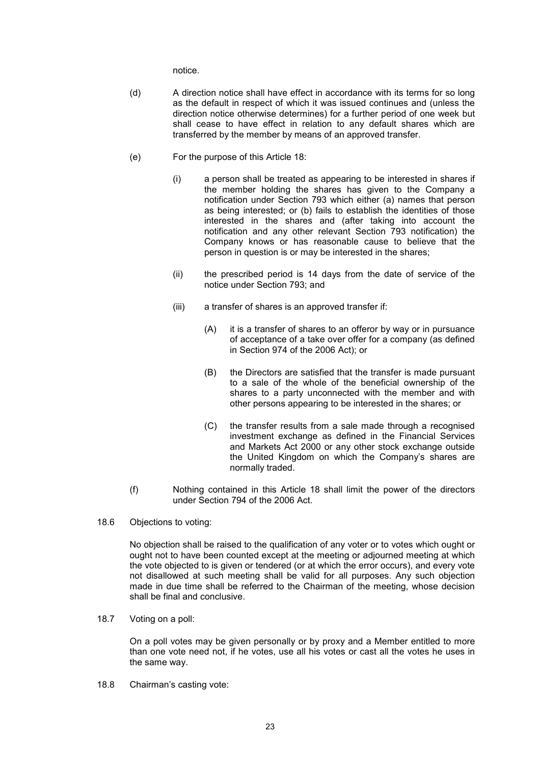notice.

(d) A direction notice shall have effect in accordance with its terms for so long as the default in respect of which it was issued continues and (unless the direction notice otherwise determines) for a further period of one week but shall cease to have effect in relation to any default shares which are transferred by the member by means of an approved transfer.

(e) For the purpose of this Article 18:

  (i) a person shall be treated as appearing to be interested in shares if the member holding the shares has given to the Company a notification under Section 793 which either (a) names that person as being interested; or (b) fails to establish the identities of those interested in the shares and (after taking into account the notification and any other relevant Section 793 notification) the Company knows or has reasonable cause to believe that the person in question is or may be interested in the shares;

  (ii) the prescribed period is 14 days from the date of service of the notice under Section 793; and

  (iii) a transfer of shares is an approved transfer if:

    (A) it is a transfer of shares to an offeror by way or in pursuance of acceptance of a take over offer for a company (as defined in Section 974 of the 2006 Act); or

    (B) the Directors are satisfied that the transfer is made pursuant to a sale of the whole of the beneficial ownership of the shares to a party unconnected with the member and with other persons appearing to be interested in the shares; or

    (C) the transfer results from a sale made through a recognised investment exchange as defined in the Financial Services and Markets Act 2000 or any other stock exchange outside the United Kingdom on which the Company's shares are normally traded.

(f) Nothing contained in this Article 18 shall limit the power of the directors under Section 794 of the 2006 Act.

18.6 Objections to voting:

No objection shall be raised to the qualification of any voter or to votes which ought or ought not to have been counted except at the meeting or adjourned meeting at which the vote objected to is given or tendered (or at which the error occurs), and every vote not disallowed at such meeting shall be valid for all purposes. Any such objection made in due time shall be referred to the Chairman of the meeting, whose decision shall be final and conclusive.

18.7 Voting on a poll:

On a poll votes may be given personally or by proxy and a Member entitled to more than one vote need not, if he votes, use all his votes or cast all the votes he uses in the same way.

18.8 Chairman's casting vote: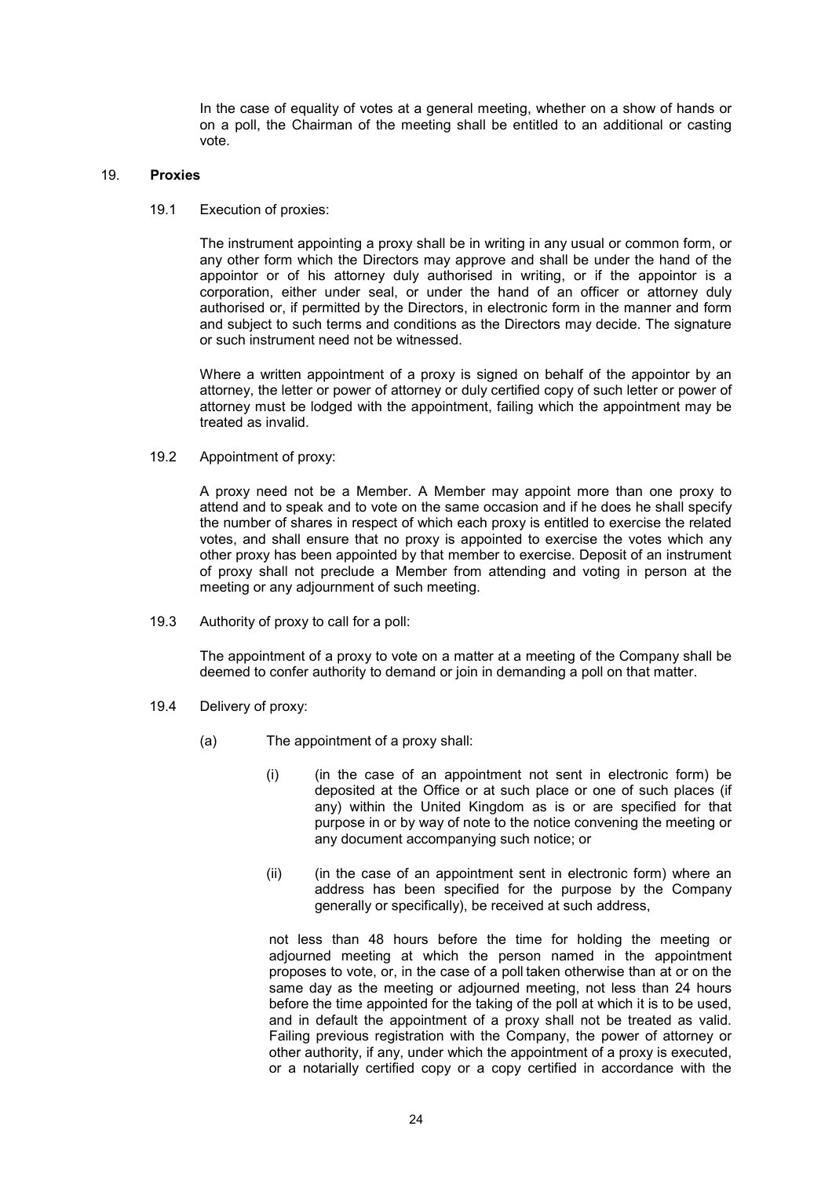In the case of equality of votes at a general meeting, whether on a show of hands or on a poll, the Chairman of the meeting shall be entitled to an additional or casting vote.

## 19. **Proxies**

19.1 Execution of proxies:

The instrument appointing a proxy shall be in writing in any usual or common form, or any other form which the Directors may approve and shall be under the hand of the appointor or of his attorney duly authorised in writing, or if the appointor is a corporation, either under seal, or under the hand of an officer or attorney duly authorised or, if permitted by the Directors, in electronic form in the manner and form and subject to such terms and conditions as the Directors may decide. The signature or such instrument need not be witnessed.

Where a written appointment of a proxy is signed on behalf of the appointor by an attorney, the letter or power of attorney or duly certified copy of such letter or power of attorney must be lodged with the appointment, failing which the appointment may be treated as invalid.

19.2 Appointment of proxy:

A proxy need not be a Member. A Member may appoint more than one proxy to attend and to speak and to vote on the same occasion and if he does he shall specify the number of shares in respect of which each proxy is entitled to exercise the related votes, and shall ensure that no proxy is appointed to exercise the votes which any other proxy has been appointed by that member to exercise. Deposit of an instrument of proxy shall not preclude a Member from attending and voting in person at the meeting or any adjournment of such meeting.

19.3 Authority of proxy to call for a poll:

The appointment of a proxy to vote on a matter at a meeting of the Company shall be deemed to confer authority to demand or join in demanding a poll on that matter.

19.4 Delivery of proxy:

(a) The appointment of a proxy shall:

(i) (in the case of an appointment not sent in electronic form) be deposited at the Office or at such place or one of such places (if any) within the United Kingdom as is or are specified for that purpose in or by way of note to the notice convening the meeting or any document accompanying such notice; or

(ii) (in the case of an appointment sent in electronic form) where an address has been specified for the purpose by the Company generally or specifically), be received at such address,

not less than 48 hours before the time for holding the meeting or adjourned meeting at which the person named in the appointment proposes to vote, or, in the case of a poll taken otherwise than at or on the same day as the meeting or adjourned meeting, not less than 24 hours before the time appointed for the taking of the poll at which it is to be used, and in default the appointment of a proxy shall not be treated as valid. Failing previous registration with the Company, the power of attorney or other authority, if any, under which the appointment of a proxy is executed, or a notarially certified copy or a copy certified in accordance with the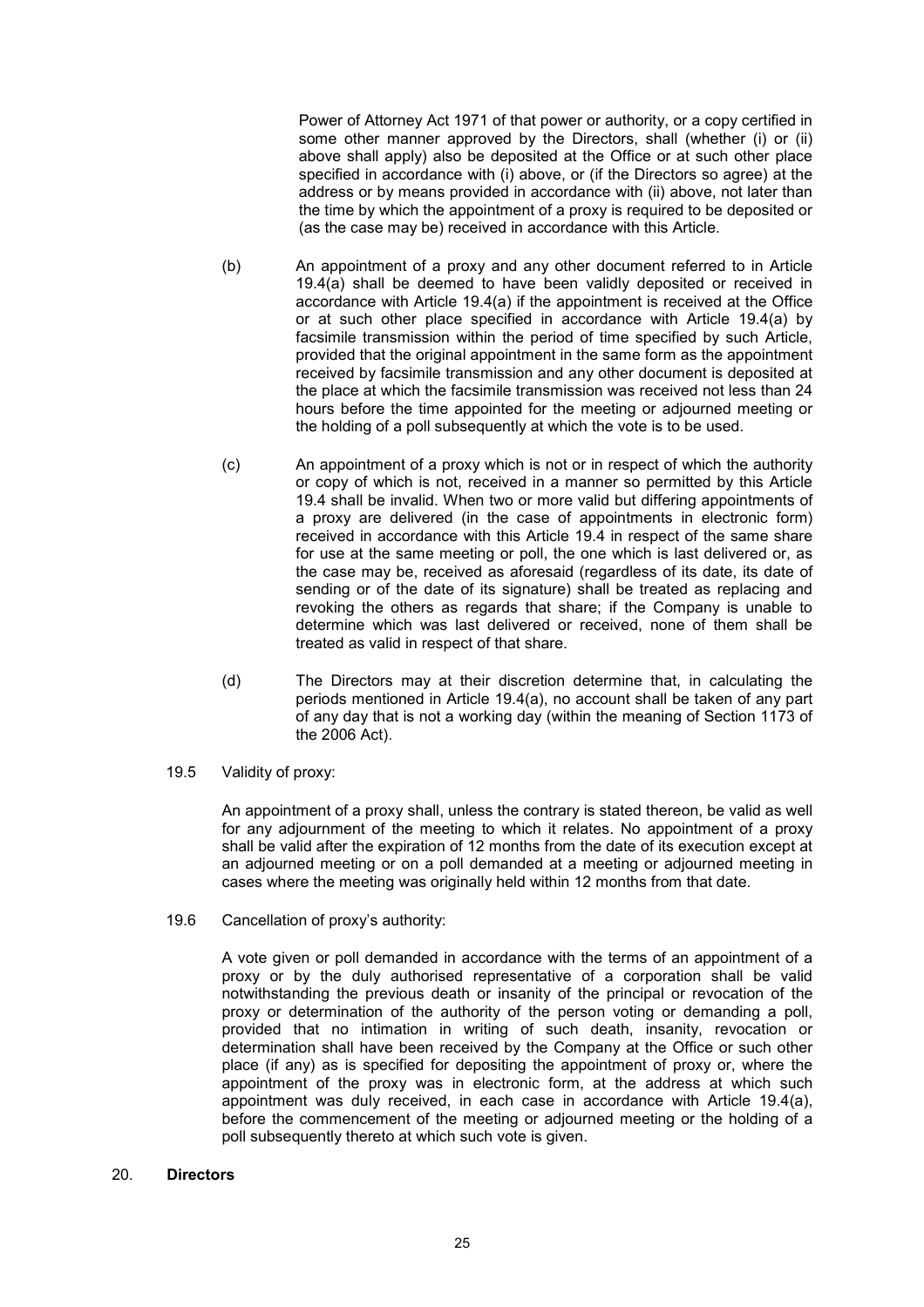Power of Attorney Act 1971 of that power or authority, or a copy certified in some other manner approved by the Directors, shall (whether (i) or (ii) above shall apply) also be deposited at the Office or at such other place specified in accordance with (i) above, or (if the Directors so agree) at the address or by means provided in accordance with (ii) above, not later than the time by which the appointment of a proxy is required to be deposited or (as the case may be) received in accordance with this Article.

(b) An appointment of a proxy and any other document referred to in Article 19.4(a) shall be deemed to have been validly deposited or received in accordance with Article 19.4(a) if the appointment is received at the Office or at such other place specified in accordance with Article 19.4(a) by facsimile transmission within the period of time specified by such Article, provided that the original appointment in the same form as the appointment received by facsimile transmission and any other document is deposited at the place at which the facsimile transmission was received not less than 24 hours before the time appointed for the meeting or adjourned meeting or the holding of a poll subsequently at which the vote is to be used.

(c) An appointment of a proxy which is not or in respect of which the authority or copy of which is not, received in a manner so permitted by this Article 19.4 shall be invalid. When two or more valid but differing appointments of a proxy are delivered (in the case of appointments in electronic form) received in accordance with this Article 19.4 in respect of the same share for use at the same meeting or poll, the one which is last delivered or, as the case may be, received as aforesaid (regardless of its date, its date of sending or of the date of its signature) shall be treated as replacing and revoking the others as regards that share; if the Company is unable to determine which was last delivered or received, none of them shall be treated as valid in respect of that share.

(d) The Directors may at their discretion determine that, in calculating the periods mentioned in Article 19.4(a), no account shall be taken of any part of any day that is not a working day (within the meaning of Section 1173 of the 2006 Act).

19.5 Validity of proxy:

An appointment of a proxy shall, unless the contrary is stated thereon, be valid as well for any adjournment of the meeting to which it relates. No appointment of a proxy shall be valid after the expiration of 12 months from the date of its execution except at an adjourned meeting or on a poll demanded at a meeting or adjourned meeting in cases where the meeting was originally held within 12 months from that date.

19.6 Cancellation of proxy's authority:

A vote given or poll demanded in accordance with the terms of an appointment of a proxy or by the duly authorised representative of a corporation shall be valid notwithstanding the previous death or insanity of the principal or revocation of the proxy or determination of the authority of the person voting or demanding a poll, provided that no intimation in writing of such death, insanity, revocation or determination shall have been received by the Company at the Office or such other place (if any) as is specified for depositing the appointment of proxy or, where the appointment of the proxy was in electronic form, at the address at which such appointment was duly received, in each case in accordance with Article 19.4(a), before the commencement of the meeting or adjourned meeting or the holding of a poll subsequently thereto at which such vote is given.

## 20. Directors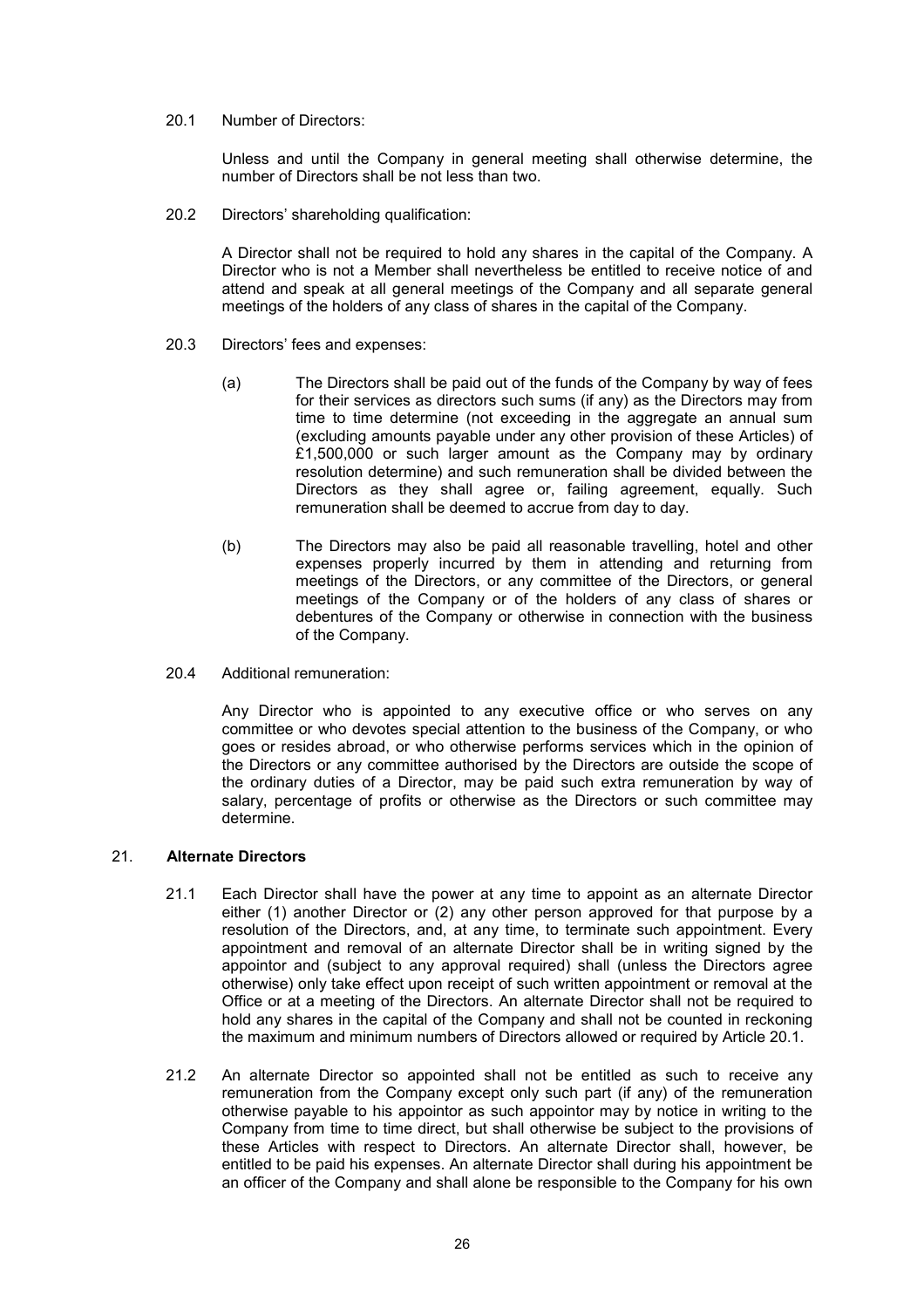20.1 Number of Directors:

Unless and until the Company in general meeting shall otherwise determine, the number of Directors shall be not less than two.

20.2 Directors' shareholding qualification:

A Director shall not be required to hold any shares in the capital of the Company. A Director who is not a Member shall nevertheless be entitled to receive notice of and attend and speak at all general meetings of the Company and all separate general meetings of the holders of any class of shares in the capital of the Company.

20.3 Directors' fees and expenses:

(a) The Directors shall be paid out of the funds of the Company by way of fees for their services as directors such sums (if any) as the Directors may from time to time determine (not exceeding in the aggregate an annual sum (excluding amounts payable under any other provision of these Articles) of £1,500,000 or such larger amount as the Company may by ordinary resolution determine) and such remuneration shall be divided between the Directors as they shall agree or, failing agreement, equally. Such remuneration shall be deemed to accrue from day to day.

(b) The Directors may also be paid all reasonable travelling, hotel and other expenses properly incurred by them in attending and returning from meetings of the Directors, or any committee of the Directors, or general meetings of the Company or of the holders of any class of shares or debentures of the Company or otherwise in connection with the business of the Company.

20.4 Additional remuneration:

Any Director who is appointed to any executive office or who serves on any committee or who devotes special attention to the business of the Company, or who goes or resides abroad, or who otherwise performs services which in the opinion of the Directors or any committee authorised by the Directors are outside the scope of the ordinary duties of a Director, may be paid such extra remuneration by way of salary, percentage of profits or otherwise as the Directors or such committee may determine.

## 21. **Alternate Directors**

21.1 Each Director shall have the power at any time to appoint as an alternate Director either (1) another Director or (2) any other person approved for that purpose by a resolution of the Directors, and, at any time, to terminate such appointment. Every appointment and removal of an alternate Director shall be in writing signed by the appointor and (subject to any approval required) shall (unless the Directors agree otherwise) only take effect upon receipt of such written appointment or removal at the Office or at a meeting of the Directors. An alternate Director shall not be required to hold any shares in the capital of the Company and shall not be counted in reckoning the maximum and minimum numbers of Directors allowed or required by Article 20.1.

21.2 An alternate Director so appointed shall not be entitled as such to receive any remuneration from the Company except only such part (if any) of the remuneration otherwise payable to his appointor as such appointor may by notice in writing to the Company from time to time direct, but shall otherwise be subject to the provisions of these Articles with respect to Directors. An alternate Director shall, however, be entitled to be paid his expenses. An alternate Director shall during his appointment be an officer of the Company and shall alone be responsible to the Company for his own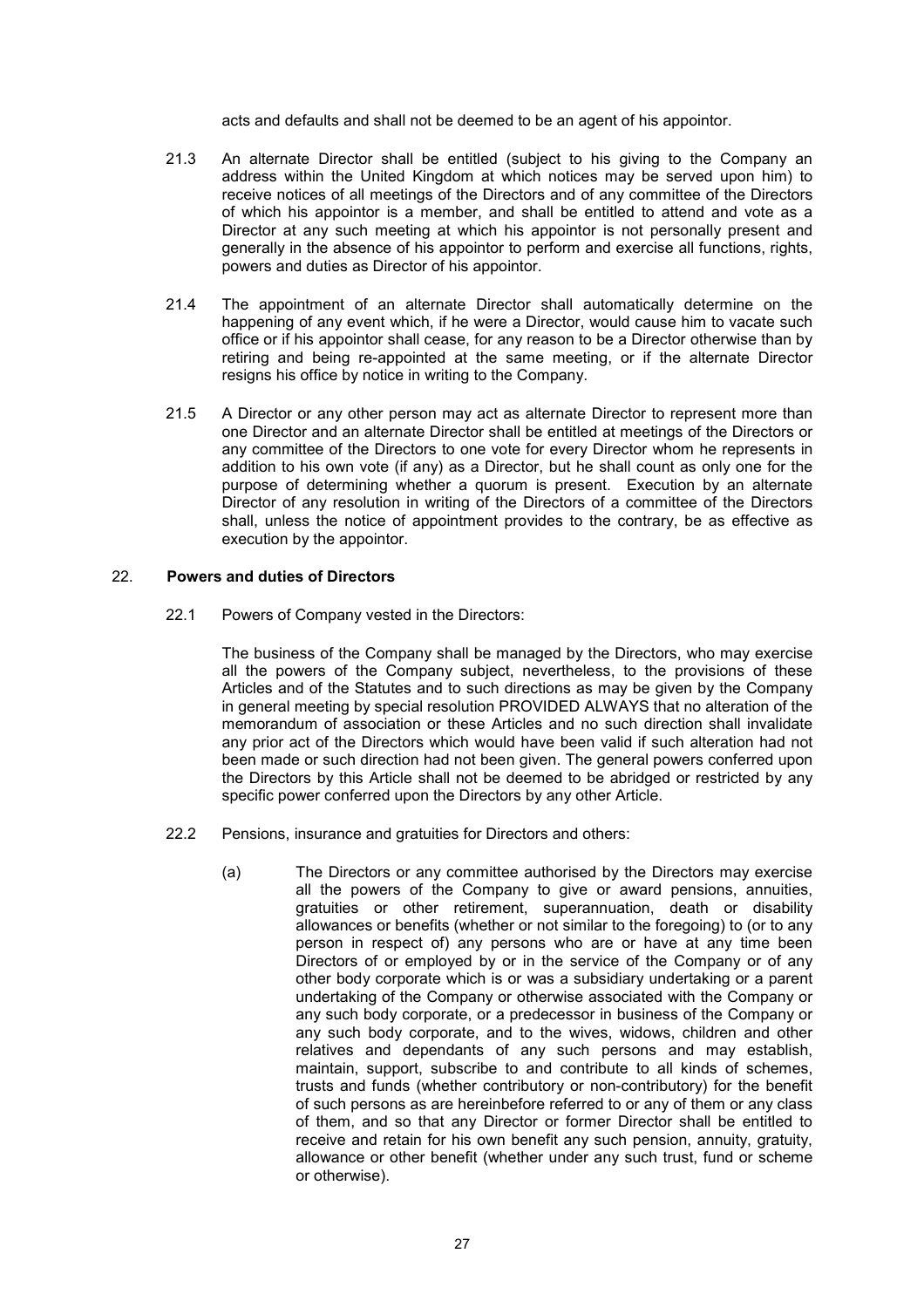acts and defaults and shall not be deemed to be an agent of his appointor.

21.3 An alternate Director shall be entitled (subject to his giving to the Company an address within the United Kingdom at which notices may be served upon him) to receive notices of all meetings of the Directors and of any committee of the Directors of which his appointor is a member, and shall be entitled to attend and vote as a Director at any such meeting at which his appointor is not personally present and generally in the absence of his appointor to perform and exercise all functions, rights, powers and duties as Director of his appointor.

21.4 The appointment of an alternate Director shall automatically determine on the happening of any event which, if he were a Director, would cause him to vacate such office or if his appointor shall cease, for any reason to be a Director otherwise than by retiring and being re-appointed at the same meeting, or if the alternate Director resigns his office by notice in writing to the Company.

21.5 A Director or any other person may act as alternate Director to represent more than one Director and an alternate Director shall be entitled at meetings of the Directors or any committee of the Directors to one vote for every Director whom he represents in addition to his own vote (if any) as a Director, but he shall count as only one for the purpose of determining whether a quorum is present. Execution by an alternate Director of any resolution in writing of the Directors of a committee of the Directors shall, unless the notice of appointment provides to the contrary, be as effective as execution by the appointor.

## 22. Powers and duties of Directors

22.1 Powers of Company vested in the Directors:

The business of the Company shall be managed by the Directors, who may exercise all the powers of the Company subject, nevertheless, to the provisions of these Articles and of the Statutes and to such directions as may be given by the Company in general meeting by special resolution PROVIDED ALWAYS that no alteration of the memorandum of association or these Articles and no such direction shall invalidate any prior act of the Directors which would have been valid if such alteration had not been made or such direction had not been given. The general powers conferred upon the Directors by this Article shall not be deemed to be abridged or restricted by any specific power conferred upon the Directors by any other Article.

22.2 Pensions, insurance and gratuities for Directors and others:

(a) The Directors or any committee authorised by the Directors may exercise all the powers of the Company to give or award pensions, annuities, gratuities or other retirement, superannuation, death or disability allowances or benefits (whether or not similar to the foregoing) to (or to any person in respect of) any persons who are or have at any time been Directors of or employed by or in the service of the Company or of any other body corporate which is or was a subsidiary undertaking or a parent undertaking of the Company or otherwise associated with the Company or any such body corporate, or a predecessor in business of the Company or any such body corporate, and to the wives, widows, children and other relatives and dependants of any such persons and may establish, maintain, support, subscribe to and contribute to all kinds of schemes, trusts and funds (whether contributory or non-contributory) for the benefit of such persons as are hereinbefore referred to or any of them or any class of them, and so that any Director or former Director shall be entitled to receive and retain for his own benefit any such pension, annuity, gratuity, allowance or other benefit (whether under any such trust, fund or scheme or otherwise).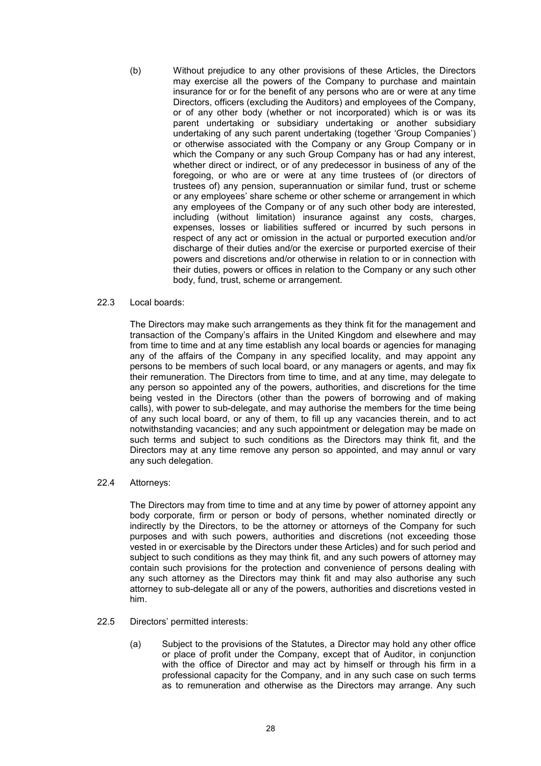(b) Without prejudice to any other provisions of these Articles, the Directors may exercise all the powers of the Company to purchase and maintain insurance for or for the benefit of any persons who are or were at any time Directors, officers (excluding the Auditors) and employees of the Company, or of any other body (whether or not incorporated) which is or was its parent undertaking or subsidiary undertaking or another subsidiary undertaking of any such parent undertaking (together 'Group Companies') or otherwise associated with the Company or any Group Company or in which the Company or any such Group Company has or had any interest, whether direct or indirect, or of any predecessor in business of any of the foregoing, or who are or were at any time trustees of (or directors of trustees of) any pension, superannuation or similar fund, trust or scheme or any employees' share scheme or other scheme or arrangement in which any employees of the Company or of any such other body are interested, including (without limitation) insurance against any costs, charges, expenses, losses or liabilities suffered or incurred by such persons in respect of any act or omission in the actual or purported execution and/or discharge of their duties and/or the exercise or purported exercise of their powers and discretions and/or otherwise in relation to or in connection with their duties, powers or offices in relation to the Company or any such other body, fund, trust, scheme or arrangement.

22.3 Local boards:

The Directors may make such arrangements as they think fit for the management and transaction of the Company's affairs in the United Kingdom and elsewhere and may from time to time and at any time establish any local boards or agencies for managing any of the affairs of the Company in any specified locality, and may appoint any persons to be members of such local board, or any managers or agents, and may fix their remuneration. The Directors from time to time, and at any time, may delegate to any person so appointed any of the powers, authorities, and discretions for the time being vested in the Directors (other than the powers of borrowing and of making calls), with power to sub-delegate, and may authorise the members for the time being of any such local board, or any of them, to fill up any vacancies therein, and to act notwithstanding vacancies; and any such appointment or delegation may be made on such terms and subject to such conditions as the Directors may think fit, and the Directors may at any time remove any person so appointed, and may annul or vary any such delegation.

22.4 Attorneys:

The Directors may from time to time and at any time by power of attorney appoint any body corporate, firm or person or body of persons, whether nominated directly or indirectly by the Directors, to be the attorney or attorneys of the Company for such purposes and with such powers, authorities and discretions (not exceeding those vested in or exercisable by the Directors under these Articles) and for such period and subject to such conditions as they may think fit, and any such powers of attorney may contain such provisions for the protection and convenience of persons dealing with any such attorney as the Directors may think fit and may also authorise any such attorney to sub-delegate all or any of the powers, authorities and discretions vested in him.

22.5 Directors' permitted interests:

(a) Subject to the provisions of the Statutes, a Director may hold any other office or place of profit under the Company, except that of Auditor, in conjunction with the office of Director and may act by himself or through his firm in a professional capacity for the Company, and in any such case on such terms as to remuneration and otherwise as the Directors may arrange. Any such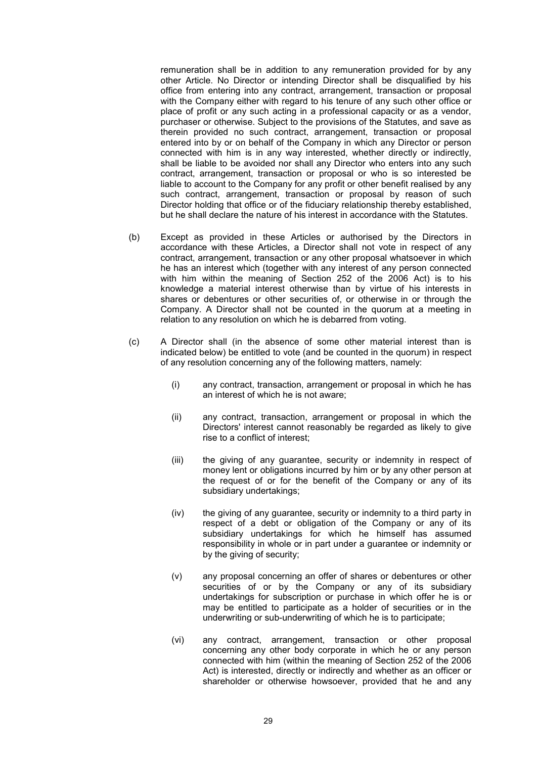remuneration shall be in addition to any remuneration provided for by any other Article. No Director or intending Director shall be disqualified by his office from entering into any contract, arrangement, transaction or proposal with the Company either with regard to his tenure of any such other office or place of profit or any such acting in a professional capacity or as a vendor, purchaser or otherwise. Subject to the provisions of the Statutes, and save as therein provided no such contract, arrangement, transaction or proposal entered into by or on behalf of the Company in which any Director or person connected with him is in any way interested, whether directly or indirectly, shall be liable to be avoided nor shall any Director who enters into any such contract, arrangement, transaction or proposal or who is so interested be liable to account to the Company for any profit or other benefit realised by any such contract, arrangement, transaction or proposal by reason of such Director holding that office or of the fiduciary relationship thereby established, but he shall declare the nature of his interest in accordance with the Statutes.

(b) Except as provided in these Articles or authorised by the Directors in accordance with these Articles, a Director shall not vote in respect of any contract, arrangement, transaction or any other proposal whatsoever in which he has an interest which (together with any interest of any person connected with him within the meaning of Section 252 of the 2006 Act) is to his knowledge a material interest otherwise than by virtue of his interests in shares or debentures or other securities of, or otherwise in or through the Company. A Director shall not be counted in the quorum at a meeting in relation to any resolution on which he is debarred from voting.

(c) A Director shall (in the absence of some other material interest than is indicated below) be entitled to vote (and be counted in the quorum) in respect of any resolution concerning any of the following matters, namely:

(i) any contract, transaction, arrangement or proposal in which he has an interest of which he is not aware;

(ii) any contract, transaction, arrangement or proposal in which the Directors' interest cannot reasonably be regarded as likely to give rise to a conflict of interest;

(iii) the giving of any guarantee, security or indemnity in respect of money lent or obligations incurred by him or by any other person at the request of or for the benefit of the Company or any of its subsidiary undertakings;

(iv) the giving of any guarantee, security or indemnity to a third party in respect of a debt or obligation of the Company or any of its subsidiary undertakings for which he himself has assumed responsibility in whole or in part under a guarantee or indemnity or by the giving of security;

(v) any proposal concerning an offer of shares or debentures or other securities of or by the Company or any of its subsidiary undertakings for subscription or purchase in which offer he is or may be entitled to participate as a holder of securities or in the underwriting or sub-underwriting of which he is to participate;

(vi) any contract, arrangement, transaction or other proposal concerning any other body corporate in which he or any person connected with him (within the meaning of Section 252 of the 2006 Act) is interested, directly or indirectly and whether as an officer or shareholder or otherwise howsoever, provided that he and any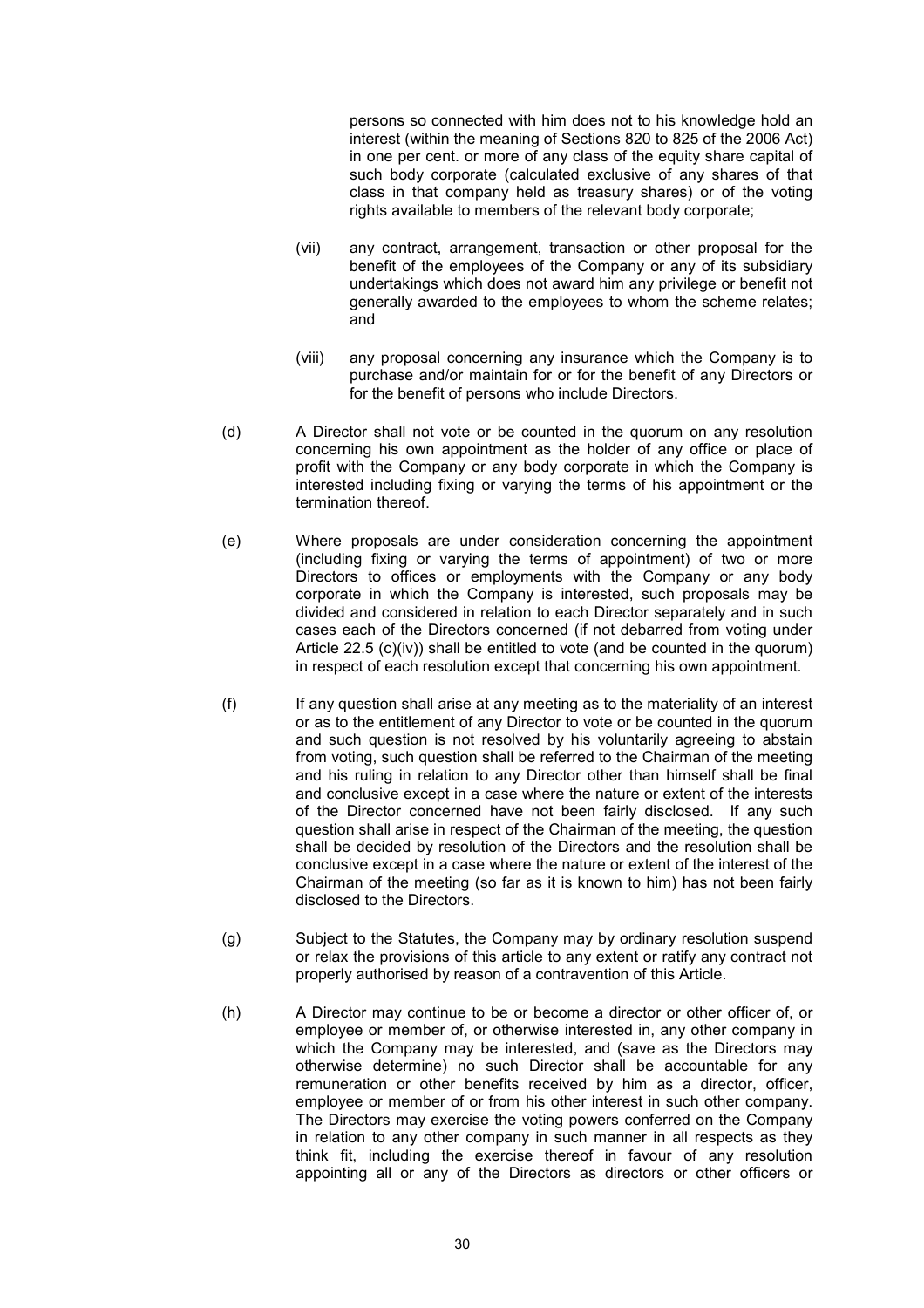persons so connected with him does not to his knowledge hold an interest (within the meaning of Sections 820 to 825 of the 2006 Act) in one per cent. or more of any class of the equity share capital of such body corporate (calculated exclusive of any shares of that class in that company held as treasury shares) or of the voting rights available to members of the relevant body corporate;

(vii) any contract, arrangement, transaction or other proposal for the benefit of the employees of the Company or any of its subsidiary undertakings which does not award him any privilege or benefit not generally awarded to the employees to whom the scheme relates; and

(viii) any proposal concerning any insurance which the Company is to purchase and/or maintain for or for the benefit of any Directors or for the benefit of persons who include Directors.

(d) A Director shall not vote or be counted in the quorum on any resolution concerning his own appointment as the holder of any office or place of profit with the Company or any body corporate in which the Company is interested including fixing or varying the terms of his appointment or the termination thereof.

(e) Where proposals are under consideration concerning the appointment (including fixing or varying the terms of appointment) of two or more Directors to offices or employments with the Company or any body corporate in which the Company is interested, such proposals may be divided and considered in relation to each Director separately and in such cases each of the Directors concerned (if not debarred from voting under Article 22.5 (c)(iv)) shall be entitled to vote (and be counted in the quorum) in respect of each resolution except that concerning his own appointment.

(f) If any question shall arise at any meeting as to the materiality of an interest or as to the entitlement of any Director to vote or be counted in the quorum and such question is not resolved by his voluntarily agreeing to abstain from voting, such question shall be referred to the Chairman of the meeting and his ruling in relation to any Director other than himself shall be final and conclusive except in a case where the nature or extent of the interests of the Director concerned have not been fairly disclosed. If any such question shall arise in respect of the Chairman of the meeting, the question shall be decided by resolution of the Directors and the resolution shall be conclusive except in a case where the nature or extent of the interest of the Chairman of the meeting (so far as it is known to him) has not been fairly disclosed to the Directors.

(g) Subject to the Statutes, the Company may by ordinary resolution suspend or relax the provisions of this article to any extent or ratify any contract not properly authorised by reason of a contravention of this Article.

(h) A Director may continue to be or become a director or other officer of, or employee or member of, or otherwise interested in, any other company in which the Company may be interested, and (save as the Directors may otherwise determine) no such Director shall be accountable for any remuneration or other benefits received by him as a director, officer, employee or member of or from his other interest in such other company. The Directors may exercise the voting powers conferred on the Company in relation to any other company in such manner in all respects as they think fit, including the exercise thereof in favour of any resolution appointing all or any of the Directors as directors or other officers or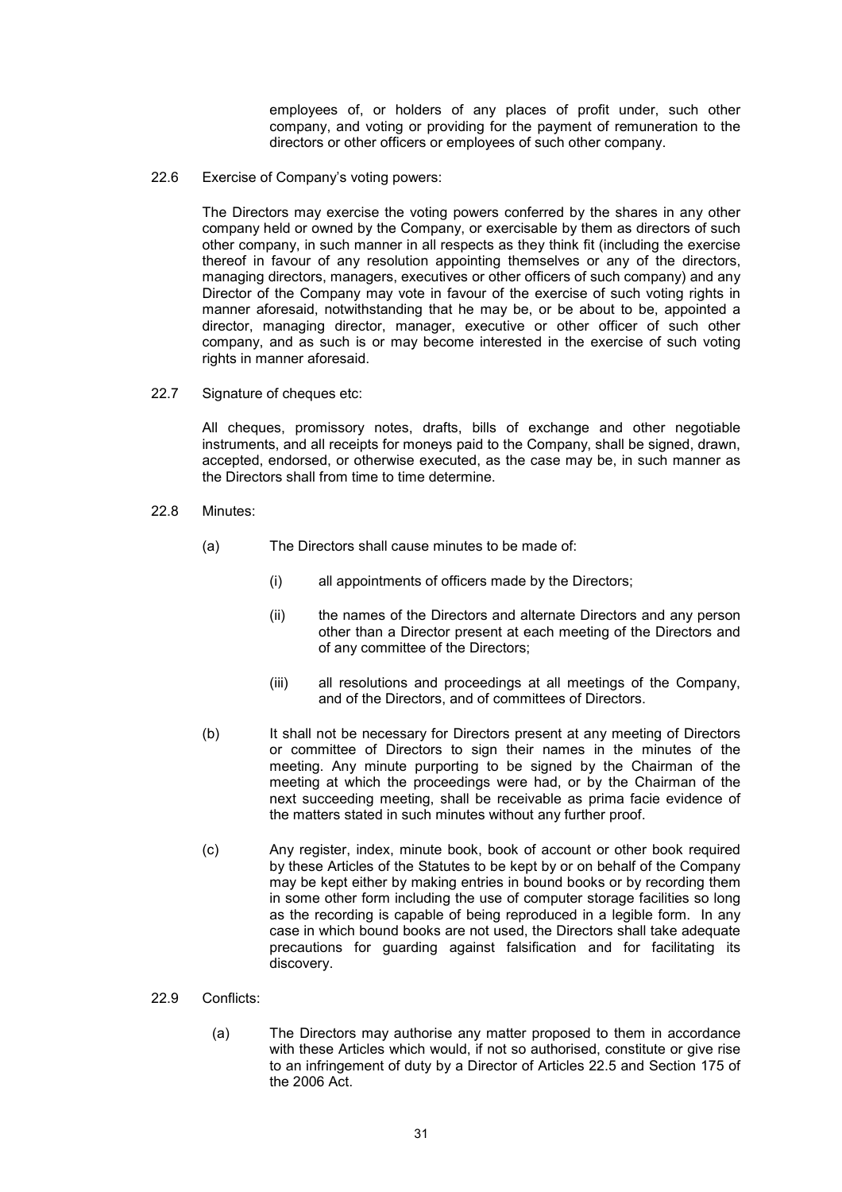employees of, or holders of any places of profit under, such other company, and voting or providing for the payment of remuneration to the directors or other officers or employees of such other company.

22.6 Exercise of Company's voting powers:

The Directors may exercise the voting powers conferred by the shares in any other company held or owned by the Company, or exercisable by them as directors of such other company, in such manner in all respects as they think fit (including the exercise thereof in favour of any resolution appointing themselves or any of the directors, managing directors, managers, executives or other officers of such company) and any Director of the Company may vote in favour of the exercise of such voting rights in manner aforesaid, notwithstanding that he may be, or be about to be, appointed a director, managing director, manager, executive or other officer of such other company, and as such is or may become interested in the exercise of such voting rights in manner aforesaid.

22.7 Signature of cheques etc:

All cheques, promissory notes, drafts, bills of exchange and other negotiable instruments, and all receipts for moneys paid to the Company, shall be signed, drawn, accepted, endorsed, or otherwise executed, as the case may be, in such manner as the Directors shall from time to time determine.

22.8 Minutes:

(a) The Directors shall cause minutes to be made of:

(i) all appointments of officers made by the Directors;

(ii) the names of the Directors and alternate Directors and any person other than a Director present at each meeting of the Directors and of any committee of the Directors;

(iii) all resolutions and proceedings at all meetings of the Company, and of the Directors, and of committees of Directors.

(b) It shall not be necessary for Directors present at any meeting of Directors or committee of Directors to sign their names in the minutes of the meeting. Any minute purporting to be signed by the Chairman of the meeting at which the proceedings were had, or by the Chairman of the next succeeding meeting, shall be receivable as prima facie evidence of the matters stated in such minutes without any further proof.

(c) Any register, index, minute book, book of account or other book required by these Articles of the Statutes to be kept by or on behalf of the Company may be kept either by making entries in bound books or by recording them in some other form including the use of computer storage facilities so long as the recording is capable of being reproduced in a legible form. In any case in which bound books are not used, the Directors shall take adequate precautions for guarding against falsification and for facilitating its discovery.

22.9 Conflicts:

(a) The Directors may authorise any matter proposed to them in accordance with these Articles which would, if not so authorised, constitute or give rise to an infringement of duty by a Director of Articles 22.5 and Section 175 of the 2006 Act.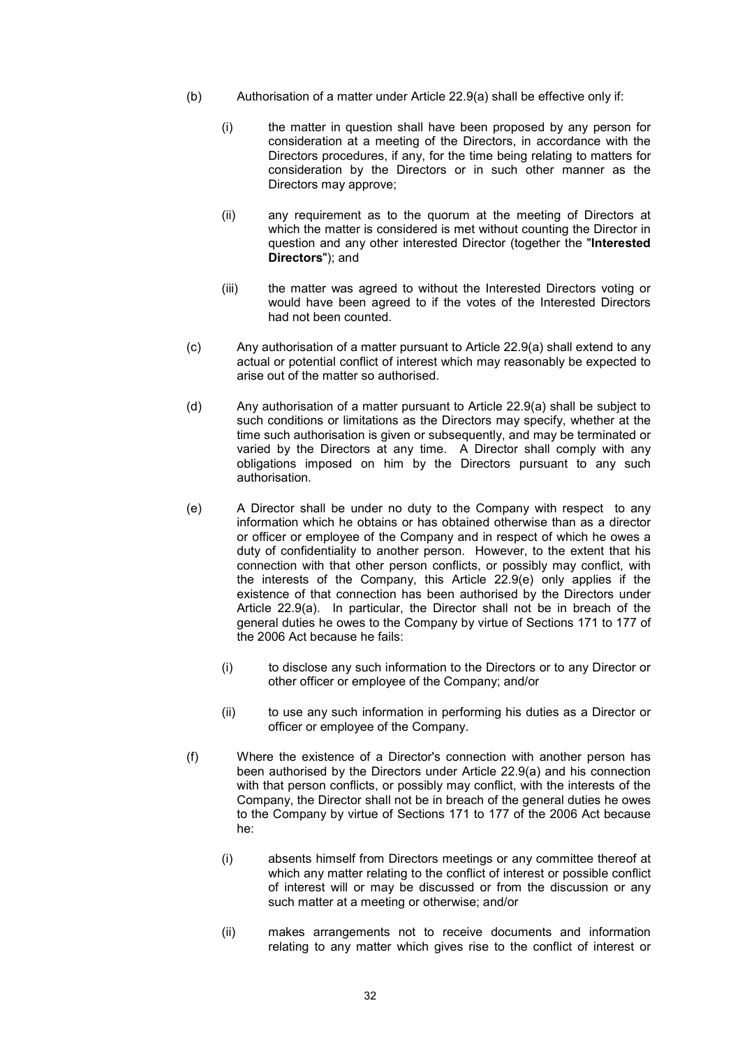(b) Authorisation of a matter under Article 22.9(a) shall be effective only if:

   (i) the matter in question shall have been proposed by any person for consideration at a meeting of the Directors, in accordance with the Directors procedures, if any, for the time being relating to matters for consideration by the Directors or in such other manner as the Directors may approve;

   (ii) any requirement as to the quorum at the meeting of Directors at which the matter is considered is met without counting the Director in question and any other interested Director (together the "**Interested Directors**"); and

   (iii) the matter was agreed to without the Interested Directors voting or would have been agreed to if the votes of the Interested Directors had not been counted.

(c) Any authorisation of a matter pursuant to Article 22.9(a) shall extend to any actual or potential conflict of interest which may reasonably be expected to arise out of the matter so authorised.

(d) Any authorisation of a matter pursuant to Article 22.9(a) shall be subject to such conditions or limitations as the Directors may specify, whether at the time such authorisation is given or subsequently, and may be terminated or varied by the Directors at any time. A Director shall comply with any obligations imposed on him by the Directors pursuant to any such authorisation.

(e) A Director shall be under no duty to the Company with respect to any information which he obtains or has obtained otherwise than as a director or officer or employee of the Company and in respect of which he owes a duty of confidentiality to another person. However, to the extent that his connection with that other person conflicts, or possibly may conflict, with the interests of the Company, this Article 22.9(e) only applies if the existence of that connection has been authorised by the Directors under Article 22.9(a). In particular, the Director shall not be in breach of the general duties he owes to the Company by virtue of Sections 171 to 177 of the 2006 Act because he fails:

   (i) to disclose any such information to the Directors or to any Director or other officer or employee of the Company; and/or

   (ii) to use any such information in performing his duties as a Director or officer or employee of the Company.

(f) Where the existence of a Director's connection with another person has been authorised by the Directors under Article 22.9(a) and his connection with that person conflicts, or possibly may conflict, with the interests of the Company, the Director shall not be in breach of the general duties he owes to the Company by virtue of Sections 171 to 177 of the 2006 Act because he:

   (i) absents himself from Directors meetings or any committee thereof at which any matter relating to the conflict of interest or possible conflict of interest will or may be discussed or from the discussion or any such matter at a meeting or otherwise; and/or

   (ii) makes arrangements not to receive documents and information relating to any matter which gives rise to the conflict of interest or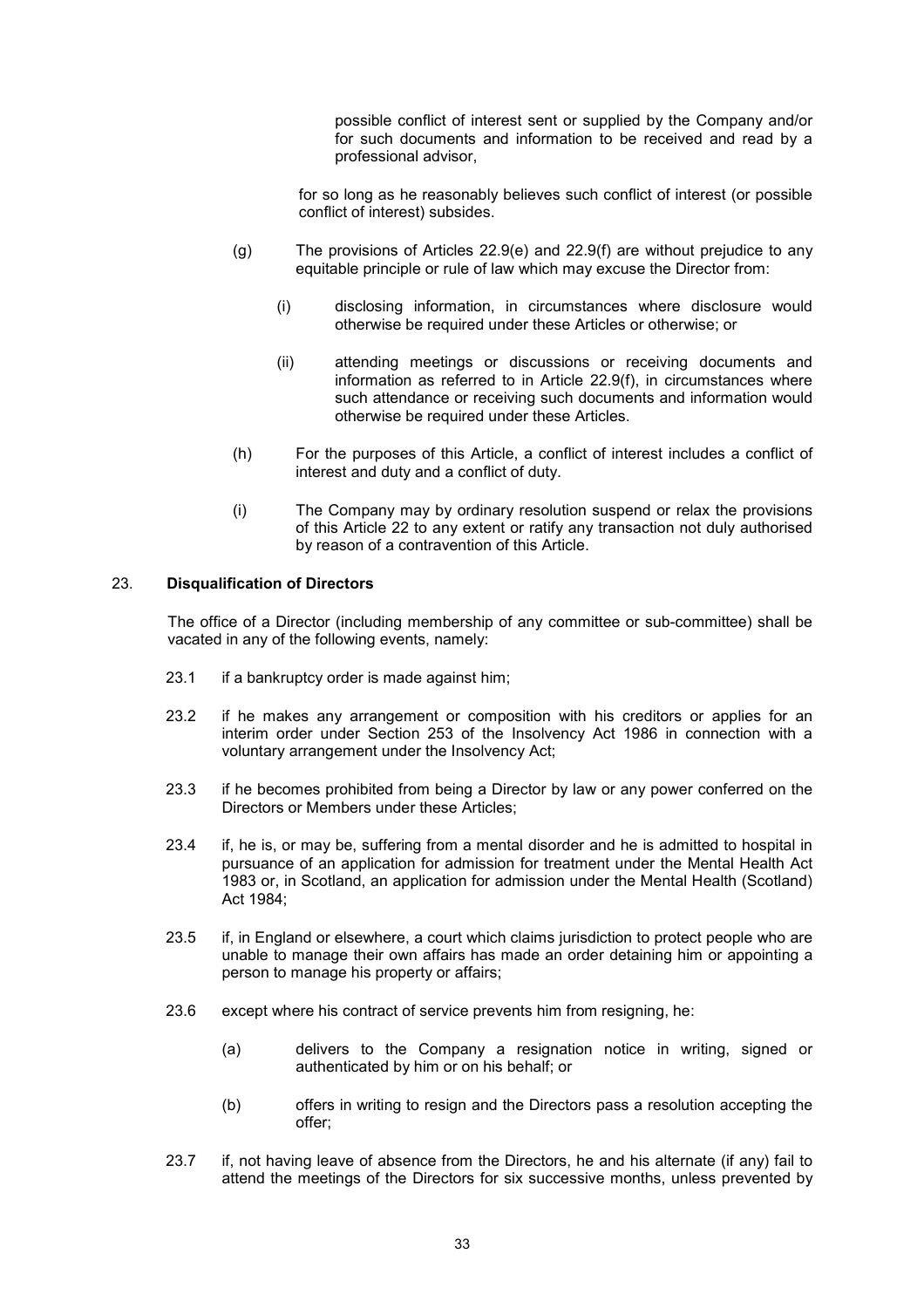possible conflict of interest sent or supplied by the Company and/or for such documents and information to be received and read by a professional advisor,

for so long as he reasonably believes such conflict of interest (or possible conflict of interest) subsides.

(g) The provisions of Articles 22.9(e) and 22.9(f) are without prejudice to any equitable principle or rule of law which may excuse the Director from:

(i) disclosing information, in circumstances where disclosure would otherwise be required under these Articles or otherwise; or

(ii) attending meetings or discussions or receiving documents and information as referred to in Article 22.9(f), in circumstances where such attendance or receiving such documents and information would otherwise be required under these Articles.

(h) For the purposes of this Article, a conflict of interest includes a conflict of interest and duty and a conflict of duty.

(i) The Company may by ordinary resolution suspend or relax the provisions of this Article 22 to any extent or ratify any transaction not duly authorised by reason of a contravention of this Article.

## 23. Disqualification of Directors

The office of a Director (including membership of any committee or sub-committee) shall be vacated in any of the following events, namely:

23.1 if a bankruptcy order is made against him;

23.2 if he makes any arrangement or composition with his creditors or applies for an interim order under Section 253 of the Insolvency Act 1986 in connection with a voluntary arrangement under the Insolvency Act;

23.3 if he becomes prohibited from being a Director by law or any power conferred on the Directors or Members under these Articles;

23.4 if, he is, or may be, suffering from a mental disorder and he is admitted to hospital in pursuance of an application for admission for treatment under the Mental Health Act 1983 or, in Scotland, an application for admission under the Mental Health (Scotland) Act 1984;

23.5 if, in England or elsewhere, a court which claims jurisdiction to protect people who are unable to manage their own affairs has made an order detaining him or appointing a person to manage his property or affairs;

23.6 except where his contract of service prevents him from resigning, he:

(a) delivers to the Company a resignation notice in writing, signed or authenticated by him or on his behalf; or

(b) offers in writing to resign and the Directors pass a resolution accepting the offer;

23.7 if, not having leave of absence from the Directors, he and his alternate (if any) fail to attend the meetings of the Directors for six successive months, unless prevented by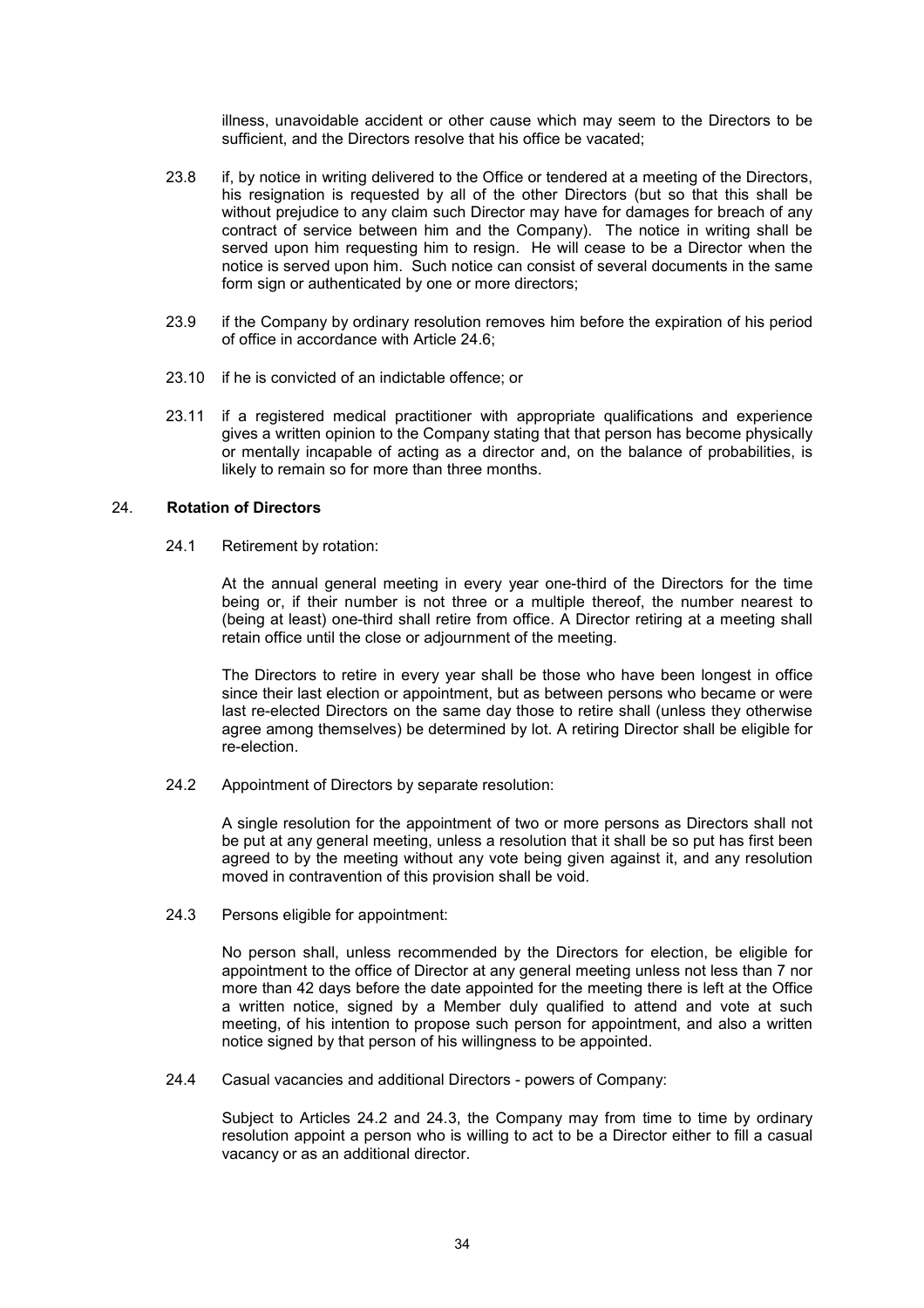illness, unavoidable accident or other cause which may seem to the Directors to be sufficient, and the Directors resolve that his office be vacated;

23.8 if, by notice in writing delivered to the Office or tendered at a meeting of the Directors, his resignation is requested by all of the other Directors (but so that this shall be without prejudice to any claim such Director may have for damages for breach of any contract of service between him and the Company). The notice in writing shall be served upon him requesting him to resign. He will cease to be a Director when the notice is served upon him. Such notice can consist of several documents in the same form sign or authenticated by one or more directors;

23.9 if the Company by ordinary resolution removes him before the expiration of his period of office in accordance with Article 24.6;

23.10 if he is convicted of an indictable offence; or

23.11 if a registered medical practitioner with appropriate qualifications and experience gives a written opinion to the Company stating that that person has become physically or mentally incapable of acting as a director and, on the balance of probabilities, is likely to remain so for more than three months.

## 24. Rotation of Directors

24.1 Retirement by rotation:

At the annual general meeting in every year one-third of the Directors for the time being or, if their number is not three or a multiple thereof, the number nearest to (being at least) one-third shall retire from office. A Director retiring at a meeting shall retain office until the close or adjournment of the meeting.

The Directors to retire in every year shall be those who have been longest in office since their last election or appointment, but as between persons who became or were last re-elected Directors on the same day those to retire shall (unless they otherwise agree among themselves) be determined by lot. A retiring Director shall be eligible for re-election.

24.2 Appointment of Directors by separate resolution:

A single resolution for the appointment of two or more persons as Directors shall not be put at any general meeting, unless a resolution that it shall be so put has first been agreed to by the meeting without any vote being given against it, and any resolution moved in contravention of this provision shall be void.

24.3 Persons eligible for appointment:

No person shall, unless recommended by the Directors for election, be eligible for appointment to the office of Director at any general meeting unless not less than 7 nor more than 42 days before the date appointed for the meeting there is left at the Office a written notice, signed by a Member duly qualified to attend and vote at such meeting, of his intention to propose such person for appointment, and also a written notice signed by that person of his willingness to be appointed.

24.4 Casual vacancies and additional Directors - powers of Company:

Subject to Articles 24.2 and 24.3, the Company may from time to time by ordinary resolution appoint a person who is willing to act to be a Director either to fill a casual vacancy or as an additional director.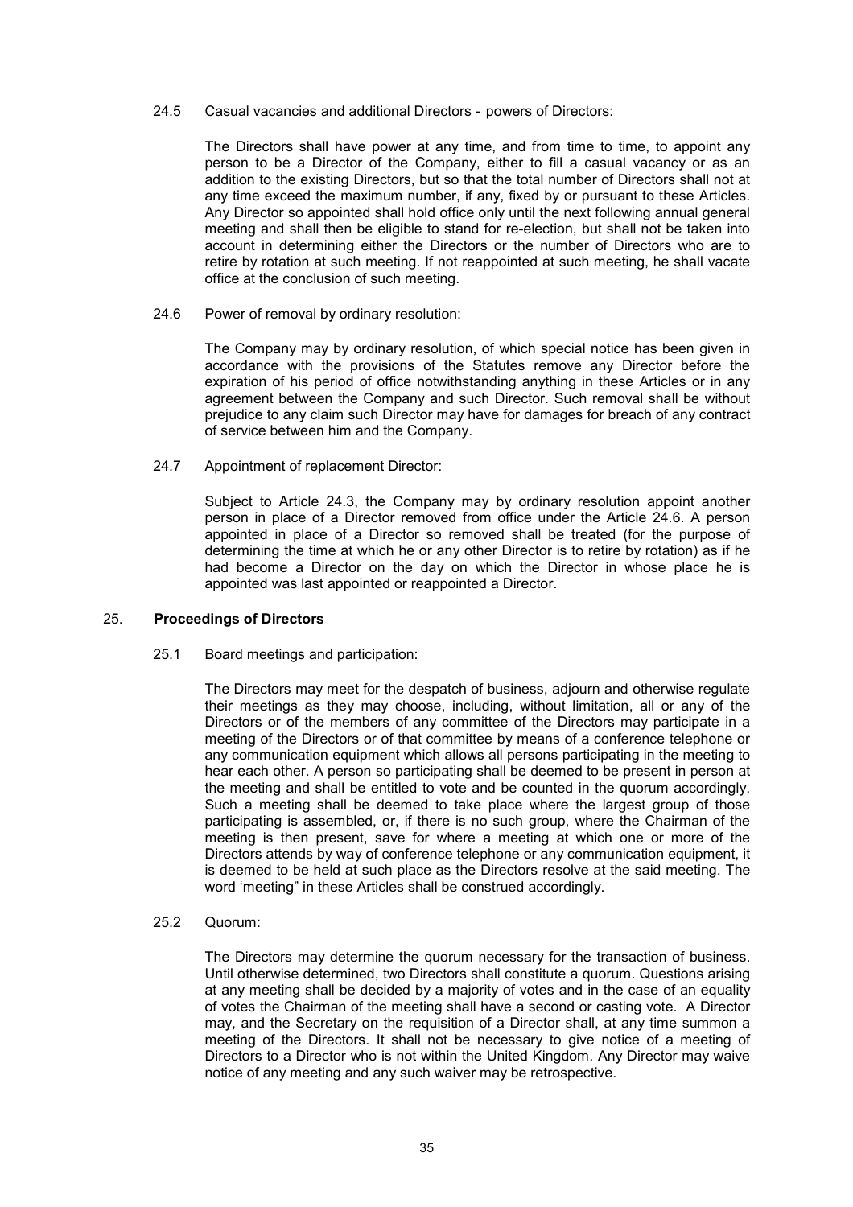24.5 Casual vacancies and additional Directors - powers of Directors:

The Directors shall have power at any time, and from time to time, to appoint any person to be a Director of the Company, either to fill a casual vacancy or as an addition to the existing Directors, but so that the total number of Directors shall not at any time exceed the maximum number, if any, fixed by or pursuant to these Articles. Any Director so appointed shall hold office only until the next following annual general meeting and shall then be eligible to stand for re-election, but shall not be taken into account in determining either the Directors or the number of Directors who are to retire by rotation at such meeting. If not reappointed at such meeting, he shall vacate office at the conclusion of such meeting.

24.6 Power of removal by ordinary resolution:

The Company may by ordinary resolution, of which special notice has been given in accordance with the provisions of the Statutes remove any Director before the expiration of his period of office notwithstanding anything in these Articles or in any agreement between the Company and such Director. Such removal shall be without prejudice to any claim such Director may have for damages for breach of any contract of service between him and the Company.

24.7 Appointment of replacement Director:

Subject to Article 24.3, the Company may by ordinary resolution appoint another person in place of a Director removed from office under the Article 24.6. A person appointed in place of a Director so removed shall be treated (for the purpose of determining the time at which he or any other Director is to retire by rotation) as if he had become a Director on the day on which the Director in whose place he is appointed was last appointed or reappointed a Director.

## 25. Proceedings of Directors

25.1 Board meetings and participation:

The Directors may meet for the despatch of business, adjourn and otherwise regulate their meetings as they may choose, including, without limitation, all or any of the Directors or of the members of any committee of the Directors may participate in a meeting of the Directors or of that committee by means of a conference telephone or any communication equipment which allows all persons participating in the meeting to hear each other. A person so participating shall be deemed to be present in person at the meeting and shall be entitled to vote and be counted in the quorum accordingly. Such a meeting shall be deemed to take place where the largest group of those participating is assembled, or, if there is no such group, where the Chairman of the meeting is then present, save for where a meeting at which one or more of the Directors attends by way of conference telephone or any communication equipment, it is deemed to be held at such place as the Directors resolve at the said meeting. The word 'meeting" in these Articles shall be construed accordingly.

25.2 Quorum:

The Directors may determine the quorum necessary for the transaction of business. Until otherwise determined, two Directors shall constitute a quorum. Questions arising at any meeting shall be decided by a majority of votes and in the case of an equality of votes the Chairman of the meeting shall have a second or casting vote. A Director may, and the Secretary on the requisition of a Director shall, at any time summon a meeting of the Directors. It shall not be necessary to give notice of a meeting of Directors to a Director who is not within the United Kingdom. Any Director may waive notice of any meeting and any such waiver may be retrospective.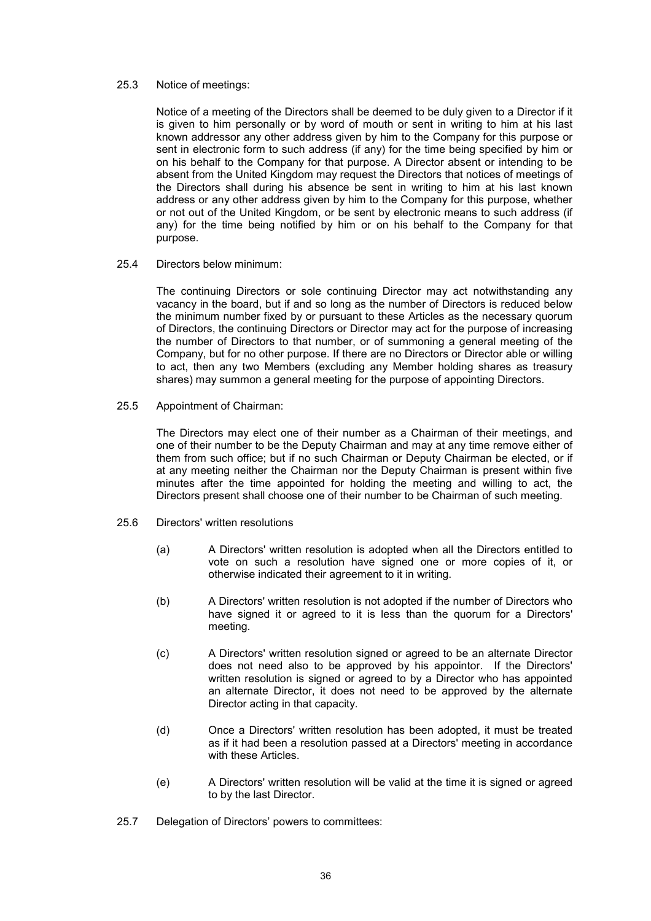25.3 Notice of meetings:

Notice of a meeting of the Directors shall be deemed to be duly given to a Director if it is given to him personally or by word of mouth or sent in writing to him at his last known addressor any other address given by him to the Company for this purpose or sent in electronic form to such address (if any) for the time being specified by him or on his behalf to the Company for that purpose. A Director absent or intending to be absent from the United Kingdom may request the Directors that notices of meetings of the Directors shall during his absence be sent in writing to him at his last known address or any other address given by him to the Company for this purpose, whether or not out of the United Kingdom, or be sent by electronic means to such address (if any) for the time being notified by him or on his behalf to the Company for that purpose.

25.4 Directors below minimum:

The continuing Directors or sole continuing Director may act notwithstanding any vacancy in the board, but if and so long as the number of Directors is reduced below the minimum number fixed by or pursuant to these Articles as the necessary quorum of Directors, the continuing Directors or Director may act for the purpose of increasing the number of Directors to that number, or of summoning a general meeting of the Company, but for no other purpose. If there are no Directors or Director able or willing to act, then any two Members (excluding any Member holding shares as treasury shares) may summon a general meeting for the purpose of appointing Directors.

25.5 Appointment of Chairman:

The Directors may elect one of their number as a Chairman of their meetings, and one of their number to be the Deputy Chairman and may at any time remove either of them from such office; but if no such Chairman or Deputy Chairman be elected, or if at any meeting neither the Chairman nor the Deputy Chairman is present within five minutes after the time appointed for holding the meeting and willing to act, the Directors present shall choose one of their number to be Chairman of such meeting.

25.6 Directors' written resolutions

(a) A Directors' written resolution is adopted when all the Directors entitled to vote on such a resolution have signed one or more copies of it, or otherwise indicated their agreement to it in writing.

(b) A Directors' written resolution is not adopted if the number of Directors who have signed it or agreed to it is less than the quorum for a Directors' meeting.

(c) A Directors' written resolution signed or agreed to be an alternate Director does not need also to be approved by his appointor. If the Directors' written resolution is signed or agreed to by a Director who has appointed an alternate Director, it does not need to be approved by the alternate Director acting in that capacity.

(d) Once a Directors' written resolution has been adopted, it must be treated as if it had been a resolution passed at a Directors' meeting in accordance with these Articles.

(e) A Directors' written resolution will be valid at the time it is signed or agreed to by the last Director.

25.7 Delegation of Directors' powers to committees: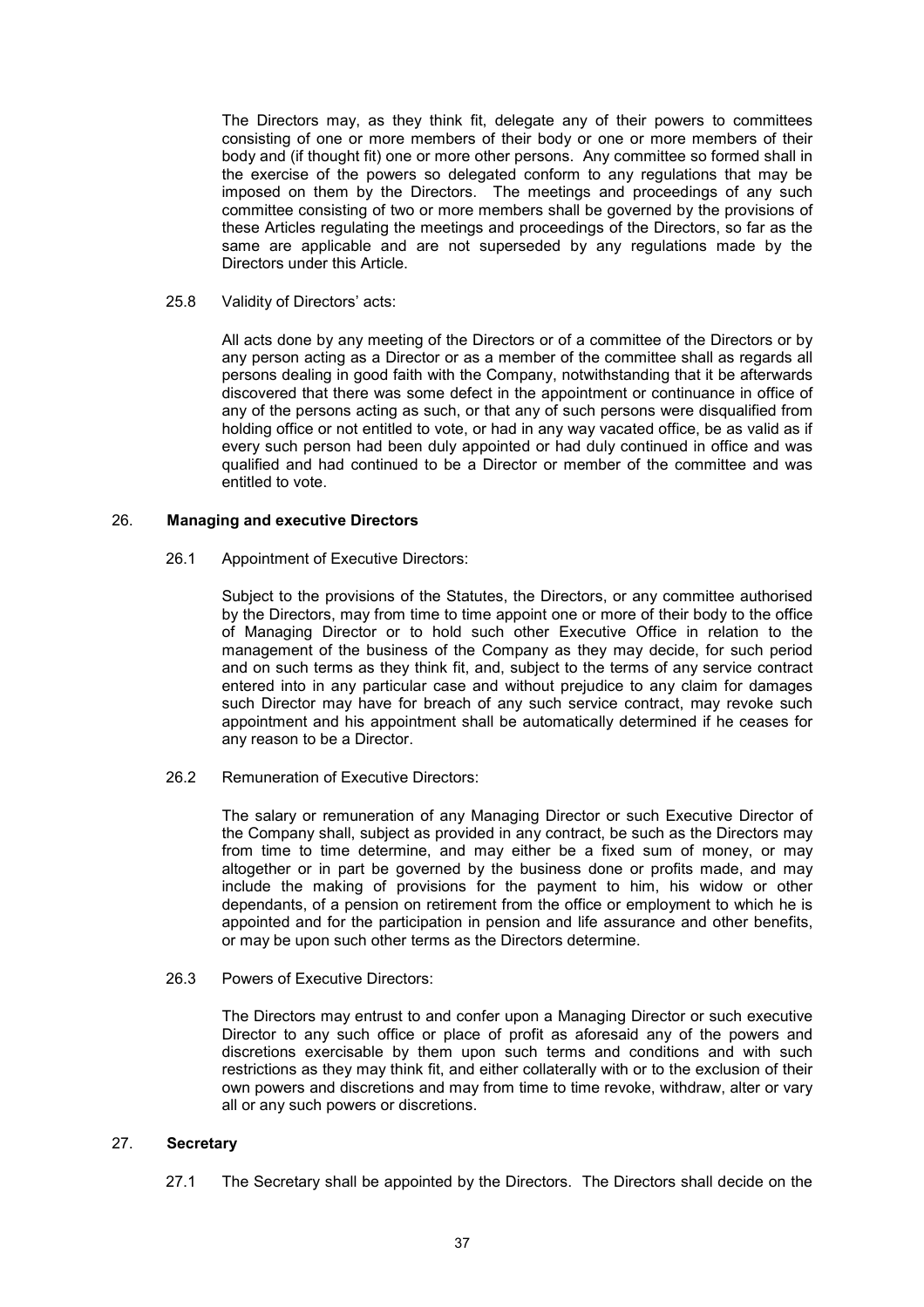The Directors may, as they think fit, delegate any of their powers to committees consisting of one or more members of their body or one or more members of their body and (if thought fit) one or more other persons. Any committee so formed shall in the exercise of the powers so delegated conform to any regulations that may be imposed on them by the Directors. The meetings and proceedings of any such committee consisting of two or more members shall be governed by the provisions of these Articles regulating the meetings and proceedings of the Directors, so far as the same are applicable and are not superseded by any regulations made by the Directors under this Article.

25.8 Validity of Directors' acts:

All acts done by any meeting of the Directors or of a committee of the Directors or by any person acting as a Director or as a member of the committee shall as regards all persons dealing in good faith with the Company, notwithstanding that it be afterwards discovered that there was some defect in the appointment or continuance in office of any of the persons acting as such, or that any of such persons were disqualified from holding office or not entitled to vote, or had in any way vacated office, be as valid as if every such person had been duly appointed or had duly continued in office and was qualified and had continued to be a Director or member of the committee and was entitled to vote.

26. **Managing and executive Directors**

26.1 Appointment of Executive Directors:

Subject to the provisions of the Statutes, the Directors, or any committee authorised by the Directors, may from time to time appoint one or more of their body to the office of Managing Director or to hold such other Executive Office in relation to the management of the business of the Company as they may decide, for such period and on such terms as they think fit, and, subject to the terms of any service contract entered into in any particular case and without prejudice to any claim for damages such Director may have for breach of any such service contract, may revoke such appointment and his appointment shall be automatically determined if he ceases for any reason to be a Director.

26.2 Remuneration of Executive Directors:

The salary or remuneration of any Managing Director or such Executive Director of the Company shall, subject as provided in any contract, be such as the Directors may from time to time determine, and may either be a fixed sum of money, or may altogether or in part be governed by the business done or profits made, and may include the making of provisions for the payment to him, his widow or other dependants, of a pension on retirement from the office or employment to which he is appointed and for the participation in pension and life assurance and other benefits, or may be upon such other terms as the Directors determine.

26.3 Powers of Executive Directors:

The Directors may entrust to and confer upon a Managing Director or such executive Director to any such office or place of profit as aforesaid any of the powers and discretions exercisable by them upon such terms and conditions and with such restrictions as they may think fit, and either collaterally with or to the exclusion of their own powers and discretions and may from time to time revoke, withdraw, alter or vary all or any such powers or discretions.

27. **Secretary**

27.1 The Secretary shall be appointed by the Directors. The Directors shall decide on the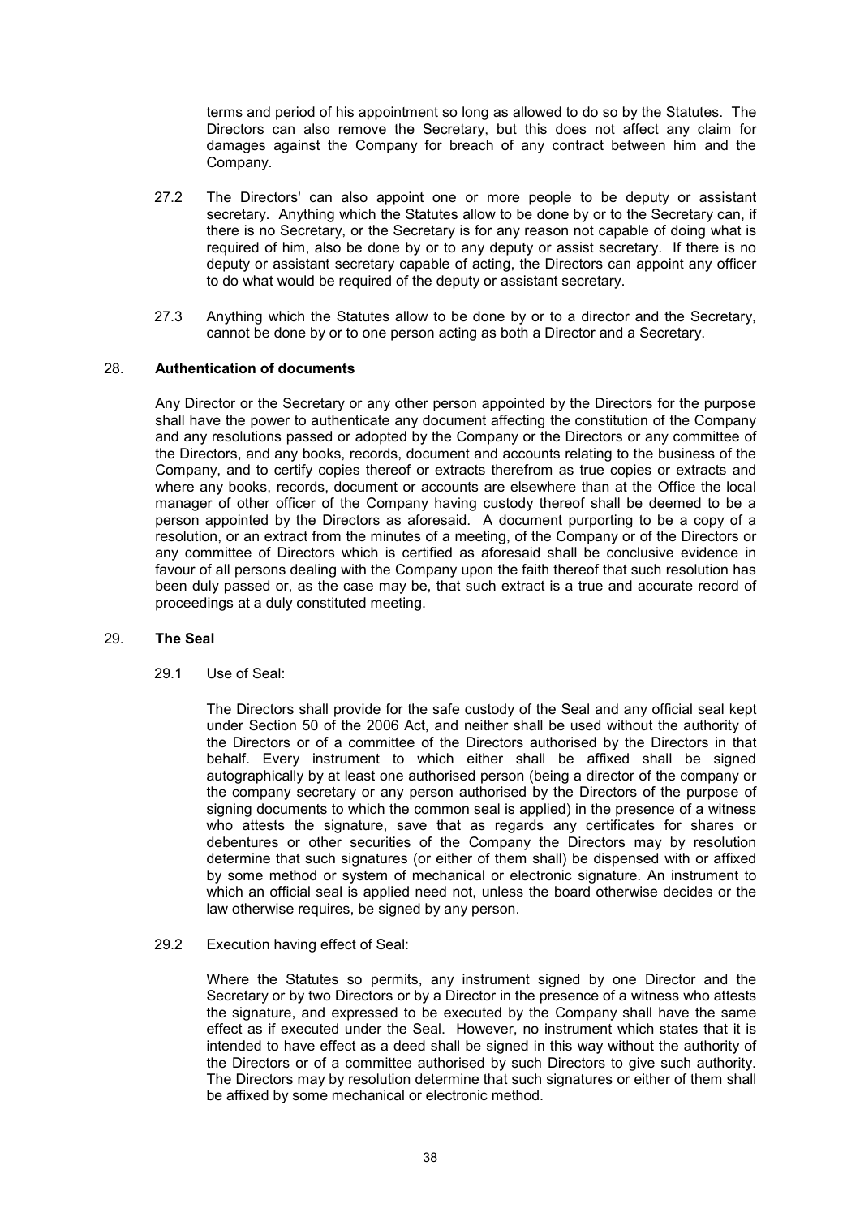terms and period of his appointment so long as allowed to do so by the Statutes. The Directors can also remove the Secretary, but this does not affect any claim for damages against the Company for breach of any contract between him and the Company.

27.2 The Directors' can also appoint one or more people to be deputy or assistant secretary. Anything which the Statutes allow to be done by or to the Secretary can, if there is no Secretary, or the Secretary is for any reason not capable of doing what is required of him, also be done by or to any deputy or assist secretary. If there is no deputy or assistant secretary capable of acting, the Directors can appoint any officer to do what would be required of the deputy or assistant secretary.

27.3 Anything which the Statutes allow to be done by or to a director and the Secretary, cannot be done by or to one person acting as both a Director and a Secretary.

## 28. Authentication of documents

Any Director or the Secretary or any other person appointed by the Directors for the purpose shall have the power to authenticate any document affecting the constitution of the Company and any resolutions passed or adopted by the Company or the Directors or any committee of the Directors, and any books, records, document and accounts relating to the business of the Company, and to certify copies thereof or extracts therefrom as true copies or extracts and where any books, records, document or accounts are elsewhere than at the Office the local manager of other officer of the Company having custody thereof shall be deemed to be a person appointed by the Directors as aforesaid. A document purporting to be a copy of a resolution, or an extract from the minutes of a meeting, of the Company or of the Directors or any committee of Directors which is certified as aforesaid shall be conclusive evidence in favour of all persons dealing with the Company upon the faith thereof that such resolution has been duly passed or, as the case may be, that such extract is a true and accurate record of proceedings at a duly constituted meeting.

## 29. The Seal

29.1 Use of Seal:

The Directors shall provide for the safe custody of the Seal and any official seal kept under Section 50 of the 2006 Act, and neither shall be used without the authority of the Directors or of a committee of the Directors authorised by the Directors in that behalf. Every instrument to which either shall be affixed shall be signed autographically by at least one authorised person (being a director of the company or the company secretary or any person authorised by the Directors of the purpose of signing documents to which the common seal is applied) in the presence of a witness who attests the signature, save that as regards any certificates for shares or debentures or other securities of the Company the Directors may by resolution determine that such signatures (or either of them shall) be dispensed with or affixed by some method or system of mechanical or electronic signature. An instrument to which an official seal is applied need not, unless the board otherwise decides or the law otherwise requires, be signed by any person.

29.2 Execution having effect of Seal:

Where the Statutes so permits, any instrument signed by one Director and the Secretary or by two Directors or by a Director in the presence of a witness who attests the signature, and expressed to be executed by the Company shall have the same effect as if executed under the Seal. However, no instrument which states that it is intended to have effect as a deed shall be signed in this way without the authority of the Directors or of a committee authorised by such Directors to give such authority. The Directors may by resolution determine that such signatures or either of them shall be affixed by some mechanical or electronic method.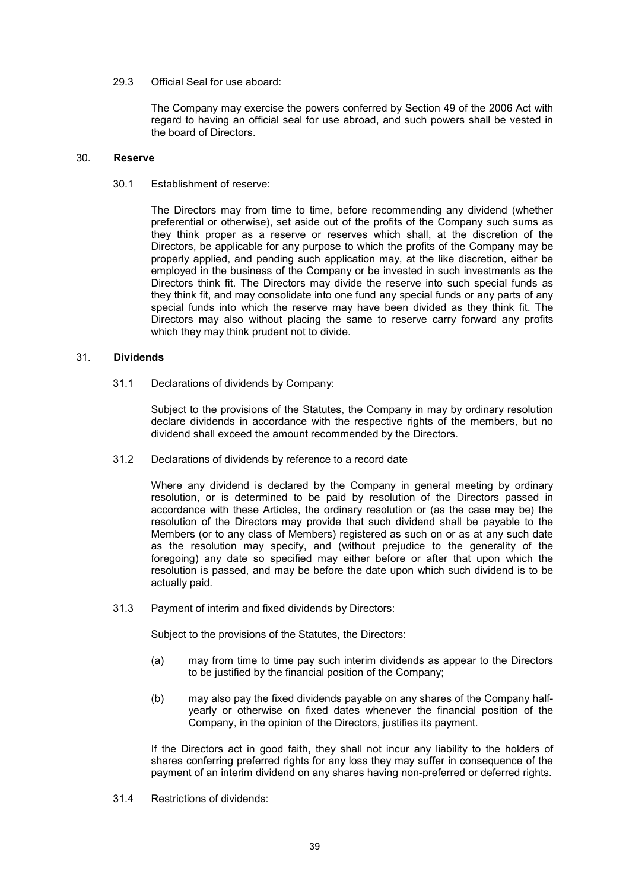29.3 Official Seal for use aboard:

The Company may exercise the powers conferred by Section 49 of the 2006 Act with regard to having an official seal for use abroad, and such powers shall be vested in the board of Directors.

## 30. **Reserve**

30.1 Establishment of reserve:

The Directors may from time to time, before recommending any dividend (whether preferential or otherwise), set aside out of the profits of the Company such sums as they think proper as a reserve or reserves which shall, at the discretion of the Directors, be applicable for any purpose to which the profits of the Company may be properly applied, and pending such application may, at the like discretion, either be employed in the business of the Company or be invested in such investments as the Directors think fit. The Directors may divide the reserve into such special funds as they think fit, and may consolidate into one fund any special funds or any parts of any special funds into which the reserve may have been divided as they think fit. The Directors may also without placing the same to reserve carry forward any profits which they may think prudent not to divide.

## 31. **Dividends**

31.1 Declarations of dividends by Company:

Subject to the provisions of the Statutes, the Company in may by ordinary resolution declare dividends in accordance with the respective rights of the members, but no dividend shall exceed the amount recommended by the Directors.

31.2 Declarations of dividends by reference to a record date

Where any dividend is declared by the Company in general meeting by ordinary resolution, or is determined to be paid by resolution of the Directors passed in accordance with these Articles, the ordinary resolution or (as the case may be) the resolution of the Directors may provide that such dividend shall be payable to the Members (or to any class of Members) registered as such on or as at any such date as the resolution may specify, and (without prejudice to the generality of the foregoing) any date so specified may either before or after that upon which the resolution is passed, and may be before the date upon which such dividend is to be actually paid.

31.3 Payment of interim and fixed dividends by Directors:

Subject to the provisions of the Statutes, the Directors:

(a) may from time to time pay such interim dividends as appear to the Directors to be justified by the financial position of the Company;

(b) may also pay the fixed dividends payable on any shares of the Company half-yearly or otherwise on fixed dates whenever the financial position of the Company, in the opinion of the Directors, justifies its payment.

If the Directors act in good faith, they shall not incur any liability to the holders of shares conferring preferred rights for any loss they may suffer in consequence of the payment of an interim dividend on any shares having non-preferred or deferred rights.

31.4 Restrictions of dividends: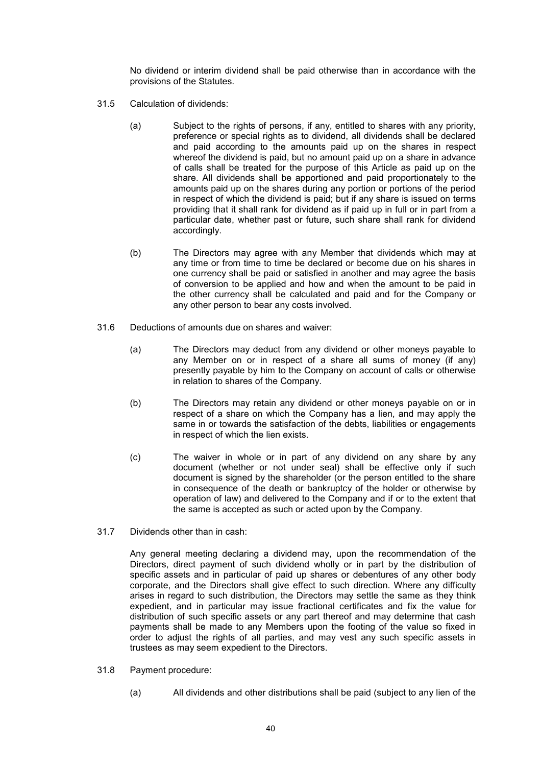No dividend or interim dividend shall be paid otherwise than in accordance with the provisions of the Statutes.

31.5 Calculation of dividends:

(a) Subject to the rights of persons, if any, entitled to shares with any priority, preference or special rights as to dividend, all dividends shall be declared and paid according to the amounts paid up on the shares in respect whereof the dividend is paid, but no amount paid up on a share in advance of calls shall be treated for the purpose of this Article as paid up on the share. All dividends shall be apportioned and paid proportionately to the amounts paid up on the shares during any portion or portions of the period in respect of which the dividend is paid; but if any share is issued on terms providing that it shall rank for dividend as if paid up in full or in part from a particular date, whether past or future, such share shall rank for dividend accordingly.

(b) The Directors may agree with any Member that dividends which may at any time or from time to time be declared or become due on his shares in one currency shall be paid or satisfied in another and may agree the basis of conversion to be applied and how and when the amount to be paid in the other currency shall be calculated and paid and for the Company or any other person to bear any costs involved.

31.6 Deductions of amounts due on shares and waiver:

(a) The Directors may deduct from any dividend or other moneys payable to any Member on or in respect of a share all sums of money (if any) presently payable by him to the Company on account of calls or otherwise in relation to shares of the Company.

(b) The Directors may retain any dividend or other moneys payable on or in respect of a share on which the Company has a lien, and may apply the same in or towards the satisfaction of the debts, liabilities or engagements in respect of which the lien exists.

(c) The waiver in whole or in part of any dividend on any share by any document (whether or not under seal) shall be effective only if such document is signed by the shareholder (or the person entitled to the share in consequence of the death or bankruptcy of the holder or otherwise by operation of law) and delivered to the Company and if or to the extent that the same is accepted as such or acted upon by the Company.

31.7 Dividends other than in cash:

Any general meeting declaring a dividend may, upon the recommendation of the Directors, direct payment of such dividend wholly or in part by the distribution of specific assets and in particular of paid up shares or debentures of any other body corporate, and the Directors shall give effect to such direction. Where any difficulty arises in regard to such distribution, the Directors may settle the same as they think expedient, and in particular may issue fractional certificates and fix the value for distribution of such specific assets or any part thereof and may determine that cash payments shall be made to any Members upon the footing of the value so fixed in order to adjust the rights of all parties, and may vest any such specific assets in trustees as may seem expedient to the Directors.

31.8 Payment procedure:

(a) All dividends and other distributions shall be paid (subject to any lien of the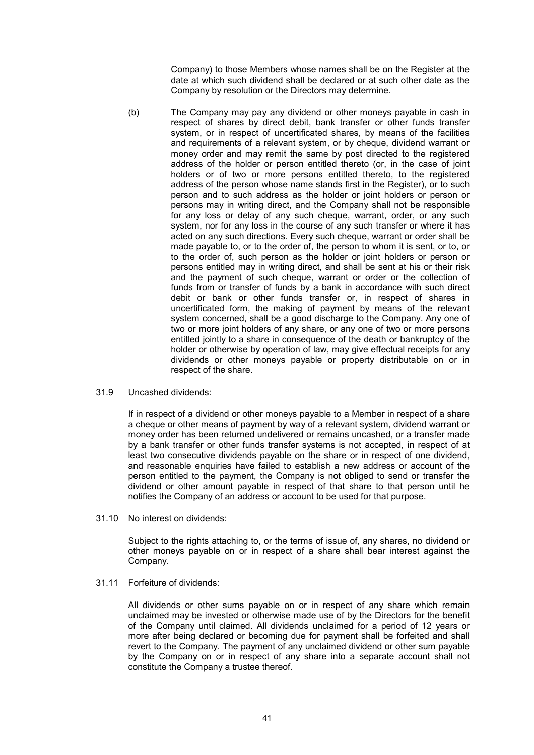Company) to those Members whose names shall be on the Register at the date at which such dividend shall be declared or at such other date as the Company by resolution or the Directors may determine.

(b) The Company may pay any dividend or other moneys payable in cash in respect of shares by direct debit, bank transfer or other funds transfer system, or in respect of uncertificated shares, by means of the facilities and requirements of a relevant system, or by cheque, dividend warrant or money order and may remit the same by post directed to the registered address of the holder or person entitled thereto (or, in the case of joint holders or of two or more persons entitled thereto, to the registered address of the person whose name stands first in the Register), or to such person and to such address as the holder or joint holders or person or persons may in writing direct, and the Company shall not be responsible for any loss or delay of any such cheque, warrant, order, or any such system, nor for any loss in the course of any such transfer or where it has acted on any such directions. Every such cheque, warrant or order shall be made payable to, or to the order of, the person to whom it is sent, or to, or to the order of, such person as the holder or joint holders or person or persons entitled may in writing direct, and shall be sent at his or their risk and the payment of such cheque, warrant or order or the collection of funds from or transfer of funds by a bank in accordance with such direct debit or bank or other funds transfer or, in respect of shares in uncertificated form, the making of payment by means of the relevant system concerned, shall be a good discharge to the Company. Any one of two or more joint holders of any share, or any one of two or more persons entitled jointly to a share in consequence of the death or bankruptcy of the holder or otherwise by operation of law, may give effectual receipts for any dividends or other moneys payable or property distributable on or in respect of the share.

31.9 Uncashed dividends:

If in respect of a dividend or other moneys payable to a Member in respect of a share a cheque or other means of payment by way of a relevant system, dividend warrant or money order has been returned undelivered or remains uncashed, or a transfer made by a bank transfer or other funds transfer systems is not accepted, in respect of at least two consecutive dividends payable on the share or in respect of one dividend, and reasonable enquiries have failed to establish a new address or account of the person entitled to the payment, the Company is not obliged to send or transfer the dividend or other amount payable in respect of that share to that person until he notifies the Company of an address or account to be used for that purpose.

31.10 No interest on dividends:

Subject to the rights attaching to, or the terms of issue of, any shares, no dividend or other moneys payable on or in respect of a share shall bear interest against the Company.

31.11 Forfeiture of dividends:

All dividends or other sums payable on or in respect of any share which remain unclaimed may be invested or otherwise made use of by the Directors for the benefit of the Company until claimed. All dividends unclaimed for a period of 12 years or more after being declared or becoming due for payment shall be forfeited and shall revert to the Company. The payment of any unclaimed dividend or other sum payable by the Company on or in respect of any share into a separate account shall not constitute the Company a trustee thereof.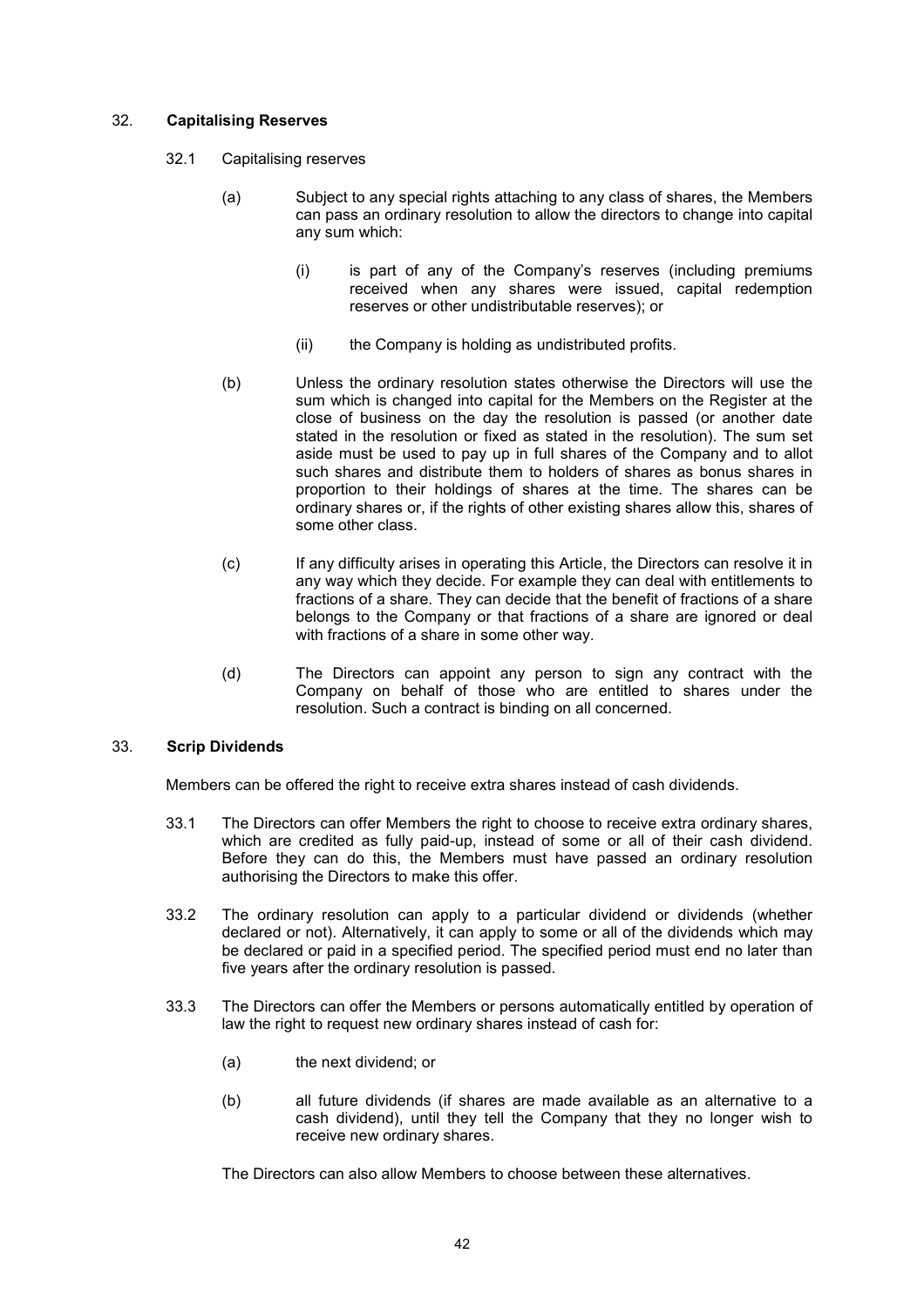## 32. **Capitalising Reserves**

32.1 Capitalising reserves

(a) Subject to any special rights attaching to any class of shares, the Members can pass an ordinary resolution to allow the directors to change into capital any sum which:

(i) is part of any of the Company's reserves (including premiums received when any shares were issued, capital redemption reserves or other undistributable reserves); or

(ii) the Company is holding as undistributed profits.

(b) Unless the ordinary resolution states otherwise the Directors will use the sum which is changed into capital for the Members on the Register at the close of business on the day the resolution is passed (or another date stated in the resolution or fixed as stated in the resolution). The sum set aside must be used to pay up in full shares of the Company and to allot such shares and distribute them to holders of shares as bonus shares in proportion to their holdings of shares at the time. The shares can be ordinary shares or, if the rights of other existing shares allow this, shares of some other class.

(c) If any difficulty arises in operating this Article, the Directors can resolve it in any way which they decide. For example they can deal with entitlements to fractions of a share. They can decide that the benefit of fractions of a share belongs to the Company or that fractions of a share are ignored or deal with fractions of a share in some other way.

(d) The Directors can appoint any person to sign any contract with the Company on behalf of those who are entitled to shares under the resolution. Such a contract is binding on all concerned.

## 33. **Scrip Dividends**

Members can be offered the right to receive extra shares instead of cash dividends.

33.1 The Directors can offer Members the right to choose to receive extra ordinary shares, which are credited as fully paid-up, instead of some or all of their cash dividend. Before they can do this, the Members must have passed an ordinary resolution authorising the Directors to make this offer.

33.2 The ordinary resolution can apply to a particular dividend or dividends (whether declared or not). Alternatively, it can apply to some or all of the dividends which may be declared or paid in a specified period. The specified period must end no later than five years after the ordinary resolution is passed.

33.3 The Directors can offer the Members or persons automatically entitled by operation of law the right to request new ordinary shares instead of cash for:

(a) the next dividend; or

(b) all future dividends (if shares are made available as an alternative to a cash dividend), until they tell the Company that they no longer wish to receive new ordinary shares.

The Directors can also allow Members to choose between these alternatives.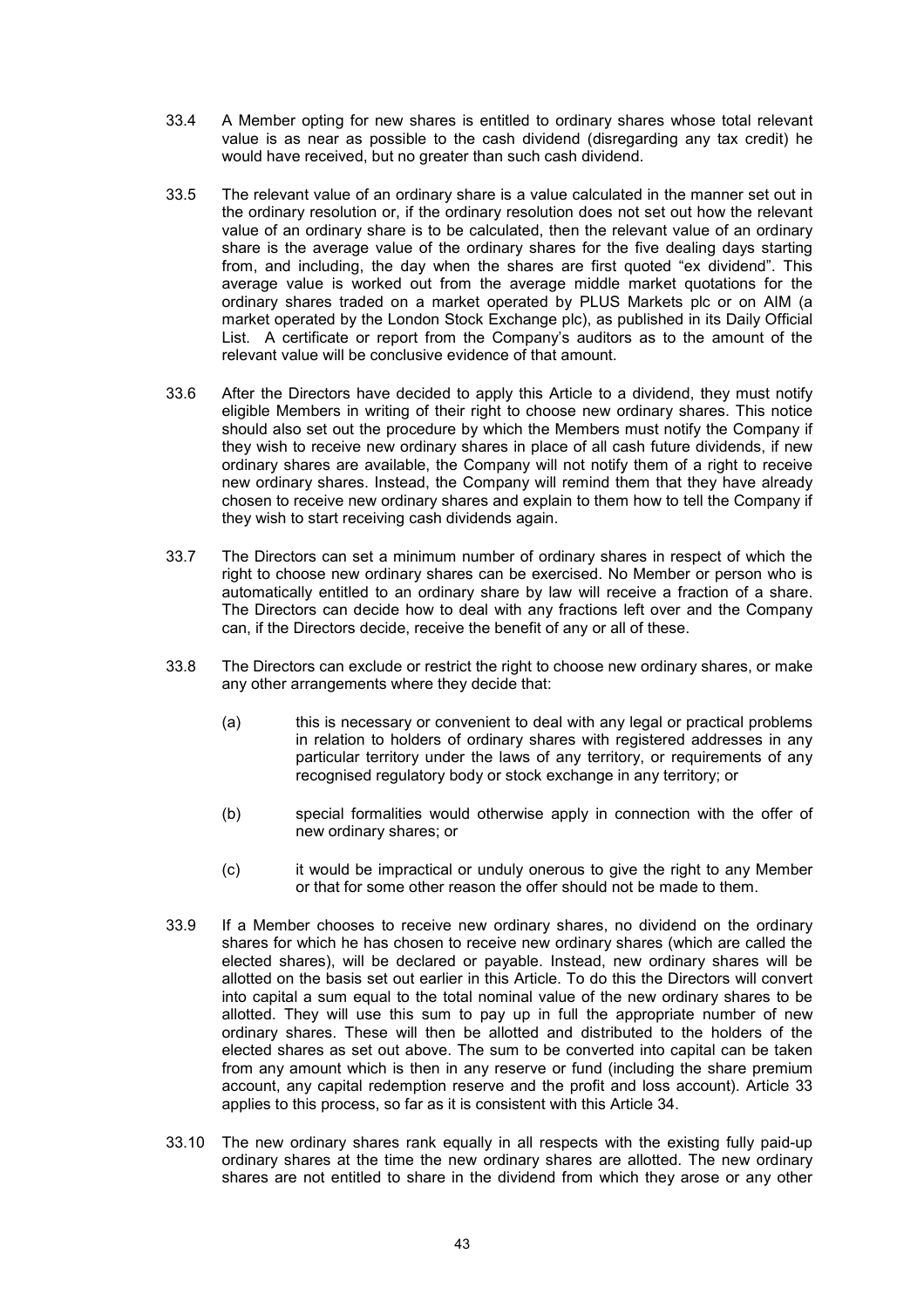33.4 A Member opting for new shares is entitled to ordinary shares whose total relevant value is as near as possible to the cash dividend (disregarding any tax credit) he would have received, but no greater than such cash dividend.

33.5 The relevant value of an ordinary share is a value calculated in the manner set out in the ordinary resolution or, if the ordinary resolution does not set out how the relevant value of an ordinary share is to be calculated, then the relevant value of an ordinary share is the average value of the ordinary shares for the five dealing days starting from, and including, the day when the shares are first quoted "ex dividend". This average value is worked out from the average middle market quotations for the ordinary shares traded on a market operated by PLUS Markets plc or on AIM (a market operated by the London Stock Exchange plc), as published in its Daily Official List. A certificate or report from the Company's auditors as to the amount of the relevant value will be conclusive evidence of that amount.

33.6 After the Directors have decided to apply this Article to a dividend, they must notify eligible Members in writing of their right to choose new ordinary shares. This notice should also set out the procedure by which the Members must notify the Company if they wish to receive new ordinary shares in place of all cash future dividends, if new ordinary shares are available, the Company will not notify them of a right to receive new ordinary shares. Instead, the Company will remind them that they have already chosen to receive new ordinary shares and explain to them how to tell the Company if they wish to start receiving cash dividends again.

33.7 The Directors can set a minimum number of ordinary shares in respect of which the right to choose new ordinary shares can be exercised. No Member or person who is automatically entitled to an ordinary share by law will receive a fraction of a share. The Directors can decide how to deal with any fractions left over and the Company can, if the Directors decide, receive the benefit of any or all of these.

33.8 The Directors can exclude or restrict the right to choose new ordinary shares, or make any other arrangements where they decide that:

(a) this is necessary or convenient to deal with any legal or practical problems in relation to holders of ordinary shares with registered addresses in any particular territory under the laws of any territory, or requirements of any recognised regulatory body or stock exchange in any territory; or

(b) special formalities would otherwise apply in connection with the offer of new ordinary shares; or

(c) it would be impractical or unduly onerous to give the right to any Member or that for some other reason the offer should not be made to them.

33.9 If a Member chooses to receive new ordinary shares, no dividend on the ordinary shares for which he has chosen to receive new ordinary shares (which are called the elected shares), will be declared or payable. Instead, new ordinary shares will be allotted on the basis set out earlier in this Article. To do this the Directors will convert into capital a sum equal to the total nominal value of the new ordinary shares to be allotted. They will use this sum to pay up in full the appropriate number of new ordinary shares. These will then be allotted and distributed to the holders of the elected shares as set out above. The sum to be converted into capital can be taken from any amount which is then in any reserve or fund (including the share premium account, any capital redemption reserve and the profit and loss account). Article 33 applies to this process, so far as it is consistent with this Article 34.

33.10 The new ordinary shares rank equally in all respects with the existing fully paid-up ordinary shares at the time the new ordinary shares are allotted. The new ordinary shares are not entitled to share in the dividend from which they arose or any other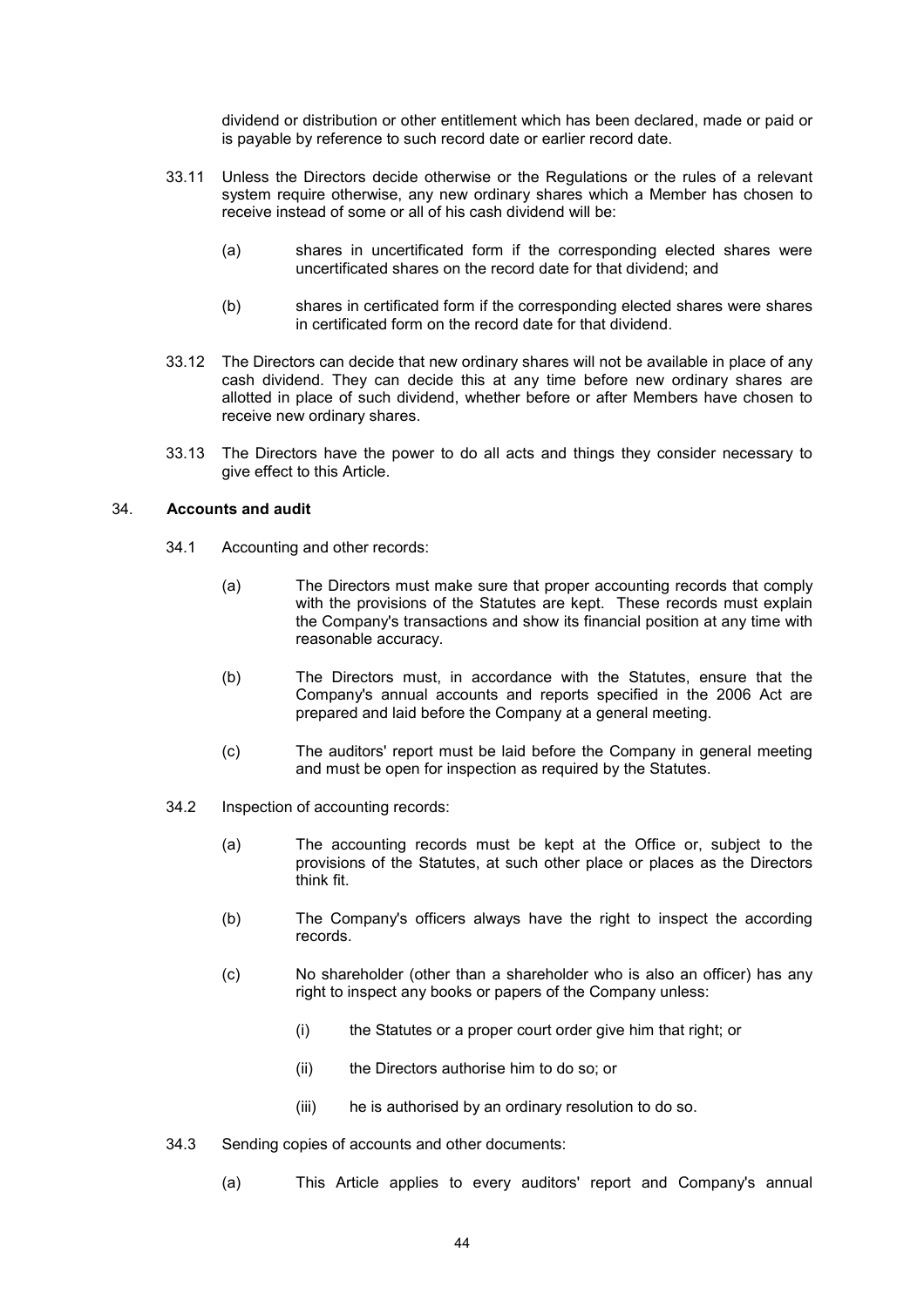dividend or distribution or other entitlement which has been declared, made or paid or is payable by reference to such record date or earlier record date.

33.11 Unless the Directors decide otherwise or the Regulations or the rules of a relevant system require otherwise, any new ordinary shares which a Member has chosen to receive instead of some or all of his cash dividend will be:

(a) shares in uncertificated form if the corresponding elected shares were uncertificated shares on the record date for that dividend; and

(b) shares in certificated form if the corresponding elected shares were shares in certificated form on the record date for that dividend.

33.12 The Directors can decide that new ordinary shares will not be available in place of any cash dividend. They can decide this at any time before new ordinary shares are allotted in place of such dividend, whether before or after Members have chosen to receive new ordinary shares.

33.13 The Directors have the power to do all acts and things they consider necessary to give effect to this Article.

## 34. Accounts and audit

34.1 Accounting and other records:

(a) The Directors must make sure that proper accounting records that comply with the provisions of the Statutes are kept. These records must explain the Company's transactions and show its financial position at any time with reasonable accuracy.

(b) The Directors must, in accordance with the Statutes, ensure that the Company's annual accounts and reports specified in the 2006 Act are prepared and laid before the Company at a general meeting.

(c) The auditors' report must be laid before the Company in general meeting and must be open for inspection as required by the Statutes.

34.2 Inspection of accounting records:

(a) The accounting records must be kept at the Office or, subject to the provisions of the Statutes, at such other place or places as the Directors think fit.

(b) The Company's officers always have the right to inspect the according records.

(c) No shareholder (other than a shareholder who is also an officer) has any right to inspect any books or papers of the Company unless:

(i) the Statutes or a proper court order give him that right; or

(ii) the Directors authorise him to do so; or

(iii) he is authorised by an ordinary resolution to do so.

34.3 Sending copies of accounts and other documents:

(a) This Article applies to every auditors' report and Company's annual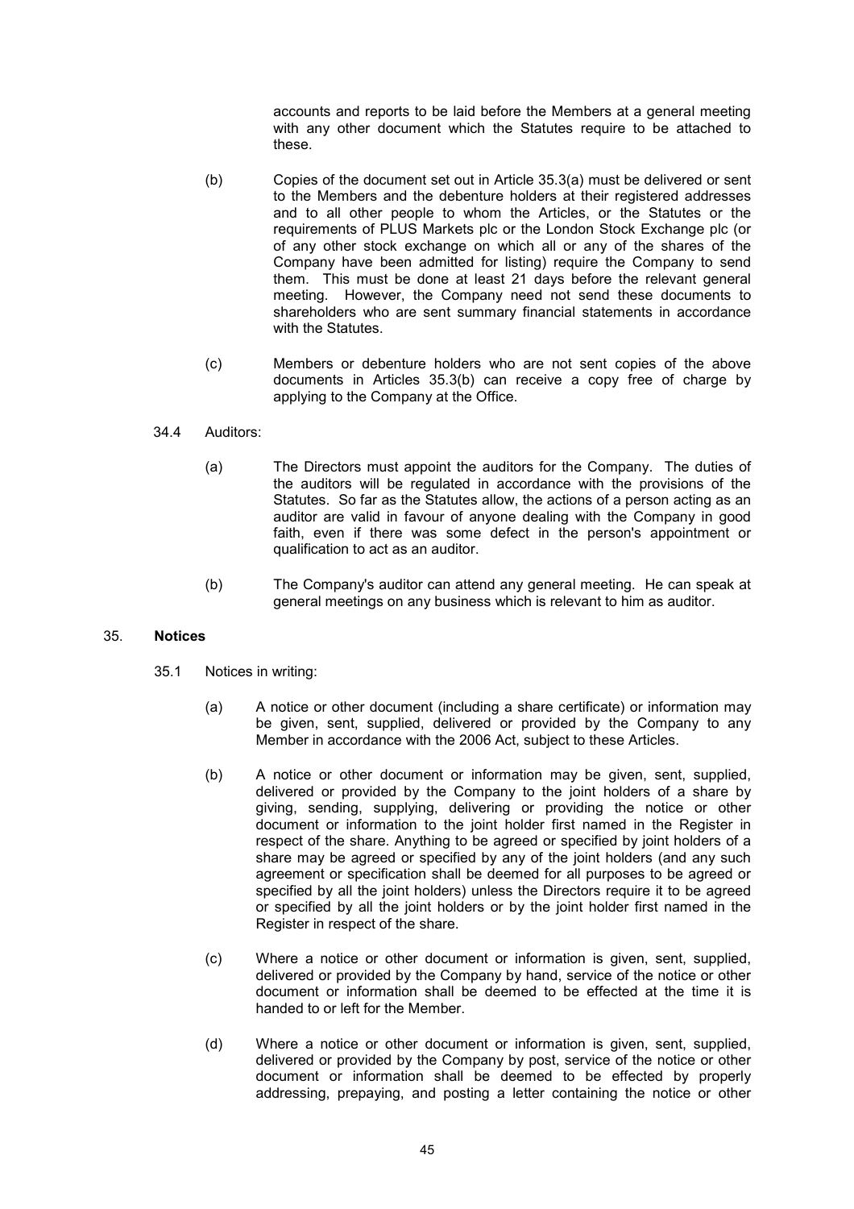accounts and reports to be laid before the Members at a general meeting with any other document which the Statutes require to be attached to these.

(b) Copies of the document set out in Article 35.3(a) must be delivered or sent to the Members and the debenture holders at their registered addresses and to all other people to whom the Articles, or the Statutes or the requirements of PLUS Markets plc or the London Stock Exchange plc (or of any other stock exchange on which all or any of the shares of the Company have been admitted for listing) require the Company to send them. This must be done at least 21 days before the relevant general meeting. However, the Company need not send these documents to shareholders who are sent summary financial statements in accordance with the Statutes.

(c) Members or debenture holders who are not sent copies of the above documents in Articles 35.3(b) can receive a copy free of charge by applying to the Company at the Office.

34.4 Auditors:

(a) The Directors must appoint the auditors for the Company. The duties of the auditors will be regulated in accordance with the provisions of the Statutes. So far as the Statutes allow, the actions of a person acting as an auditor are valid in favour of anyone dealing with the Company in good faith, even if there was some defect in the person's appointment or qualification to act as an auditor.

(b) The Company's auditor can attend any general meeting. He can speak at general meetings on any business which is relevant to him as auditor.

35. **Notices**

35.1 Notices in writing:

(a) A notice or other document (including a share certificate) or information may be given, sent, supplied, delivered or provided by the Company to any Member in accordance with the 2006 Act, subject to these Articles.

(b) A notice or other document or information may be given, sent, supplied, delivered or provided by the Company to the joint holders of a share by giving, sending, supplying, delivering or providing the notice or other document or information to the joint holder first named in the Register in respect of the share. Anything to be agreed or specified by joint holders of a share may be agreed or specified by any of the joint holders (and any such agreement or specification shall be deemed for all purposes to be agreed or specified by all the joint holders) unless the Directors require it to be agreed or specified by all the joint holders or by the joint holder first named in the Register in respect of the share.

(c) Where a notice or other document or information is given, sent, supplied, delivered or provided by the Company by hand, service of the notice or other document or information shall be deemed to be effected at the time it is handed to or left for the Member.

(d) Where a notice or other document or information is given, sent, supplied, delivered or provided by the Company by post, service of the notice or other document or information shall be deemed to be effected by properly addressing, prepaying, and posting a letter containing the notice or other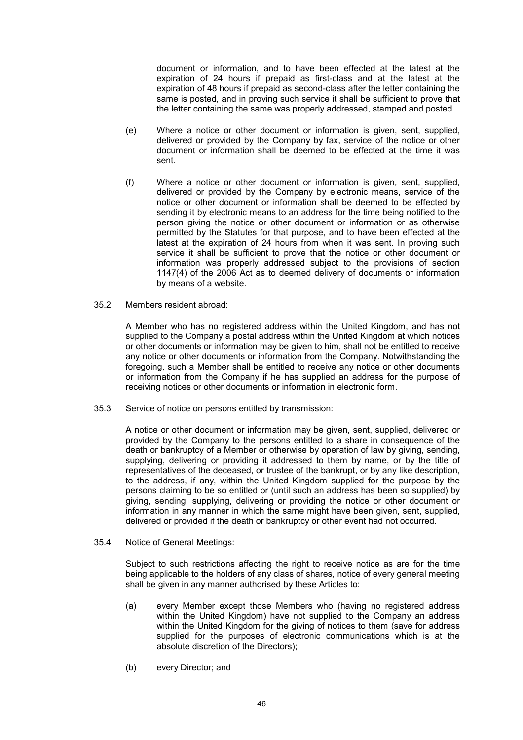document or information, and to have been effected at the latest at the expiration of 24 hours if prepaid as first-class and at the latest at the expiration of 48 hours if prepaid as second-class after the letter containing the same is posted, and in proving such service it shall be sufficient to prove that the letter containing the same was properly addressed, stamped and posted.

(e) Where a notice or other document or information is given, sent, supplied, delivered or provided by the Company by fax, service of the notice or other document or information shall be deemed to be effected at the time it was sent.

(f) Where a notice or other document or information is given, sent, supplied, delivered or provided by the Company by electronic means, service of the notice or other document or information shall be deemed to be effected by sending it by electronic means to an address for the time being notified to the person giving the notice or other document or information or as otherwise permitted by the Statutes for that purpose, and to have been effected at the latest at the expiration of 24 hours from when it was sent. In proving such service it shall be sufficient to prove that the notice or other document or information was properly addressed subject to the provisions of section 1147(4) of the 2006 Act as to deemed delivery of documents or information by means of a website.

35.2 Members resident abroad:

A Member who has no registered address within the United Kingdom, and has not supplied to the Company a postal address within the United Kingdom at which notices or other documents or information may be given to him, shall not be entitled to receive any notice or other documents or information from the Company. Notwithstanding the foregoing, such a Member shall be entitled to receive any notice or other documents or information from the Company if he has supplied an address for the purpose of receiving notices or other documents or information in electronic form.

35.3 Service of notice on persons entitled by transmission:

A notice or other document or information may be given, sent, supplied, delivered or provided by the Company to the persons entitled to a share in consequence of the death or bankruptcy of a Member or otherwise by operation of law by giving, sending, supplying, delivering or providing it addressed to them by name, or by the title of representatives of the deceased, or trustee of the bankrupt, or by any like description, to the address, if any, within the United Kingdom supplied for the purpose by the persons claiming to be so entitled or (until such an address has been so supplied) by giving, sending, supplying, delivering or providing the notice or other document or information in any manner in which the same might have been given, sent, supplied, delivered or provided if the death or bankruptcy or other event had not occurred.

35.4 Notice of General Meetings:

Subject to such restrictions affecting the right to receive notice as are for the time being applicable to the holders of any class of shares, notice of every general meeting shall be given in any manner authorised by these Articles to:

(a) every Member except those Members who (having no registered address within the United Kingdom) have not supplied to the Company an address within the United Kingdom for the giving of notices to them (save for address supplied for the purposes of electronic communications which is at the absolute discretion of the Directors);

(b) every Director; and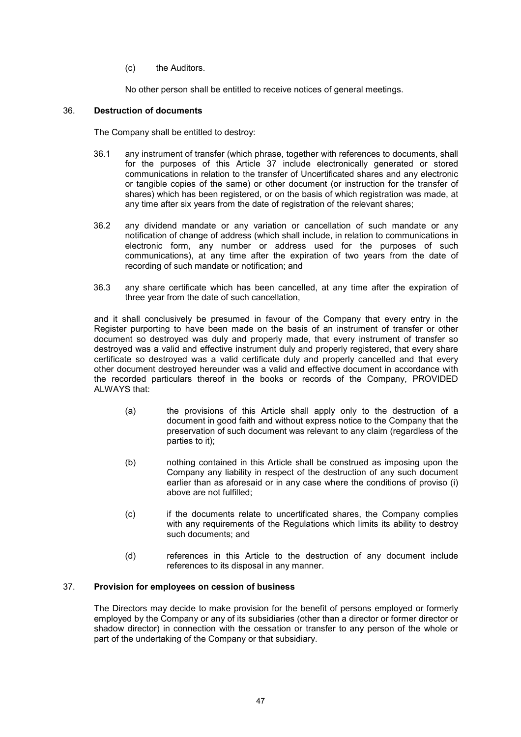(c) the Auditors.

No other person shall be entitled to receive notices of general meetings.

36. **Destruction of documents**

The Company shall be entitled to destroy:

36.1 any instrument of transfer (which phrase, together with references to documents, shall for the purposes of this Article 37 include electronically generated or stored communications in relation to the transfer of Uncertificated shares and any electronic or tangible copies of the same) or other document (or instruction for the transfer of shares) which has been registered, or on the basis of which registration was made, at any time after six years from the date of registration of the relevant shares;

36.2 any dividend mandate or any variation or cancellation of such mandate or any notification of change of address (which shall include, in relation to communications in electronic form, any number or address used for the purposes of such communications), at any time after the expiration of two years from the date of recording of such mandate or notification; and

36.3 any share certificate which has been cancelled, at any time after the expiration of three year from the date of such cancellation,

and it shall conclusively be presumed in favour of the Company that every entry in the Register purporting to have been made on the basis of an instrument of transfer or other document so destroyed was duly and properly made, that every instrument of transfer so destroyed was a valid and effective instrument duly and properly registered, that every share certificate so destroyed was a valid certificate duly and properly cancelled and that every other document destroyed hereunder was a valid and effective document in accordance with the recorded particulars thereof in the books or records of the Company, PROVIDED ALWAYS that:

(a) the provisions of this Article shall apply only to the destruction of a document in good faith and without express notice to the Company that the preservation of such document was relevant to any claim (regardless of the parties to it);

(b) nothing contained in this Article shall be construed as imposing upon the Company any liability in respect of the destruction of any such document earlier than as aforesaid or in any case where the conditions of proviso (i) above are not fulfilled;

(c) if the documents relate to uncertificated shares, the Company complies with any requirements of the Regulations which limits its ability to destroy such documents; and

(d) references in this Article to the destruction of any document include references to its disposal in any manner.

37. **Provision for employees on cession of business**

The Directors may decide to make provision for the benefit of persons employed or formerly employed by the Company or any of its subsidiaries (other than a director or former director or shadow director) in connection with the cessation or transfer to any person of the whole or part of the undertaking of the Company or that subsidiary.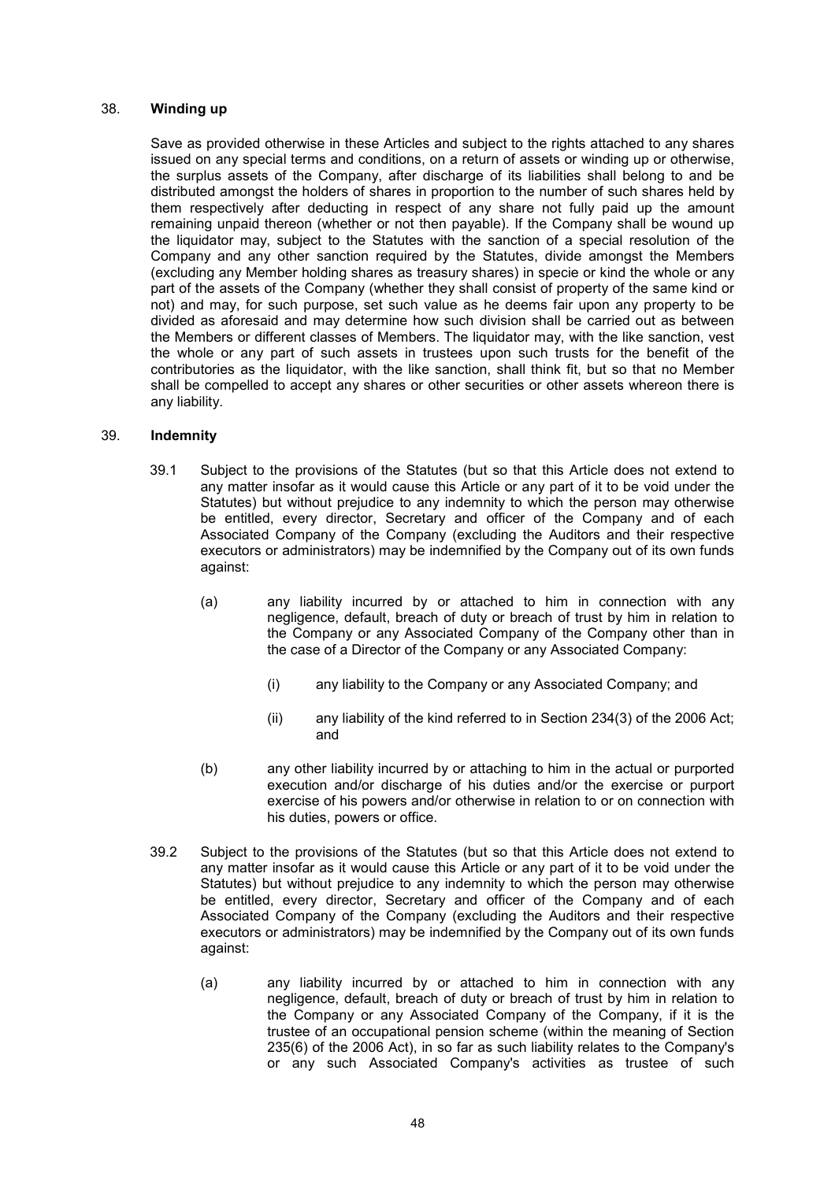## 38. **Winding up**

Save as provided otherwise in these Articles and subject to the rights attached to any shares issued on any special terms and conditions, on a return of assets or winding up or otherwise, the surplus assets of the Company, after discharge of its liabilities shall belong to and be distributed amongst the holders of shares in proportion to the number of such shares held by them respectively after deducting in respect of any share not fully paid up the amount remaining unpaid thereon (whether or not then payable). If the Company shall be wound up the liquidator may, subject to the Statutes with the sanction of a special resolution of the Company and any other sanction required by the Statutes, divide amongst the Members (excluding any Member holding shares as treasury shares) in specie or kind the whole or any part of the assets of the Company (whether they shall consist of property of the same kind or not) and may, for such purpose, set such value as he deems fair upon any property to be divided as aforesaid and may determine how such division shall be carried out as between the Members or different classes of Members. The liquidator may, with the like sanction, vest the whole or any part of such assets in trustees upon such trusts for the benefit of the contributories as the liquidator, with the like sanction, shall think fit, but so that no Member shall be compelled to accept any shares or other securities or other assets whereon there is any liability.

## 39. **Indemnity**

39.1 Subject to the provisions of the Statutes (but so that this Article does not extend to any matter insofar as it would cause this Article or any part of it to be void under the Statutes) but without prejudice to any indemnity to which the person may otherwise be entitled, every director, Secretary and officer of the Company and of each Associated Company of the Company (excluding the Auditors and their respective executors or administrators) may be indemnified by the Company out of its own funds against:

(a) any liability incurred by or attached to him in connection with any negligence, default, breach of duty or breach of trust by him in relation to the Company or any Associated Company of the Company other than in the case of a Director of the Company or any Associated Company:

(i) any liability to the Company or any Associated Company; and

(ii) any liability of the kind referred to in Section 234(3) of the 2006 Act; and

(b) any other liability incurred by or attaching to him in the actual or purported execution and/or discharge of his duties and/or the exercise or purport exercise of his powers and/or otherwise in relation to or on connection with his duties, powers or office.

39.2 Subject to the provisions of the Statutes (but so that this Article does not extend to any matter insofar as it would cause this Article or any part of it to be void under the Statutes) but without prejudice to any indemnity to which the person may otherwise be entitled, every director, Secretary and officer of the Company and of each Associated Company of the Company (excluding the Auditors and their respective executors or administrators) may be indemnified by the Company out of its own funds against:

(a) any liability incurred by or attached to him in connection with any negligence, default, breach of duty or breach of trust by him in relation to the Company or any Associated Company of the Company, if it is the trustee of an occupational pension scheme (within the meaning of Section 235(6) of the 2006 Act), in so far as such liability relates to the Company's or any such Associated Company's activities as trustee of such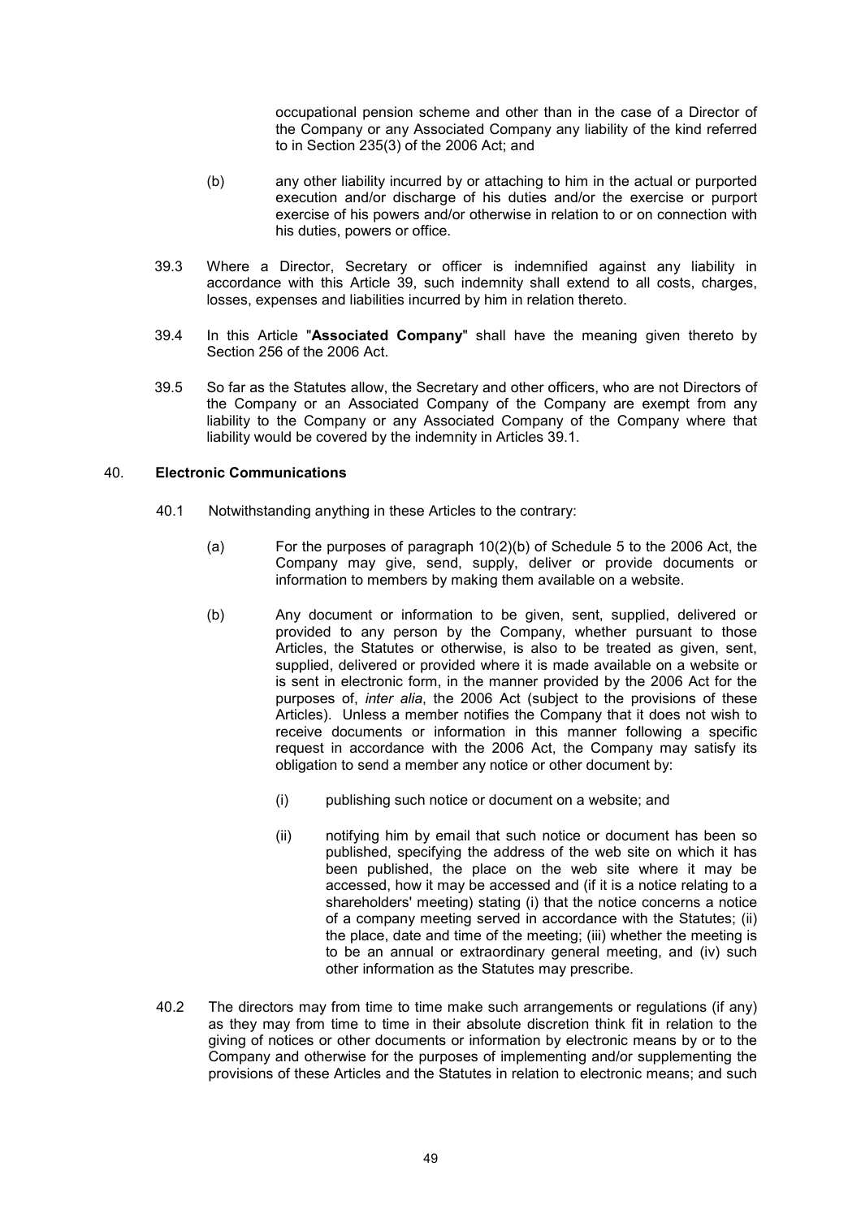occupational pension scheme and other than in the case of a Director of the Company or any Associated Company any liability of the kind referred to in Section 235(3) of the 2006 Act; and

(b) any other liability incurred by or attaching to him in the actual or purported execution and/or discharge of his duties and/or the exercise or purport exercise of his powers and/or otherwise in relation to or on connection with his duties, powers or office.

39.3 Where a Director, Secretary or officer is indemnified against any liability in accordance with this Article 39, such indemnity shall extend to all costs, charges, losses, expenses and liabilities incurred by him in relation thereto.

39.4 In this Article "**Associated Company**" shall have the meaning given thereto by Section 256 of the 2006 Act.

39.5 So far as the Statutes allow, the Secretary and other officers, who are not Directors of the Company or an Associated Company of the Company are exempt from any liability to the Company or any Associated Company of the Company where that liability would be covered by the indemnity in Articles 39.1.

## 40. Electronic Communications

40.1 Notwithstanding anything in these Articles to the contrary:

(a) For the purposes of paragraph 10(2)(b) of Schedule 5 to the 2006 Act, the Company may give, send, supply, deliver or provide documents or information to members by making them available on a website.

(b) Any document or information to be given, sent, supplied, delivered or provided to any person by the Company, whether pursuant to those Articles, the Statutes or otherwise, is also to be treated as given, sent, supplied, delivered or provided where it is made available on a website or is sent in electronic form, in the manner provided by the 2006 Act for the purposes of, *inter alia*, the 2006 Act (subject to the provisions of these Articles). Unless a member notifies the Company that it does not wish to receive documents or information in this manner following a specific request in accordance with the 2006 Act, the Company may satisfy its obligation to send a member any notice or other document by:

(i) publishing such notice or document on a website; and

(ii) notifying him by email that such notice or document has been so published, specifying the address of the web site on which it has been published, the place on the web site where it may be accessed, how it may be accessed and (if it is a notice relating to a shareholders' meeting) stating (i) that the notice concerns a notice of a company meeting served in accordance with the Statutes; (ii) the place, date and time of the meeting; (iii) whether the meeting is to be an annual or extraordinary general meeting, and (iv) such other information as the Statutes may prescribe.

40.2 The directors may from time to time make such arrangements or regulations (if any) as they may from time to time in their absolute discretion think fit in relation to the giving of notices or other documents or information by electronic means by or to the Company and otherwise for the purposes of implementing and/or supplementing the provisions of these Articles and the Statutes in relation to electronic means; and such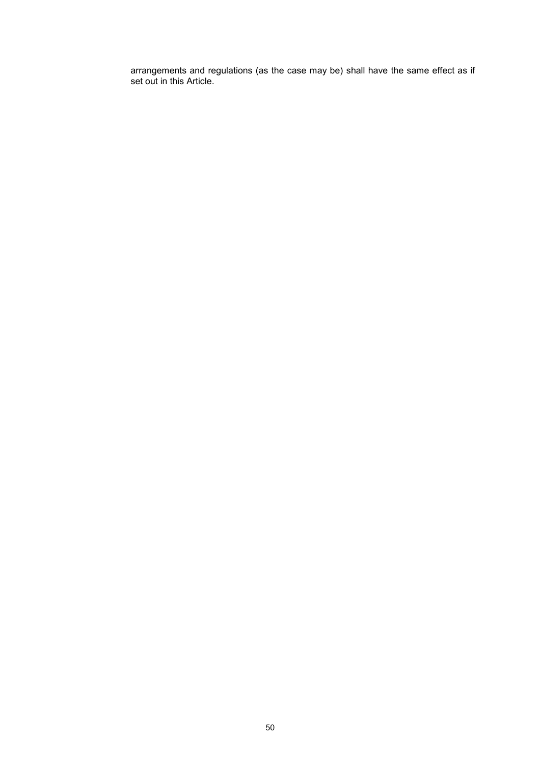arrangements and regulations (as the case may be) shall have the same effect as if set out in this Article.